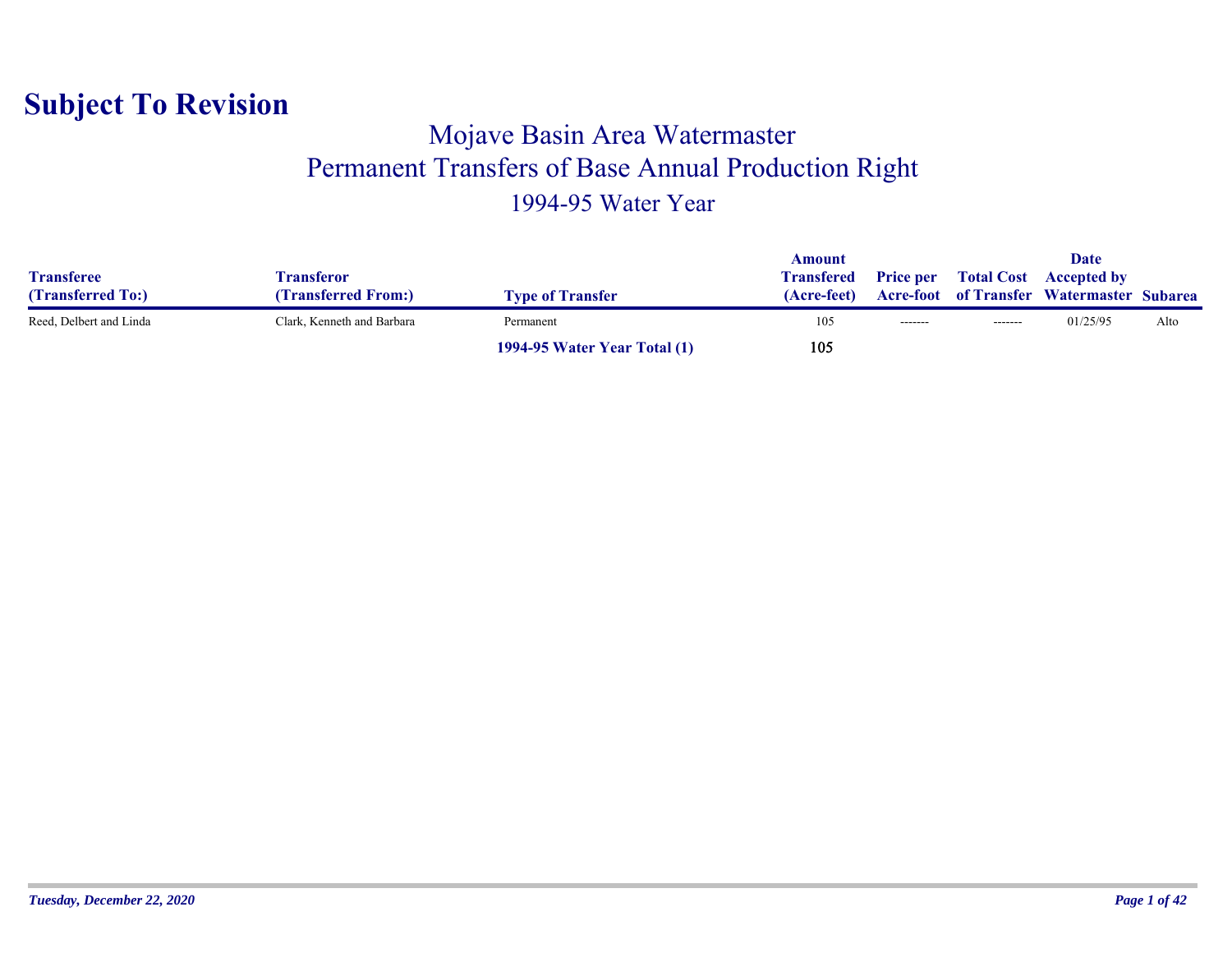# Subject To Revision

## Mojave Basin Area Watermaster

## Permanent Transfers of Base Annual Production Right

### 1994-95 Water Year

| Transferee (Transferred To:) | Transferor (Transferred From:) | Type of Transfer | Amount Transfered (Acre-feet) | Price per Acre-foot | Total Cost of Transfer | Date Accepted by Watermaster | Subarea |
|---|---|---|---|---|---|---|---|
| Reed, Delbert and Linda | Clark, Kenneth and Barbara | Permanent | 105 | ------- | ------- | 01/25/95 | Alto |
| | | **1994-95 Water Year Total (1)** | 105 | | | | |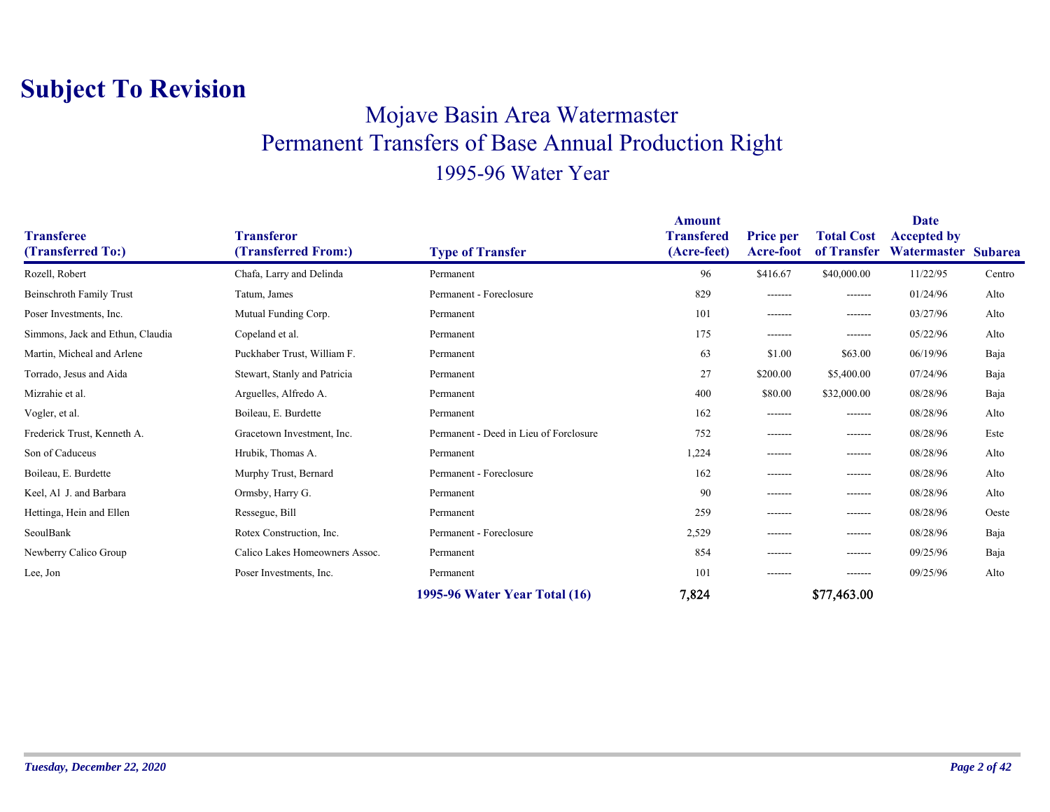# Subject To Revision

## Mojave Basin Area Watermaster
## Permanent Transfers of Base Annual Production Right
### 1995-96 Water Year

| Transferee (Transferred To:) | Transferor (Transferred From:) | Type of Transfer | Amount Transfered (Acre-feet) | Price per Acre-foot | Total Cost of Transfer | Date Accepted by Watermaster | Subarea |
|---|---|---|---|---|---|---|---|
| Rozell, Robert | Chafa, Larry and Delinda | Permanent | 96 | $416.67 | $40,000.00 | 11/22/95 | Centro |
| Beinschroth Family Trust | Tatum, James | Permanent - Foreclosure | 829 | ------- | ------- | 01/24/96 | Alto |
| Poser Investments, Inc. | Mutual Funding Corp. | Permanent | 101 | ------- | ------- | 03/27/96 | Alto |
| Simmons, Jack and Ethun, Claudia | Copeland et al. | Permanent | 175 | ------- | ------- | 05/22/96 | Alto |
| Martin, Micheal and Arlene | Puckhaber Trust, William F. | Permanent | 63 | $1.00 | $63.00 | 06/19/96 | Baja |
| Torrado, Jesus and Aida | Stewart, Stanly and Patricia | Permanent | 27 | $200.00 | $5,400.00 | 07/24/96 | Baja |
| Mizrahie et al. | Arguelles, Alfredo A. | Permanent | 400 | $80.00 | $32,000.00 | 08/28/96 | Baja |
| Vogler, et al. | Boileau, E. Burdette | Permanent | 162 | ------- | ------- | 08/28/96 | Alto |
| Frederick Trust, Kenneth A. | Gracetown Investment, Inc. | Permanent - Deed in Lieu of Forclosure | 752 | ------- | ------- | 08/28/96 | Este |
| Son of Caduceus | Hrubik, Thomas A. | Permanent | 1,224 | ------- | ------- | 08/28/96 | Alto |
| Boileau, E. Burdette | Murphy Trust, Bernard | Permanent - Foreclosure | 162 | ------- | ------- | 08/28/96 | Alto |
| Keel, Al J. and Barbara | Ormsby, Harry G. | Permanent | 90 | ------- | ------- | 08/28/96 | Alto |
| Hettinga, Hein and Ellen | Ressegue, Bill | Permanent | 259 | ------- | ------- | 08/28/96 | Oeste |
| SeoulBank | Rotex Construction, Inc. | Permanent - Foreclosure | 2,529 | ------- | ------- | 08/28/96 | Baja |
| Newberry Calico Group | Calico Lakes Homeowners Assoc. | Permanent | 854 | ------- | ------- | 09/25/96 | Baja |
| Lee, Jon | Poser Investments, Inc. | Permanent | 101 | ------- | ------- | 09/25/96 | Alto |
| | | **1995-96 Water Year Total (16)** | **7,824** | | **$77,463.00** | | |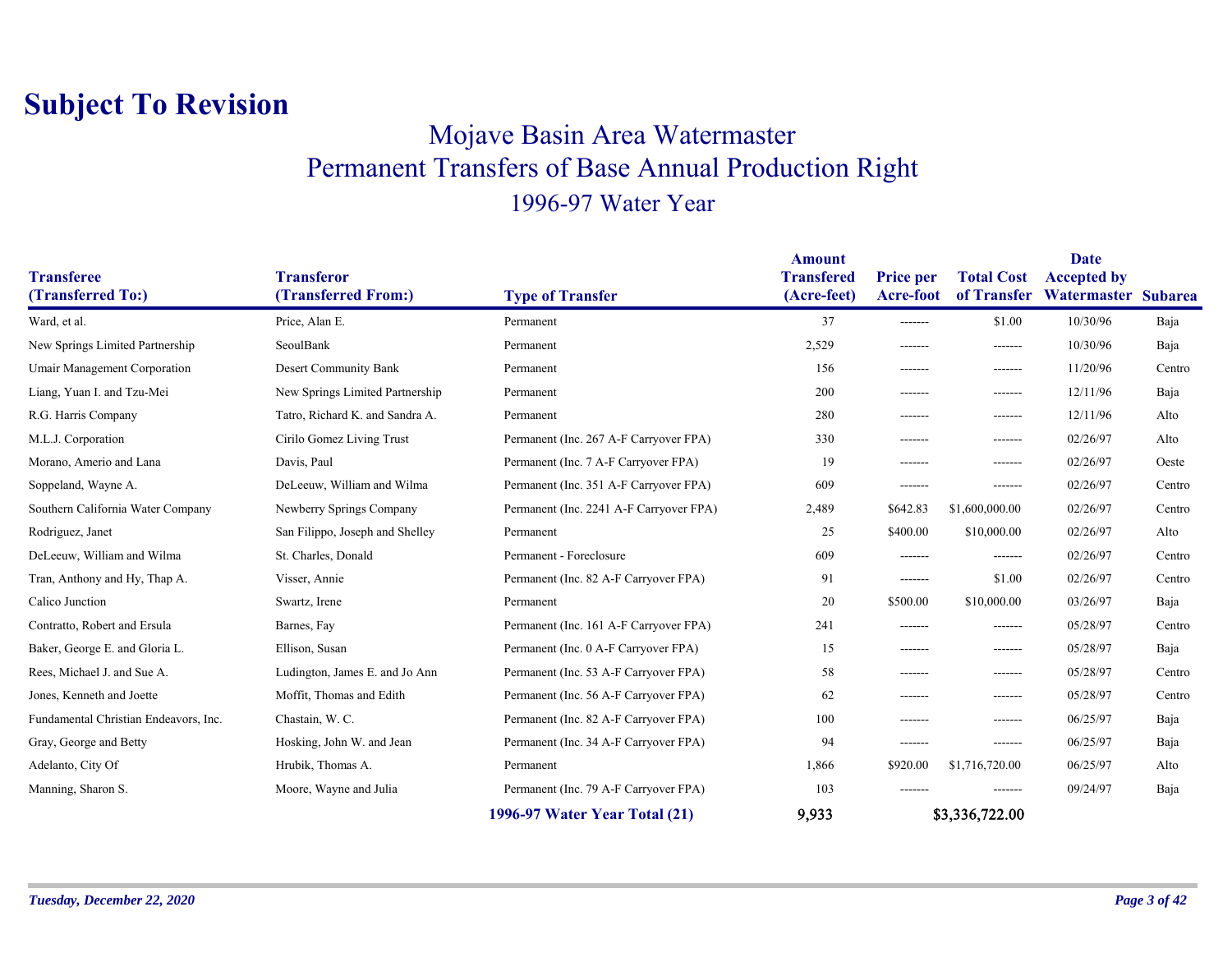# Subject To Revision

## Mojave Basin Area Watermaster

## Permanent Transfers of Base Annual Production Right

### 1996-97 Water Year

| Transferee (Transferred To:) | Transferor (Transferred From:) | Type of Transfer | Amount Transfered (Acre-feet) | Price per Acre-foot | Total Cost of Transfer | Date Accepted by Watermaster | Subarea |
|---|---|---|---|---|---|---|---|
| Ward, et al. | Price, Alan E. | Permanent | 37 | ------- | $1.00 | 10/30/96 | Baja |
| New Springs Limited Partnership | SeoulBank | Permanent | 2,529 | ------- | ------- | 10/30/96 | Baja |
| Umair Management Corporation | Desert Community Bank | Permanent | 156 | ------- | ------- | 11/20/96 | Centro |
| Liang, Yuan I. and Tzu-Mei | New Springs Limited Partnership | Permanent | 200 | ------- | ------- | 12/11/96 | Baja |
| R.G. Harris Company | Tatro, Richard K. and Sandra A. | Permanent | 280 | ------- | ------- | 12/11/96 | Alto |
| M.L.J. Corporation | Cirilo Gomez Living Trust | Permanent (Inc. 267 A-F Carryover FPA) | 330 | ------- | ------- | 02/26/97 | Alto |
| Morano, Amerio and Lana | Davis, Paul | Permanent (Inc. 7 A-F Carryover FPA) | 19 | ------- | ------- | 02/26/97 | Oeste |
| Soppeland, Wayne A. | DeLeeuw, William and Wilma | Permanent (Inc. 351 A-F Carryover FPA) | 609 | ------- | ------- | 02/26/97 | Centro |
| Southern California Water Company | Newberry Springs Company | Permanent (Inc. 2241 A-F Carryover FPA) | 2,489 | $642.83 | $1,600,000.00 | 02/26/97 | Centro |
| Rodriguez, Janet | San Filippo, Joseph and Shelley | Permanent | 25 | $400.00 | $10,000.00 | 02/26/97 | Alto |
| DeLeeuw, William and Wilma | St. Charles, Donald | Permanent - Foreclosure | 609 | ------- | ------- | 02/26/97 | Centro |
| Tran, Anthony and Hy, Thap A. | Visser, Annie | Permanent (Inc. 82 A-F Carryover FPA) | 91 | ------- | $1.00 | 02/26/97 | Centro |
| Calico Junction | Swartz, Irene | Permanent | 20 | $500.00 | $10,000.00 | 03/26/97 | Baja |
| Contratto, Robert and Ersula | Barnes, Fay | Permanent (Inc. 161 A-F Carryover FPA) | 241 | ------- | ------- | 05/28/97 | Centro |
| Baker, George E. and Gloria L. | Ellison, Susan | Permanent (Inc. 0 A-F Carryover FPA) | 15 | ------- | ------- | 05/28/97 | Baja |
| Rees, Michael J. and Sue A. | Ludington, James E. and Jo Ann | Permanent (Inc. 53 A-F Carryover FPA) | 58 | ------- | ------- | 05/28/97 | Centro |
| Jones, Kenneth and Joette | Moffit, Thomas and Edith | Permanent (Inc. 56 A-F Carryover FPA) | 62 | ------- | ------- | 05/28/97 | Centro |
| Fundamental Christian Endeavors, Inc. | Chastain, W. C. | Permanent (Inc. 82 A-F Carryover FPA) | 100 | ------- | ------- | 06/25/97 | Baja |
| Gray, George and Betty | Hosking, John W. and Jean | Permanent (Inc. 34 A-F Carryover FPA) | 94 | ------- | ------- | 06/25/97 | Baja |
| Adelanto, City Of | Hrubik, Thomas A. | Permanent | 1,866 | $920.00 | $1,716,720.00 | 06/25/97 | Alto |
| Manning, Sharon S. | Moore, Wayne and Julia | Permanent (Inc. 79 A-F Carryover FPA) | 103 | ------- | ------- | 09/24/97 | Baja |
| | | **1996-97 Water Year Total (21)** | **9,933** | | **$3,336,722.00** | | |

*Tuesday, December 22, 2020*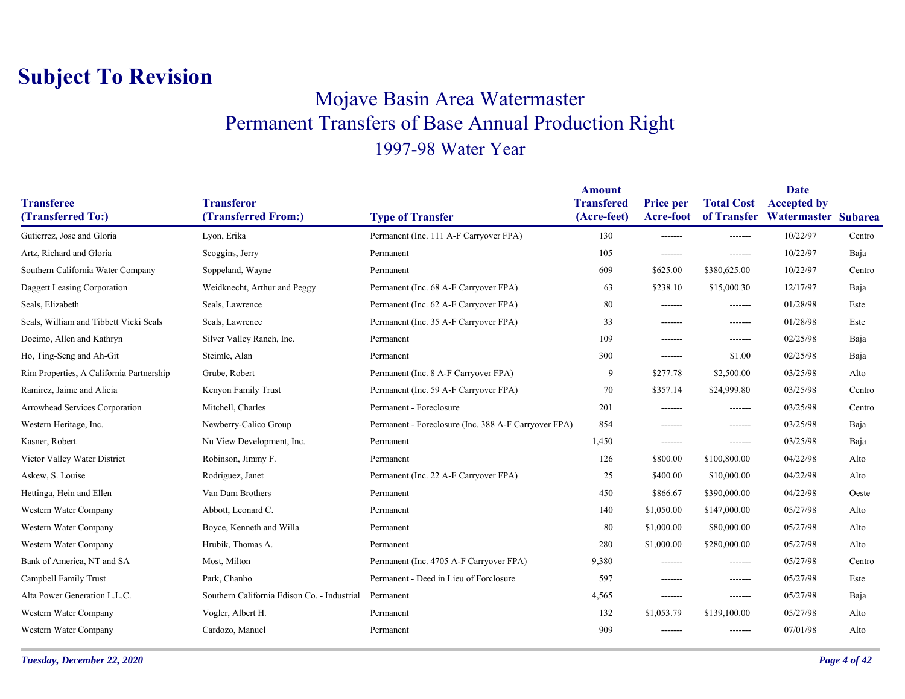# Subject To Revision

## Mojave Basin Area Watermaster
## Permanent Transfers of Base Annual Production Right
### 1997-98 Water Year

| Transferee (Transferred To:) | Transferor (Transferred From:) | Type of Transfer | Amount Transfered (Acre-feet) | Price per Acre-foot | Total Cost of Transfer | Date Accepted by Watermaster | Subarea |
|---|---|---|---|---|---|---|---|
| Gutierrez, Jose and Gloria | Lyon, Erika | Permanent (Inc. 111 A-F Carryover FPA) | 130 | ------- | ------- | 10/22/97 | Centro |
| Artz, Richard and Gloria | Scoggins, Jerry | Permanent | 105 | ------- | ------- | 10/22/97 | Baja |
| Southern California Water Company | Soppeland, Wayne | Permanent | 609 | $625.00 | $380,625.00 | 10/22/97 | Centro |
| Daggett Leasing Corporation | Weidknecht, Arthur and Peggy | Permanent (Inc. 68 A-F Carryover FPA) | 63 | $238.10 | $15,000.30 | 12/17/97 | Baja |
| Seals, Elizabeth | Seals, Lawrence | Permanent (Inc. 62 A-F Carryover FPA) | 80 | ------- | ------- | 01/28/98 | Este |
| Seals, William and Tibbett Vicki Seals | Seals, Lawrence | Permanent (Inc. 35 A-F Carryover FPA) | 33 | ------- | ------- | 01/28/98 | Este |
| Docimo, Allen and Kathryn | Silver Valley Ranch, Inc. | Permanent | 109 | ------- | ------- | 02/25/98 | Baja |
| Ho, Ting-Seng and Ah-Git | Steimle, Alan | Permanent | 300 | ------- | $1.00 | 02/25/98 | Baja |
| Rim Properties, A California Partnership | Grube, Robert | Permanent (Inc. 8 A-F Carryover FPA) | 9 | $277.78 | $2,500.00 | 03/25/98 | Alto |
| Ramirez, Jaime and Alicia | Kenyon Family Trust | Permanent (Inc. 59 A-F Carryover FPA) | 70 | $357.14 | $24,999.80 | 03/25/98 | Centro |
| Arrowhead Services Corporation | Mitchell, Charles | Permanent - Foreclosure | 201 | ------- | ------- | 03/25/98 | Centro |
| Western Heritage, Inc. | Newberry-Calico Group | Permanent - Foreclosure (Inc. 388 A-F Carryover FPA) | 854 | ------- | ------- | 03/25/98 | Baja |
| Kasner, Robert | Nu View Development, Inc. | Permanent | 1,450 | ------- | ------- | 03/25/98 | Baja |
| Victor Valley Water District | Robinson, Jimmy F. | Permanent | 126 | $800.00 | $100,800.00 | 04/22/98 | Alto |
| Askew, S. Louise | Rodriguez, Janet | Permanent (Inc. 22 A-F Carryover FPA) | 25 | $400.00 | $10,000.00 | 04/22/98 | Alto |
| Hettinga, Hein and Ellen | Van Dam Brothers | Permanent | 450 | $866.67 | $390,000.00 | 04/22/98 | Oeste |
| Western Water Company | Abbott, Leonard C. | Permanent | 140 | $1,050.00 | $147,000.00 | 05/27/98 | Alto |
| Western Water Company | Boyce, Kenneth and Willa | Permanent | 80 | $1,000.00 | $80,000.00 | 05/27/98 | Alto |
| Western Water Company | Hrubik, Thomas A. | Permanent | 280 | $1,000.00 | $280,000.00 | 05/27/98 | Alto |
| Bank of America, NT and SA | Most, Milton | Permanent (Inc. 4705 A-F Carryover FPA) | 9,380 | ------- | ------- | 05/27/98 | Centro |
| Campbell Family Trust | Park, Chanho | Permanent - Deed in Lieu of Forclosure | 597 | ------- | ------- | 05/27/98 | Este |
| Alta Power Generation L.L.C. | Southern California Edison Co. - Industrial | Permanent | 4,565 | ------- | ------- | 05/27/98 | Baja |
| Western Water Company | Vogler, Albert H. | Permanent | 132 | $1,053.79 | $139,100.00 | 05/27/98 | Alto |
| Western Water Company | Cardozo, Manuel | Permanent | 909 | ------- | ------- | 07/01/98 | Alto |

*Tuesday, December 22, 2020*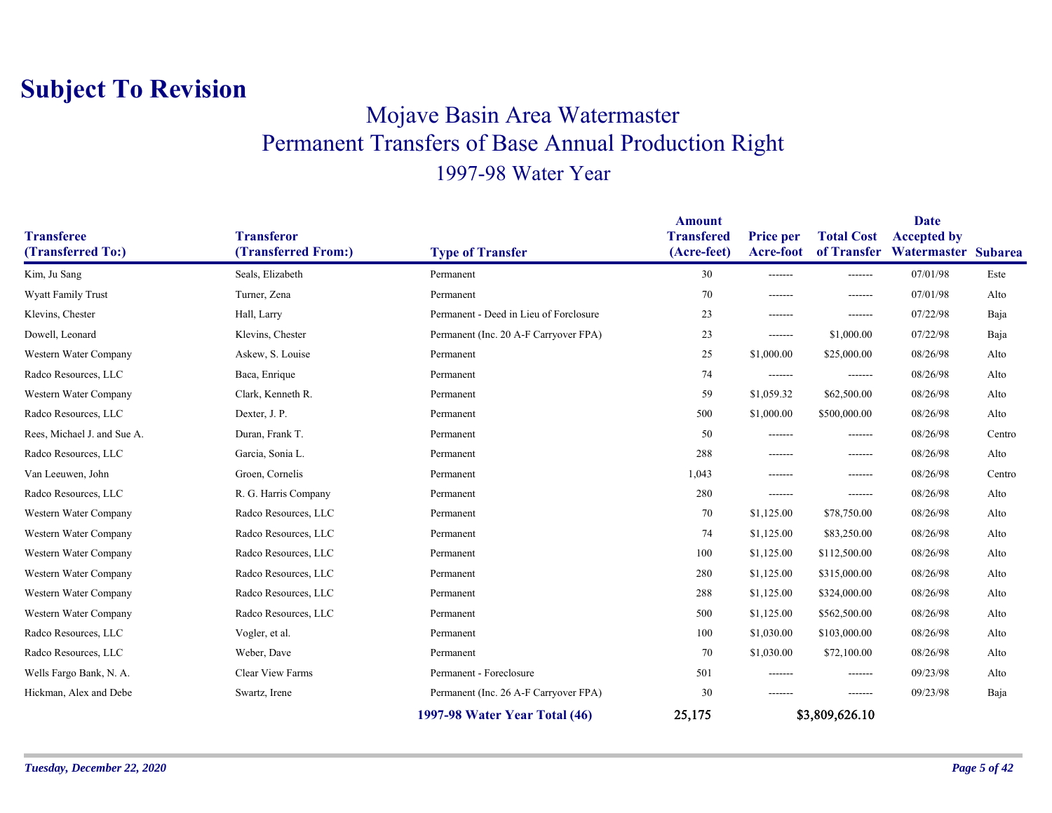# Subject To Revision

## Mojave Basin Area Watermaster

## Permanent Transfers of Base Annual Production Right

### 1997-98 Water Year

| Transferee (Transferred To:) | Transferor (Transferred From:) | Type of Transfer | Amount Transfered (Acre-feet) | Price per Acre-foot | Total Cost of Transfer | Date Accepted by Watermaster | Subarea |
|---|---|---|---|---|---|---|---|
| Kim, Ju Sang | Seals, Elizabeth | Permanent | 30 | ------- | ------- | 07/01/98 | Este |
| Wyatt Family Trust | Turner, Zena | Permanent | 70 | ------- | ------- | 07/01/98 | Alto |
| Klevins, Chester | Hall, Larry | Permanent - Deed in Lieu of Forclosure | 23 | ------- | ------- | 07/22/98 | Baja |
| Dowell, Leonard | Klevins, Chester | Permanent (Inc. 20 A-F Carryover FPA) | 23 | ------- | $1,000.00 | 07/22/98 | Baja |
| Western Water Company | Askew, S. Louise | Permanent | 25 | $1,000.00 | $25,000.00 | 08/26/98 | Alto |
| Radco Resources, LLC | Baca, Enrique | Permanent | 74 | ------- | ------- | 08/26/98 | Alto |
| Western Water Company | Clark, Kenneth R. | Permanent | 59 | $1,059.32 | $62,500.00 | 08/26/98 | Alto |
| Radco Resources, LLC | Dexter, J. P. | Permanent | 500 | $1,000.00 | $500,000.00 | 08/26/98 | Alto |
| Rees, Michael J. and Sue A. | Duran, Frank T. | Permanent | 50 | ------- | ------- | 08/26/98 | Centro |
| Radco Resources, LLC | Garcia, Sonia L. | Permanent | 288 | ------- | ------- | 08/26/98 | Alto |
| Van Leeuwen, John | Groen, Cornelis | Permanent | 1,043 | ------- | ------- | 08/26/98 | Centro |
| Radco Resources, LLC | R. G. Harris Company | Permanent | 280 | ------- | ------- | 08/26/98 | Alto |
| Western Water Company | Radco Resources, LLC | Permanent | 70 | $1,125.00 | $78,750.00 | 08/26/98 | Alto |
| Western Water Company | Radco Resources, LLC | Permanent | 74 | $1,125.00 | $83,250.00 | 08/26/98 | Alto |
| Western Water Company | Radco Resources, LLC | Permanent | 100 | $1,125.00 | $112,500.00 | 08/26/98 | Alto |
| Western Water Company | Radco Resources, LLC | Permanent | 280 | $1,125.00 | $315,000.00 | 08/26/98 | Alto |
| Western Water Company | Radco Resources, LLC | Permanent | 288 | $1,125.00 | $324,000.00 | 08/26/98 | Alto |
| Western Water Company | Radco Resources, LLC | Permanent | 500 | $1,125.00 | $562,500.00 | 08/26/98 | Alto |
| Radco Resources, LLC | Vogler, et al. | Permanent | 100 | $1,030.00 | $103,000.00 | 08/26/98 | Alto |
| Radco Resources, LLC | Weber, Dave | Permanent | 70 | $1,030.00 | $72,100.00 | 08/26/98 | Alto |
| Wells Fargo Bank, N. A. | Clear View Farms | Permanent - Foreclosure | 501 | ------- | ------- | 09/23/98 | Alto |
| Hickman, Alex and Debe | Swartz, Irene | Permanent (Inc. 26 A-F Carryover FPA) | 30 | ------- | ------- | 09/23/98 | Baja |
| | | **1997-98 Water Year Total (46)** | **25,175** | | **$3,809,626.10** | | |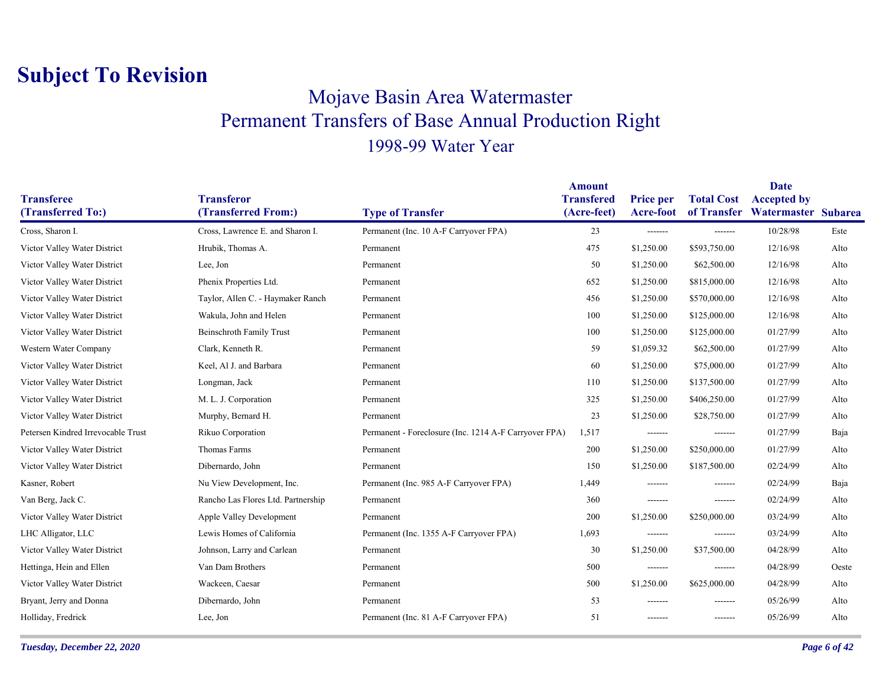# Subject To Revision

## Mojave Basin Area Watermaster
## Permanent Transfers of Base Annual Production Right
### 1998-99 Water Year

| Transferee (Transferred To:) | Transferor (Transferred From:) | Type of Transfer | Amount Transfered (Acre-feet) | Price per Acre-foot | Total Cost of Transfer | Date Accepted by Watermaster | Subarea |
|---|---|---|---|---|---|---|---|
| Cross, Sharon I. | Cross, Lawrence E. and Sharon I. | Permanent (Inc. 10 A-F Carryover FPA) | 23 | ------- | ------- | 10/28/98 | Este |
| Victor Valley Water District | Hrubik, Thomas A. | Permanent | 475 | $1,250.00 | $593,750.00 | 12/16/98 | Alto |
| Victor Valley Water District | Lee, Jon | Permanent | 50 | $1,250.00 | $62,500.00 | 12/16/98 | Alto |
| Victor Valley Water District | Phenix Properties Ltd. | Permanent | 652 | $1,250.00 | $815,000.00 | 12/16/98 | Alto |
| Victor Valley Water District | Taylor, Allen C. - Haymaker Ranch | Permanent | 456 | $1,250.00 | $570,000.00 | 12/16/98 | Alto |
| Victor Valley Water District | Wakula, John and Helen | Permanent | 100 | $1,250.00 | $125,000.00 | 12/16/98 | Alto |
| Victor Valley Water District | Beinschroth Family Trust | Permanent | 100 | $1,250.00 | $125,000.00 | 01/27/99 | Alto |
| Western Water Company | Clark, Kenneth R. | Permanent | 59 | $1,059.32 | $62,500.00 | 01/27/99 | Alto |
| Victor Valley Water District | Keel, Al J. and Barbara | Permanent | 60 | $1,250.00 | $75,000.00 | 01/27/99 | Alto |
| Victor Valley Water District | Longman, Jack | Permanent | 110 | $1,250.00 | $137,500.00 | 01/27/99 | Alto |
| Victor Valley Water District | M. L. J. Corporation | Permanent | 325 | $1,250.00 | $406,250.00 | 01/27/99 | Alto |
| Victor Valley Water District | Murphy, Bernard H. | Permanent | 23 | $1,250.00 | $28,750.00 | 01/27/99 | Alto |
| Petersen Kindred Irrevocable Trust | Rikuo Corporation | Permanent - Foreclosure (Inc. 1214 A-F Carryover FPA) | 1,517 | ------- | ------- | 01/27/99 | Baja |
| Victor Valley Water District | Thomas Farms | Permanent | 200 | $1,250.00 | $250,000.00 | 01/27/99 | Alto |
| Victor Valley Water District | Dibernardo, John | Permanent | 150 | $1,250.00 | $187,500.00 | 02/24/99 | Alto |
| Kasner, Robert | Nu View Development, Inc. | Permanent (Inc. 985 A-F Carryover FPA) | 1,449 | ------- | ------- | 02/24/99 | Baja |
| Van Berg, Jack C. | Rancho Las Flores Ltd. Partnership | Permanent | 360 | ------- | ------- | 02/24/99 | Alto |
| Victor Valley Water District | Apple Valley Development | Permanent | 200 | $1,250.00 | $250,000.00 | 03/24/99 | Alto |
| LHC Alligator, LLC | Lewis Homes of California | Permanent (Inc. 1355 A-F Carryover FPA) | 1,693 | ------- | ------- | 03/24/99 | Alto |
| Victor Valley Water District | Johnson, Larry and Carlean | Permanent | 30 | $1,250.00 | $37,500.00 | 04/28/99 | Alto |
| Hettinga, Hein and Ellen | Van Dam Brothers | Permanent | 500 | ------- | ------- | 04/28/99 | Oeste |
| Victor Valley Water District | Wackeen, Caesar | Permanent | 500 | $1,250.00 | $625,000.00 | 04/28/99 | Alto |
| Bryant, Jerry and Donna | Dibernardo, John | Permanent | 53 | ------- | ------- | 05/26/99 | Alto |
| Holliday, Fredrick | Lee, Jon | Permanent (Inc. 81 A-F Carryover FPA) | 51 | ------- | ------- | 05/26/99 | Alto |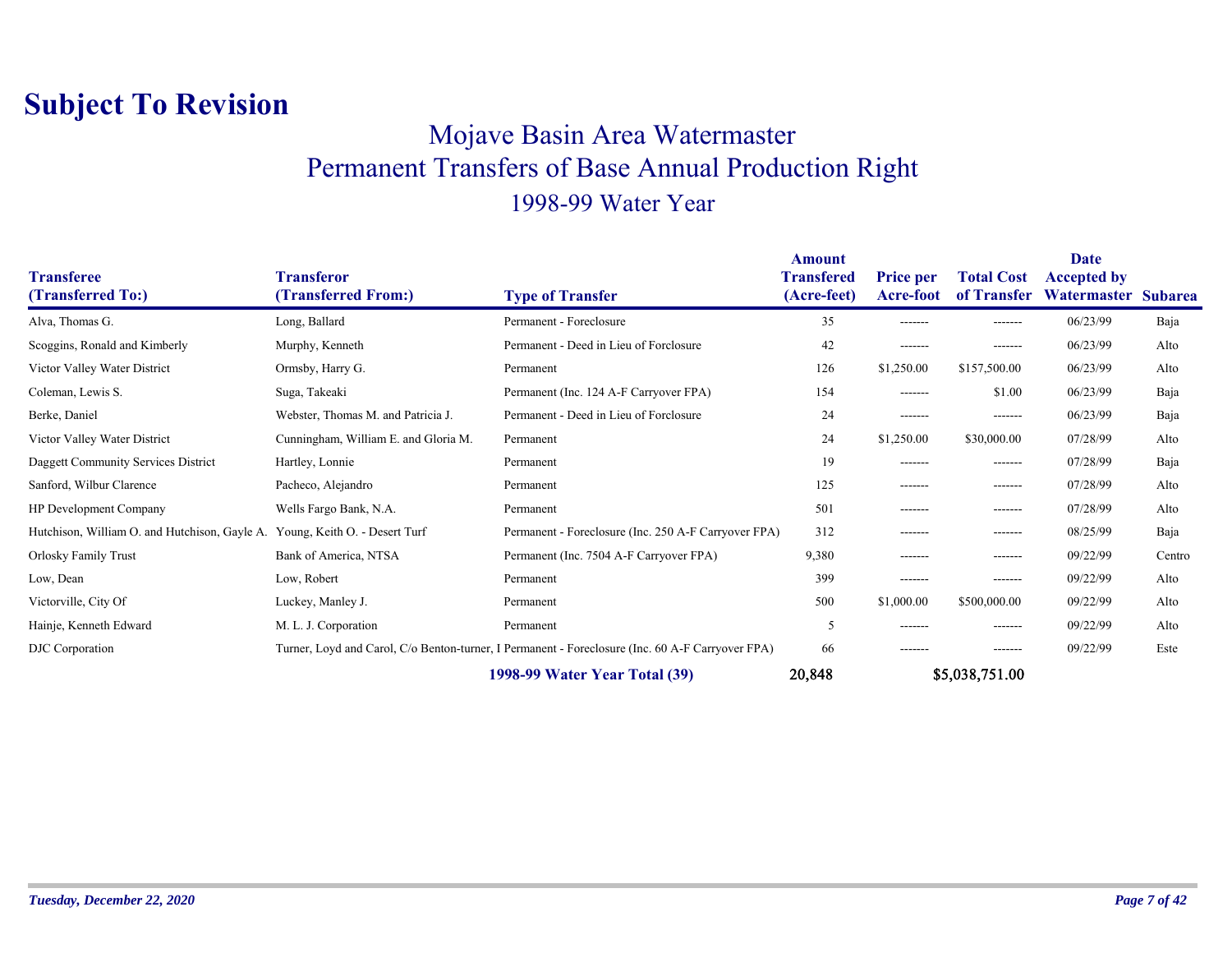# Subject To Revision

## Mojave Basin Area Watermaster
## Permanent Transfers of Base Annual Production Right
### 1998-99 Water Year

| Transferee (Transferred To:) | Transferor (Transferred From:) | Type of Transfer | Amount Transfered (Acre-feet) | Price per Acre-foot | Total Cost of Transfer | Date Accepted by Watermaster | Subarea |
|---|---|---|---|---|---|---|---|
| Alva, Thomas G. | Long, Ballard | Permanent - Foreclosure | 35 | ------- | ------- | 06/23/99 | Baja |
| Scoggins, Ronald and Kimberly | Murphy, Kenneth | Permanent - Deed in Lieu of Forclosure | 42 | ------- | ------- | 06/23/99 | Alto |
| Victor Valley Water District | Ormsby, Harry G. | Permanent | 126 | $1,250.00 | $157,500.00 | 06/23/99 | Alto |
| Coleman, Lewis S. | Suga, Takeaki | Permanent (Inc. 124 A-F Carryover FPA) | 154 | ------- | $1.00 | 06/23/99 | Baja |
| Berke, Daniel | Webster, Thomas M. and Patricia J. | Permanent - Deed in Lieu of Forclosure | 24 | ------- | ------- | 06/23/99 | Baja |
| Victor Valley Water District | Cunningham, William E. and Gloria M. | Permanent | 24 | $1,250.00 | $30,000.00 | 07/28/99 | Alto |
| Daggett Community Services District | Hartley, Lonnie | Permanent | 19 | ------- | ------- | 07/28/99 | Baja |
| Sanford, Wilbur Clarence | Pacheco, Alejandro | Permanent | 125 | ------- | ------- | 07/28/99 | Alto |
| HP Development Company | Wells Fargo Bank, N.A. | Permanent | 501 | ------- | ------- | 07/28/99 | Alto |
| Hutchison, William O. and Hutchison, Gayle A. | Young, Keith O. - Desert Turf | Permanent - Foreclosure (Inc. 250 A-F Carryover FPA) | 312 | ------- | ------- | 08/25/99 | Baja |
| Orlosky Family Trust | Bank of America, NTSA | Permanent (Inc. 7504 A-F Carryover FPA) | 9,380 | ------- | ------- | 09/22/99 | Centro |
| Low, Dean | Low, Robert | Permanent | 399 | ------- | ------- | 09/22/99 | Alto |
| Victorville, City Of | Luckey, Manley J. | Permanent | 500 | $1,000.00 | $500,000.00 | 09/22/99 | Alto |
| Hainje, Kenneth Edward | M. L. J. Corporation | Permanent | 5 | ------- | ------- | 09/22/99 | Alto |
| DJC Corporation | Turner, Loyd and Carol, C/o Benton-turner, I | Permanent - Foreclosure (Inc. 60 A-F Carryover FPA) | 66 | ------- | ------- | 09/22/99 | Este |
| | | **1998-99 Water Year Total (39)** | **20,848** | | **$5,038,751.00** | | |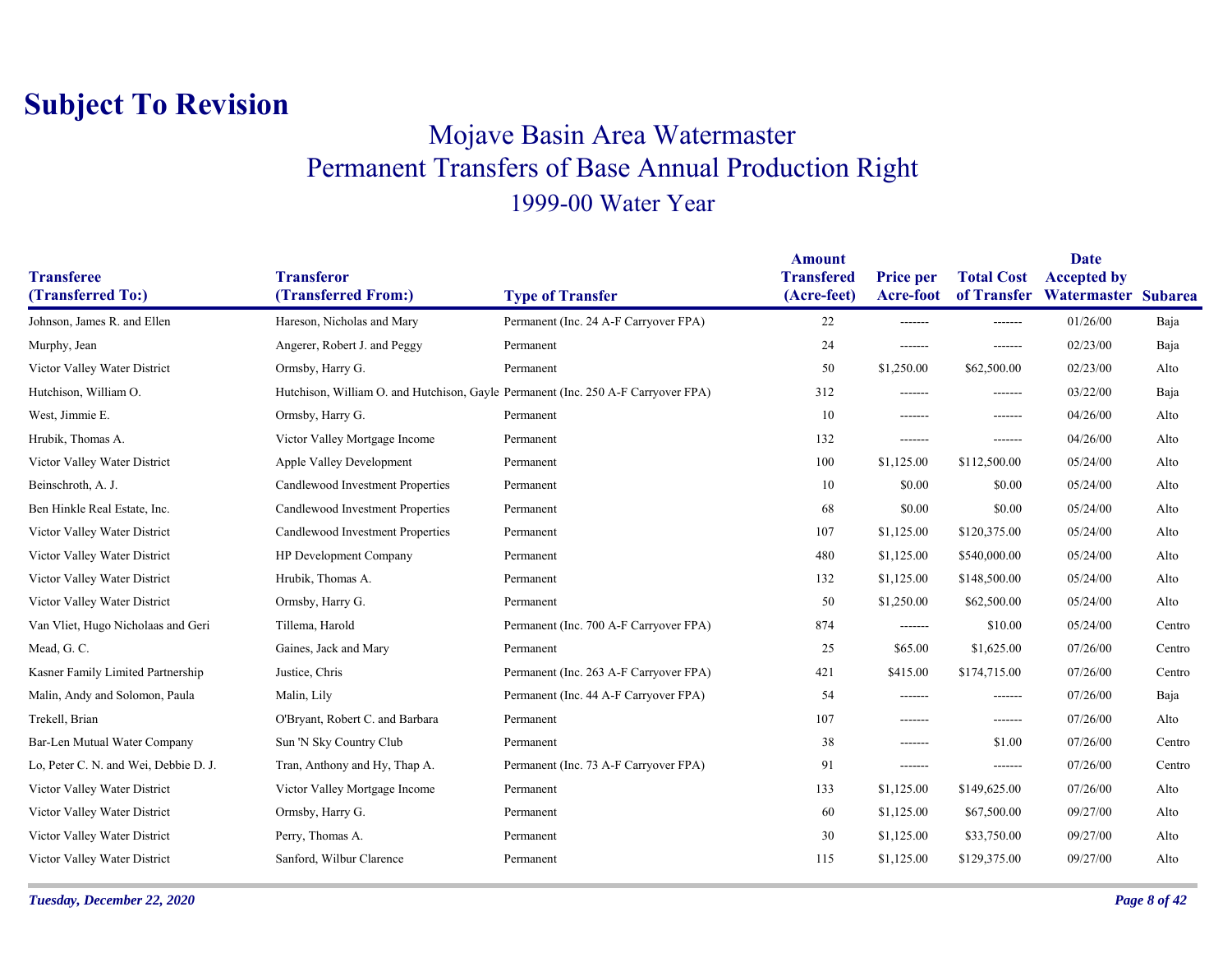# Subject To Revision

## Mojave Basin Area Watermaster
## Permanent Transfers of Base Annual Production Right
### 1999-00 Water Year

| Transferee (Transferred To:) | Transferor (Transferred From:) | Type of Transfer | Amount Transfered (Acre-feet) | Price per Acre-foot | Total Cost of Transfer | Date Accepted by Watermaster | Subarea |
|---|---|---|---|---|---|---|---|
| Johnson, James R. and Ellen | Hareson, Nicholas and Mary | Permanent (Inc. 24 A-F Carryover FPA) | 22 | ------- | ------- | 01/26/00 | Baja |
| Murphy, Jean | Angerer, Robert J. and Peggy | Permanent | 24 | ------- | ------- | 02/23/00 | Baja |
| Victor Valley Water District | Ormsby, Harry G. | Permanent | 50 | $1,250.00 | $62,500.00 | 02/23/00 | Alto |
| Hutchison, William O. | Hutchison, William O. and Hutchison, Gayle | Permanent (Inc. 250 A-F Carryover FPA) | 312 | ------- | ------- | 03/22/00 | Baja |
| West, Jimmie E. | Ormsby, Harry G. | Permanent | 10 | ------- | ------- | 04/26/00 | Alto |
| Hrubik, Thomas A. | Victor Valley Mortgage Income | Permanent | 132 | ------- | ------- | 04/26/00 | Alto |
| Victor Valley Water District | Apple Valley Development | Permanent | 100 | $1,125.00 | $112,500.00 | 05/24/00 | Alto |
| Beinschroth, A. J. | Candlewood Investment Properties | Permanent | 10 | $0.00 | $0.00 | 05/24/00 | Alto |
| Ben Hinkle Real Estate, Inc. | Candlewood Investment Properties | Permanent | 68 | $0.00 | $0.00 | 05/24/00 | Alto |
| Victor Valley Water District | Candlewood Investment Properties | Permanent | 107 | $1,125.00 | $120,375.00 | 05/24/00 | Alto |
| Victor Valley Water District | HP Development Company | Permanent | 480 | $1,125.00 | $540,000.00 | 05/24/00 | Alto |
| Victor Valley Water District | Hrubik, Thomas A. | Permanent | 132 | $1,125.00 | $148,500.00 | 05/24/00 | Alto |
| Victor Valley Water District | Ormsby, Harry G. | Permanent | 50 | $1,250.00 | $62,500.00 | 05/24/00 | Alto |
| Van Vliet, Hugo Nicholaas and Geri | Tillema, Harold | Permanent (Inc. 700 A-F Carryover FPA) | 874 | ------- | $10.00 | 05/24/00 | Centro |
| Mead, G. C. | Gaines, Jack and Mary | Permanent | 25 | $65.00 | $1,625.00 | 07/26/00 | Centro |
| Kasner Family Limited Partnership | Justice, Chris | Permanent (Inc. 263 A-F Carryover FPA) | 421 | $415.00 | $174,715.00 | 07/26/00 | Centro |
| Malin, Andy and Solomon, Paula | Malin, Lily | Permanent (Inc. 44 A-F Carryover FPA) | 54 | ------- | ------- | 07/26/00 | Baja |
| Trekell, Brian | O'Bryant, Robert C. and Barbara | Permanent | 107 | ------- | ------- | 07/26/00 | Alto |
| Bar-Len Mutual Water Company | Sun 'N Sky Country Club | Permanent | 38 | ------- | $1.00 | 07/26/00 | Centro |
| Lo, Peter C. N. and Wei, Debbie D. J. | Tran, Anthony and Hy, Thap A. | Permanent (Inc. 73 A-F Carryover FPA) | 91 | ------- | ------- | 07/26/00 | Centro |
| Victor Valley Water District | Victor Valley Mortgage Income | Permanent | 133 | $1,125.00 | $149,625.00 | 07/26/00 | Alto |
| Victor Valley Water District | Ormsby, Harry G. | Permanent | 60 | $1,125.00 | $67,500.00 | 09/27/00 | Alto |
| Victor Valley Water District | Perry, Thomas A. | Permanent | 30 | $1,125.00 | $33,750.00 | 09/27/00 | Alto |
| Victor Valley Water District | Sanford, Wilbur Clarence | Permanent | 115 | $1,125.00 | $129,375.00 | 09/27/00 | Alto |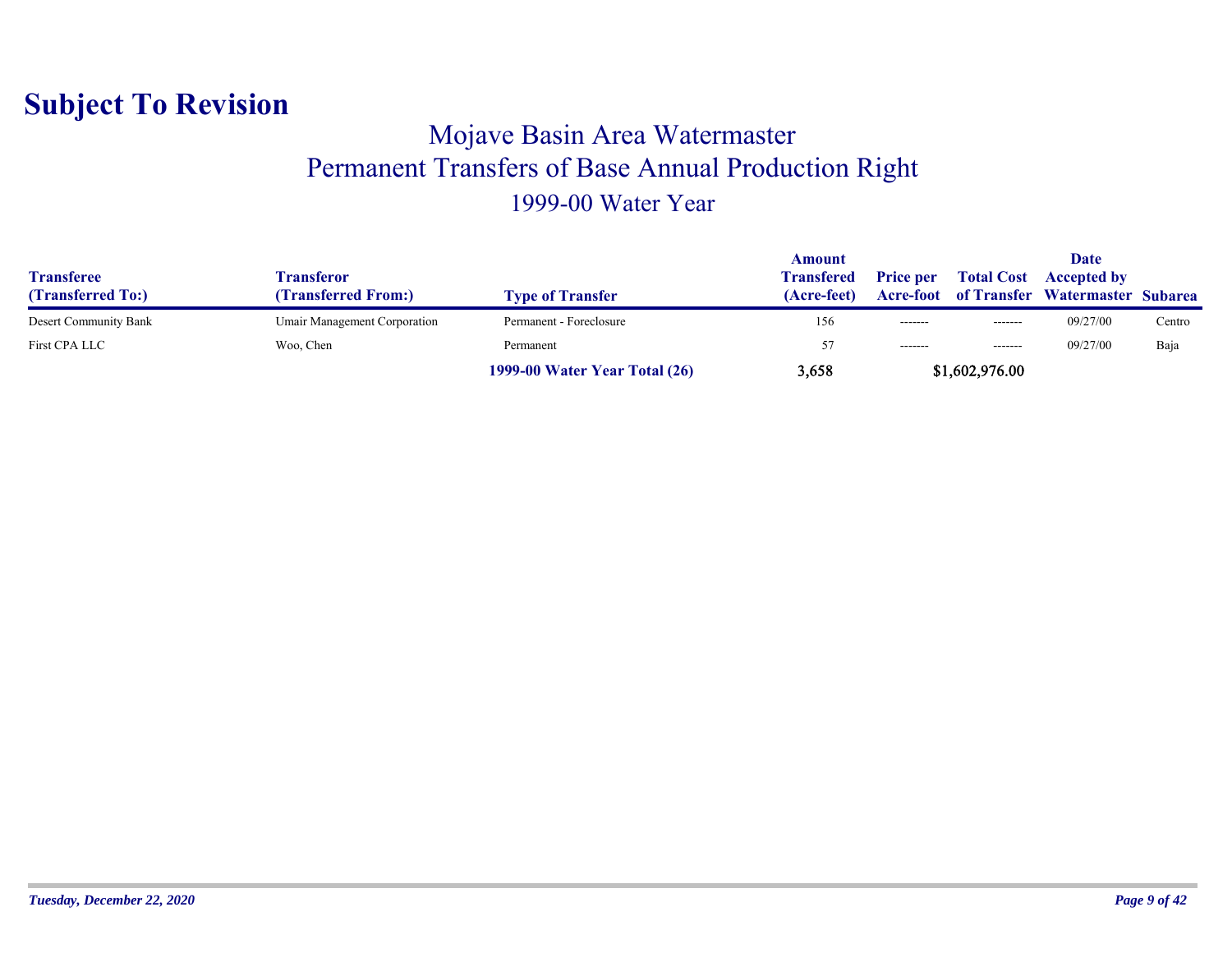# Subject To Revision

## Mojave Basin Area Watermaster
## Permanent Transfers of Base Annual Production Right
### 1999-00 Water Year

| Transferee (Transferred To:) | Transferor (Transferred From:) | Type of Transfer | Amount Transfered (Acre-feet) | Price per Acre-foot | Total Cost of Transfer | Date Accepted by Watermaster | Subarea |
|---|---|---|---|---|---|---|---|
| Desert Community Bank | Umair Management Corporation | Permanent - Foreclosure | 156 | ------- | ------- | 09/27/00 | Centro |
| First CPA LLC | Woo, Chen | Permanent | 57 | ------- | ------- | 09/27/00 | Baja |
| | | **1999-00 Water Year Total (26)** | **3,658** | | **$1,602,976.00** | | |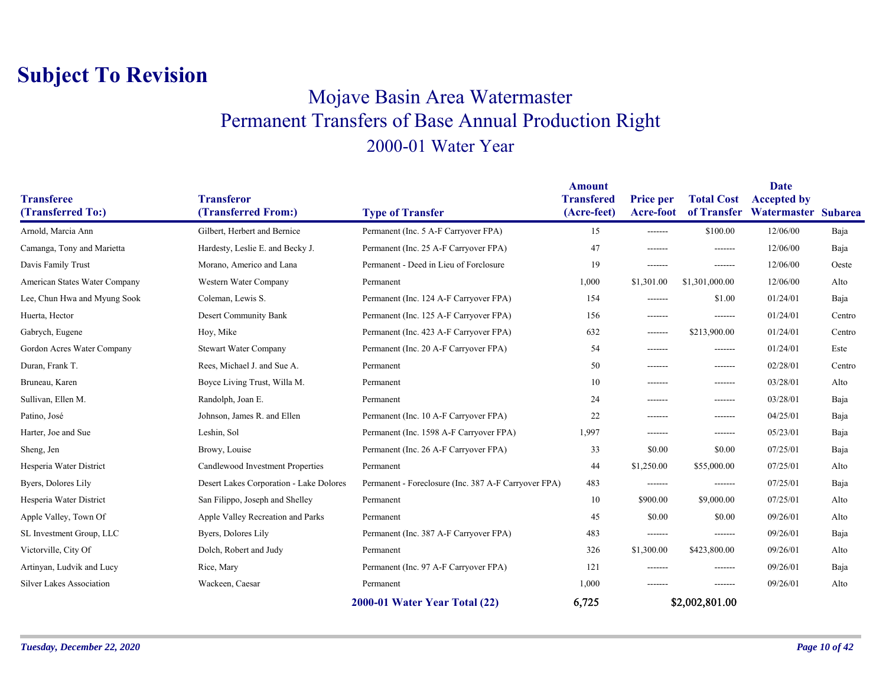# Subject To Revision

## Mojave Basin Area Watermaster
## Permanent Transfers of Base Annual Production Right
## 2000-01 Water Year

| Transferee (Transferred To:) | Transferor (Transferred From:) | Type of Transfer | Amount Transfered (Acre-feet) | Price per Acre-foot | Total Cost of Transfer | Date Accepted by Watermaster | Subarea |
|---|---|---|---|---|---|---|---|
| Arnold, Marcia Ann | Gilbert, Herbert and Bernice | Permanent (Inc. 5 A-F Carryover FPA) | 15 | ------- | $100.00 | 12/06/00 | Baja |
| Camanga, Tony and Marietta | Hardesty, Leslie E. and Becky J. | Permanent (Inc. 25 A-F Carryover FPA) | 47 | ------- | ------- | 12/06/00 | Baja |
| Davis Family Trust | Morano, Americo and Lana | Permanent - Deed in Lieu of Forclosure | 19 | ------- | ------- | 12/06/00 | Oeste |
| American States Water Company | Western Water Company | Permanent | 1,000 | $1,301.00 | $1,301,000.00 | 12/06/00 | Alto |
| Lee, Chun Hwa and Myung Sook | Coleman, Lewis S. | Permanent (Inc. 124 A-F Carryover FPA) | 154 | ------- | $1.00 | 01/24/01 | Baja |
| Huerta, Hector | Desert Community Bank | Permanent (Inc. 125 A-F Carryover FPA) | 156 | ------- | ------- | 01/24/01 | Centro |
| Gabrych, Eugene | Hoy, Mike | Permanent (Inc. 423 A-F Carryover FPA) | 632 | ------- | $213,900.00 | 01/24/01 | Centro |
| Gordon Acres Water Company | Stewart Water Company | Permanent (Inc. 20 A-F Carryover FPA) | 54 | ------- | ------- | 01/24/01 | Este |
| Duran, Frank T. | Rees, Michael J. and Sue A. | Permanent | 50 | ------- | ------- | 02/28/01 | Centro |
| Bruneau, Karen | Boyce Living Trust, Willa M. | Permanent | 10 | ------- | ------- | 03/28/01 | Alto |
| Sullivan, Ellen M. | Randolph, Joan E. | Permanent | 24 | ------- | ------- | 03/28/01 | Baja |
| Patino, José | Johnson, James R. and Ellen | Permanent (Inc. 10 A-F Carryover FPA) | 22 | ------- | ------- | 04/25/01 | Baja |
| Harter, Joe and Sue | Leshin, Sol | Permanent (Inc. 1598 A-F Carryover FPA) | 1,997 | ------- | ------- | 05/23/01 | Baja |
| Sheng, Jen | Browy, Louise | Permanent (Inc. 26 A-F Carryover FPA) | 33 | $0.00 | $0.00 | 07/25/01 | Baja |
| Hesperia Water District | Candlewood Investment Properties | Permanent | 44 | $1,250.00 | $55,000.00 | 07/25/01 | Alto |
| Byers, Dolores Lily | Desert Lakes Corporation - Lake Dolores | Permanent - Foreclosure (Inc. 387 A-F Carryover FPA) | 483 | ------- | ------- | 07/25/01 | Baja |
| Hesperia Water District | San Filippo, Joseph and Shelley | Permanent | 10 | $900.00 | $9,000.00 | 07/25/01 | Alto |
| Apple Valley, Town Of | Apple Valley Recreation and Parks | Permanent | 45 | $0.00 | $0.00 | 09/26/01 | Alto |
| SL Investment Group, LLC | Byers, Dolores Lily | Permanent (Inc. 387 A-F Carryover FPA) | 483 | ------- | ------- | 09/26/01 | Baja |
| Victorville, City Of | Dolch, Robert and Judy | Permanent | 326 | $1,300.00 | $423,800.00 | 09/26/01 | Alto |
| Artinyan, Ludvik and Lucy | Rice, Mary | Permanent (Inc. 97 A-F Carryover FPA) | 121 | ------- | ------- | 09/26/01 | Baja |
| Silver Lakes Association | Wackeen, Caesar | Permanent | 1,000 | ------- | ------- | 09/26/01 | Alto |
| | | **2000-01 Water Year Total (22)** | **6,725** | | **$2,002,801.00** | | |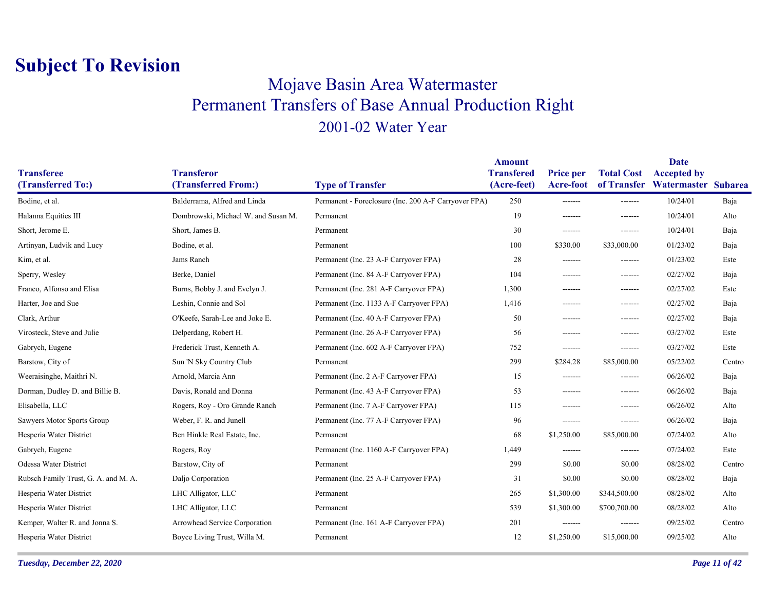# Subject To Revision

## Mojave Basin Area Watermaster
## Permanent Transfers of Base Annual Production Right
### 2001-02 Water Year

| Transferee (Transferred To:) | Transferor (Transferred From:) | Type of Transfer | Amount Transfered (Acre-feet) | Price per Acre-foot | Total Cost of Transfer | Date Accepted by Watermaster | Subarea |
|---|---|---|---|---|---|---|---|
| Bodine, et al. | Balderrama, Alfred and Linda | Permanent - Foreclosure (Inc. 200 A-F Carryover FPA) | 250 | ------- | ------- | 10/24/01 | Baja |
| Halanna Equities III | Dombrowski, Michael W. and Susan M. | Permanent | 19 | ------- | ------- | 10/24/01 | Alto |
| Short, Jerome E. | Short, James B. | Permanent | 30 | ------- | ------- | 10/24/01 | Baja |
| Artinyan, Ludvik and Lucy | Bodine, et al. | Permanent | 100 | $330.00 | $33,000.00 | 01/23/02 | Baja |
| Kim, et al. | Jams Ranch | Permanent (Inc. 23 A-F Carryover FPA) | 28 | ------- | ------- | 01/23/02 | Este |
| Sperry, Wesley | Berke, Daniel | Permanent (Inc. 84 A-F Carryover FPA) | 104 | ------- | ------- | 02/27/02 | Baja |
| Franco, Alfonso and Elisa | Burns, Bobby J. and Evelyn J. | Permanent (Inc. 281 A-F Carryover FPA) | 1,300 | ------- | ------- | 02/27/02 | Este |
| Harter, Joe and Sue | Leshin, Connie and Sol | Permanent (Inc. 1133 A-F Carryover FPA) | 1,416 | ------- | ------- | 02/27/02 | Baja |
| Clark, Arthur | O'Keefe, Sarah-Lee and Joke E. | Permanent (Inc. 40 A-F Carryover FPA) | 50 | ------- | ------- | 02/27/02 | Baja |
| Virosteck, Steve and Julie | Delperdang, Robert H. | Permanent (Inc. 26 A-F Carryover FPA) | 56 | ------- | ------- | 03/27/02 | Este |
| Gabrych, Eugene | Frederick Trust, Kenneth A. | Permanent (Inc. 602 A-F Carryover FPA) | 752 | ------- | ------- | 03/27/02 | Este |
| Barstow, City of | Sun 'N Sky Country Club | Permanent | 299 | $284.28 | $85,000.00 | 05/22/02 | Centro |
| Weeraisinghe, Maithri N. | Arnold, Marcia Ann | Permanent (Inc. 2 A-F Carryover FPA) | 15 | ------- | ------- | 06/26/02 | Baja |
| Dorman, Dudley D. and Billie B. | Davis, Ronald and Donna | Permanent (Inc. 43 A-F Carryover FPA) | 53 | ------- | ------- | 06/26/02 | Baja |
| Elisabella, LLC | Rogers, Roy - Oro Grande Ranch | Permanent (Inc. 7 A-F Carryover FPA) | 115 | ------- | ------- | 06/26/02 | Alto |
| Sawyers Motor Sports Group | Weber, F. R. and Junell | Permanent (Inc. 77 A-F Carryover FPA) | 96 | ------- | ------- | 06/26/02 | Baja |
| Hesperia Water District | Ben Hinkle Real Estate, Inc. | Permanent | 68 | $1,250.00 | $85,000.00 | 07/24/02 | Alto |
| Gabrych, Eugene | Rogers, Roy | Permanent (Inc. 1160 A-F Carryover FPA) | 1,449 | ------- | ------- | 07/24/02 | Este |
| Odessa Water District | Barstow, City of | Permanent | 299 | $0.00 | $0.00 | 08/28/02 | Centro |
| Rubsch Family Trust, G. A. and M. A. | Daljo Corporation | Permanent (Inc. 25 A-F Carryover FPA) | 31 | $0.00 | $0.00 | 08/28/02 | Baja |
| Hesperia Water District | LHC Alligator, LLC | Permanent | 265 | $1,300.00 | $344,500.00 | 08/28/02 | Alto |
| Hesperia Water District | LHC Alligator, LLC | Permanent | 539 | $1,300.00 | $700,700.00 | 08/28/02 | Alto |
| Kemper, Walter R. and Jonna S. | Arrowhead Service Corporation | Permanent (Inc. 161 A-F Carryover FPA) | 201 | ------- | ------- | 09/25/02 | Centro |
| Hesperia Water District | Boyce Living Trust, Willa M. | Permanent | 12 | $1,250.00 | $15,000.00 | 09/25/02 | Alto |

*Tuesday, December 22, 2020*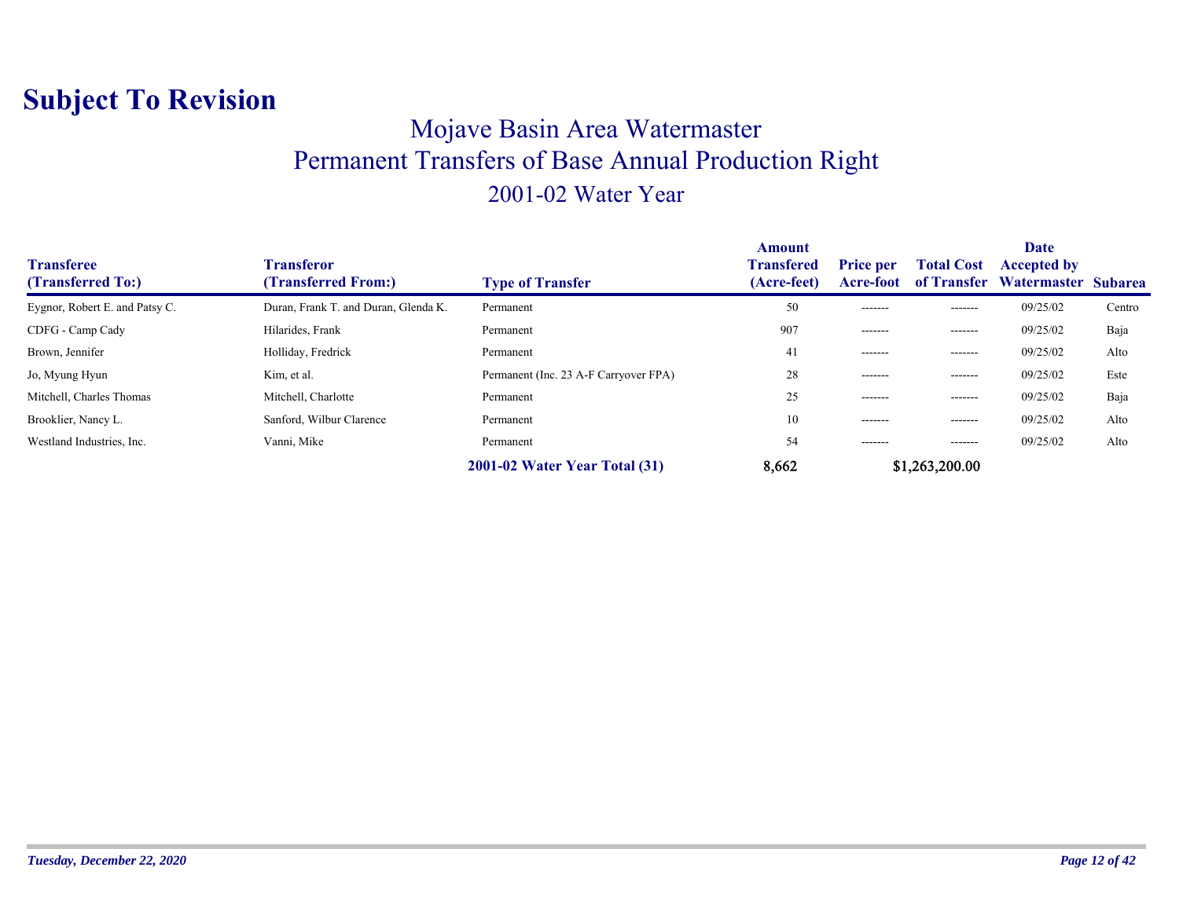# Subject To Revision

## Mojave Basin Area Watermaster
## Permanent Transfers of Base Annual Production Right
### 2001-02 Water Year

| Transferee (Transferred To:) | Transferor (Transferred From:) | Type of Transfer | Amount Transfered (Acre-feet) | Price per Acre-foot | Total Cost of Transfer | Date Accepted by Watermaster | Subarea |
|---|---|---|---|---|---|---|---|
| Eygnor, Robert E. and Patsy C. | Duran, Frank T. and Duran, Glenda K. | Permanent | 50 | ------- | ------- | 09/25/02 | Centro |
| CDFG - Camp Cady | Hilarides, Frank | Permanent | 907 | ------- | ------- | 09/25/02 | Baja |
| Brown, Jennifer | Holliday, Fredrick | Permanent | 41 | ------- | ------- | 09/25/02 | Alto |
| Jo, Myung Hyun | Kim, et al. | Permanent (Inc. 23 A-F Carryover FPA) | 28 | ------- | ------- | 09/25/02 | Este |
| Mitchell, Charles Thomas | Mitchell, Charlotte | Permanent | 25 | ------- | ------- | 09/25/02 | Baja |
| Brooklier, Nancy L. | Sanford, Wilbur Clarence | Permanent | 10 | ------- | ------- | 09/25/02 | Alto |
| Westland Industries, Inc. | Vanni, Mike | Permanent | 54 | ------- | ------- | 09/25/02 | Alto |
| | | **2001-02 Water Year Total (31)** | **8,662** | | **$1,263,200.00** | | |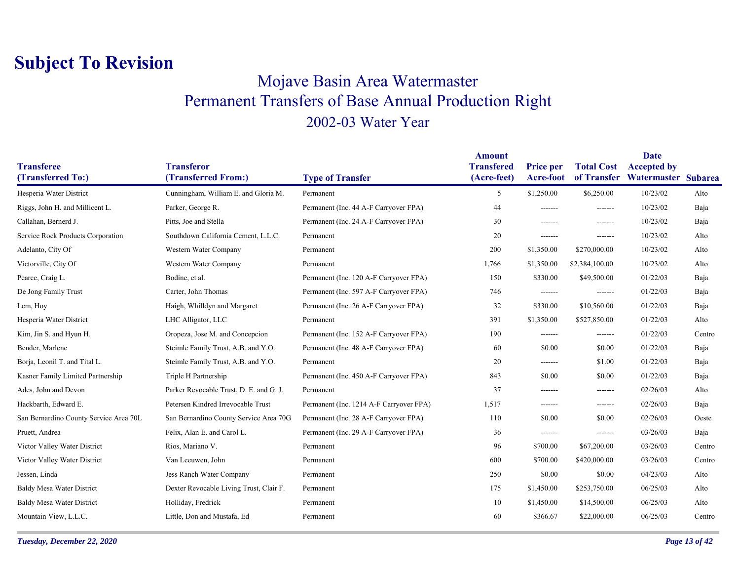# Subject To Revision

## Mojave Basin Area Watermaster
## Permanent Transfers of Base Annual Production Right
### 2002-03 Water Year

| Transferee (Transferred To:) | Transferor (Transferred From:) | Type of Transfer | Amount Transfered (Acre-feet) | Price per Acre-foot | Total Cost of Transfer | Date Accepted by Watermaster | Subarea |
|---|---|---|---|---|---|---|---|
| Hesperia Water District | Cunningham, William E. and Gloria M. | Permanent | 5 | $1,250.00 | $6,250.00 | 10/23/02 | Alto |
| Riggs, John H. and Millicent L. | Parker, George R. | Permanent (Inc. 44 A-F Carryover FPA) | 44 | ------- | ------- | 10/23/02 | Baja |
| Callahan, Bernerd J. | Pitts, Joe and Stella | Permanent (Inc. 24 A-F Carryover FPA) | 30 | ------- | ------- | 10/23/02 | Baja |
| Service Rock Products Corporation | Southdown California Cement, L.L.C. | Permanent | 20 | ------- | ------- | 10/23/02 | Alto |
| Adelanto, City Of | Western Water Company | Permanent | 200 | $1,350.00 | $270,000.00 | 10/23/02 | Alto |
| Victorville, City Of | Western Water Company | Permanent | 1,766 | $1,350.00 | $2,384,100.00 | 10/23/02 | Alto |
| Pearce, Craig L. | Bodine, et al. | Permanent (Inc. 120 A-F Carryover FPA) | 150 | $330.00 | $49,500.00 | 01/22/03 | Baja |
| De Jong Family Trust | Carter, John Thomas | Permanent (Inc. 597 A-F Carryover FPA) | 746 | ------- | ------- | 01/22/03 | Baja |
| Lem, Hoy | Haigh, Whilldyn and Margaret | Permanent (Inc. 26 A-F Carryover FPA) | 32 | $330.00 | $10,560.00 | 01/22/03 | Baja |
| Hesperia Water District | LHC Alligator, LLC | Permanent | 391 | $1,350.00 | $527,850.00 | 01/22/03 | Alto |
| Kim, Jin S. and Hyun H. | Oropeza, Jose M. and Concepcion | Permanent (Inc. 152 A-F Carryover FPA) | 190 | ------- | ------- | 01/22/03 | Centro |
| Bender, Marlene | Steimle Family Trust, A.B. and Y.O. | Permanent (Inc. 48 A-F Carryover FPA) | 60 | $0.00 | $0.00 | 01/22/03 | Baja |
| Borja, Leonil T. and Tital L. | Steimle Family Trust, A.B. and Y.O. | Permanent | 20 | ------- | $1.00 | 01/22/03 | Baja |
| Kasner Family Limited Partnership | Triple H Partnership | Permanent (Inc. 450 A-F Carryover FPA) | 843 | $0.00 | $0.00 | 01/22/03 | Baja |
| Ades, John and Devon | Parker Revocable Trust, D. E. and G. J. | Permanent | 37 | ------- | ------- | 02/26/03 | Alto |
| Hackbarth, Edward E. | Petersen Kindred Irrevocable Trust | Permanent (Inc. 1214 A-F Carryover FPA) | 1,517 | ------- | ------- | 02/26/03 | Baja |
| San Bernardino County Service Area 70L | San Bernardino County Service Area 70G | Permanent (Inc. 28 A-F Carryover FPA) | 110 | $0.00 | $0.00 | 02/26/03 | Oeste |
| Pruett, Andrea | Felix, Alan E. and Carol L. | Permanent (Inc. 29 A-F Carryover FPA) | 36 | ------- | ------- | 03/26/03 | Baja |
| Victor Valley Water District | Rios, Mariano V. | Permanent | 96 | $700.00 | $67,200.00 | 03/26/03 | Centro |
| Victor Valley Water District | Van Leeuwen, John | Permanent | 600 | $700.00 | $420,000.00 | 03/26/03 | Centro |
| Jessen, Linda | Jess Ranch Water Company | Permanent | 250 | $0.00 | $0.00 | 04/23/03 | Alto |
| Baldy Mesa Water District | Dexter Revocable Living Trust, Clair F. | Permanent | 175 | $1,450.00 | $253,750.00 | 06/25/03 | Alto |
| Baldy Mesa Water District | Holliday, Fredrick | Permanent | 10 | $1,450.00 | $14,500.00 | 06/25/03 | Alto |
| Mountain View, L.L.C. | Little, Don and Mustafa, Ed | Permanent | 60 | $366.67 | $22,000.00 | 06/25/03 | Centro |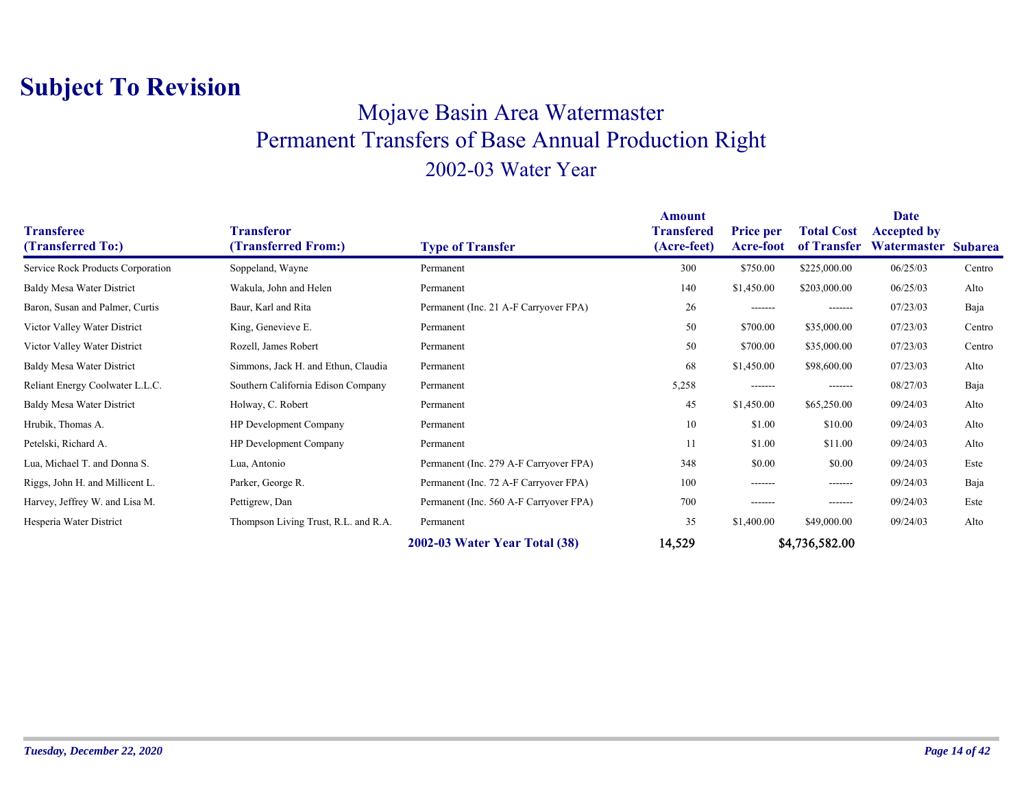# Subject To Revision

## Mojave Basin Area Watermaster
## Permanent Transfers of Base Annual Production Right
### 2002-03 Water Year

| Transferee (Transferred To:) | Transferor (Transferred From:) | Type of Transfer | Amount Transfered (Acre-feet) | Price per Acre-foot | Total Cost of Transfer | Date Accepted by Watermaster | Subarea |
|---|---|---|---|---|---|---|---|
| Service Rock Products Corporation | Soppeland, Wayne | Permanent | 300 | $750.00 | $225,000.00 | 06/25/03 | Centro |
| Baldy Mesa Water District | Wakula, John and Helen | Permanent | 140 | $1,450.00 | $203,000.00 | 06/25/03 | Alto |
| Baron, Susan and Palmer, Curtis | Baur, Karl and Rita | Permanent (Inc. 21 A-F Carryover FPA) | 26 | ------- | ------- | 07/23/03 | Baja |
| Victor Valley Water District | King, Genevieve E. | Permanent | 50 | $700.00 | $35,000.00 | 07/23/03 | Centro |
| Victor Valley Water District | Rozell, James Robert | Permanent | 50 | $700.00 | $35,000.00 | 07/23/03 | Centro |
| Baldy Mesa Water District | Simmons, Jack H. and Ethun, Claudia | Permanent | 68 | $1,450.00 | $98,600.00 | 07/23/03 | Alto |
| Reliant Energy Coolwater L.L.C. | Southern California Edison Company | Permanent | 5,258 | ------- | ------- | 08/27/03 | Baja |
| Baldy Mesa Water District | Holway, C. Robert | Permanent | 45 | $1,450.00 | $65,250.00 | 09/24/03 | Alto |
| Hrubik, Thomas A. | HP Development Company | Permanent | 10 | $1.00 | $10.00 | 09/24/03 | Alto |
| Petelski, Richard A. | HP Development Company | Permanent | 11 | $1.00 | $11.00 | 09/24/03 | Alto |
| Lua, Michael T. and Donna S. | Lua, Antonio | Permanent (Inc. 279 A-F Carryover FPA) | 348 | $0.00 | $0.00 | 09/24/03 | Este |
| Riggs, John H. and Millicent L. | Parker, George R. | Permanent (Inc. 72 A-F Carryover FPA) | 100 | ------- | ------- | 09/24/03 | Baja |
| Harvey, Jeffrey W. and Lisa M. | Pettigrew, Dan | Permanent (Inc. 560 A-F Carryover FPA) | 700 | ------- | ------- | 09/24/03 | Este |
| Hesperia Water District | Thompson Living Trust, R.L. and R.A. | Permanent | 35 | $1,400.00 | $49,000.00 | 09/24/03 | Alto |
| | | **2002-03 Water Year Total (38)** | **14,529** | | **$4,736,582.00** | | |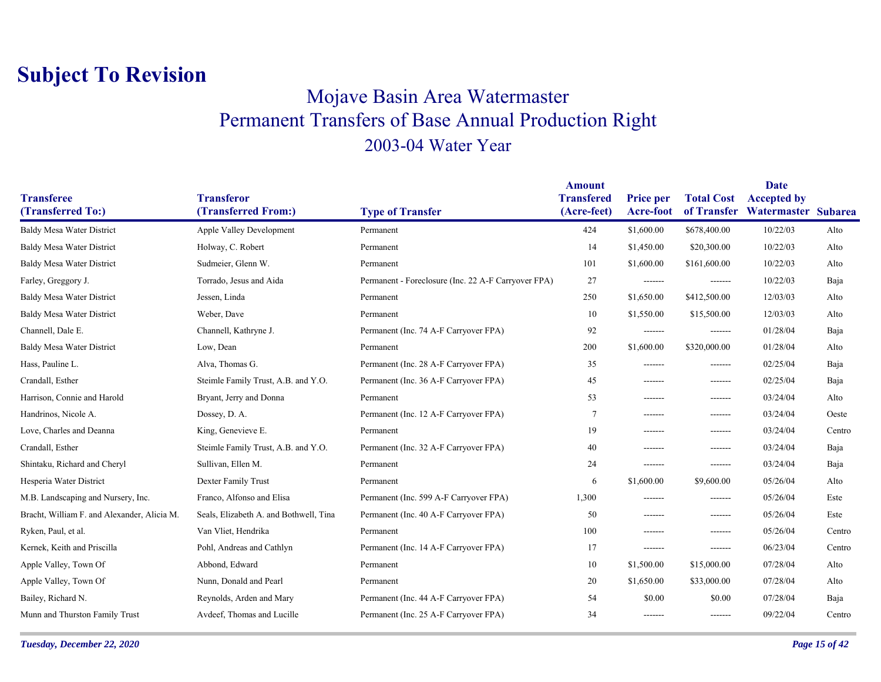# Subject To Revision

## Mojave Basin Area Watermaster
## Permanent Transfers of Base Annual Production Right
### 2003-04 Water Year

| Transferee (Transferred To:) | Transferor (Transferred From:) | Type of Transfer | Amount Transfered (Acre-feet) | Price per Acre-foot | Total Cost of Transfer | Date Accepted by Watermaster | Subarea |
|---|---|---|---|---|---|---|---|
| Baldy Mesa Water District | Apple Valley Development | Permanent | 424 | $1,600.00 | $678,400.00 | 10/22/03 | Alto |
| Baldy Mesa Water District | Holway, C. Robert | Permanent | 14 | $1,450.00 | $20,300.00 | 10/22/03 | Alto |
| Baldy Mesa Water District | Sudmeier, Glenn W. | Permanent | 101 | $1,600.00 | $161,600.00 | 10/22/03 | Alto |
| Farley, Greggory J. | Torrado, Jesus and Aida | Permanent - Foreclosure (Inc. 22 A-F Carryover FPA) | 27 | ------- | ------- | 10/22/03 | Baja |
| Baldy Mesa Water District | Jessen, Linda | Permanent | 250 | $1,650.00 | $412,500.00 | 12/03/03 | Alto |
| Baldy Mesa Water District | Weber, Dave | Permanent | 10 | $1,550.00 | $15,500.00 | 12/03/03 | Alto |
| Channell, Dale E. | Channell, Kathryne J. | Permanent (Inc. 74 A-F Carryover FPA) | 92 | ------- | ------- | 01/28/04 | Baja |
| Baldy Mesa Water District | Low, Dean | Permanent | 200 | $1,600.00 | $320,000.00 | 01/28/04 | Alto |
| Hass, Pauline L. | Alva, Thomas G. | Permanent (Inc. 28 A-F Carryover FPA) | 35 | ------- | ------- | 02/25/04 | Baja |
| Crandall, Esther | Steimle Family Trust, A.B. and Y.O. | Permanent (Inc. 36 A-F Carryover FPA) | 45 | ------- | ------- | 02/25/04 | Baja |
| Harrison, Connie and Harold | Bryant, Jerry and Donna | Permanent | 53 | ------- | ------- | 03/24/04 | Alto |
| Handrinos, Nicole A. | Dossey, D. A. | Permanent (Inc. 12 A-F Carryover FPA) | 7 | ------- | ------- | 03/24/04 | Oeste |
| Love, Charles and Deanna | King, Genevieve E. | Permanent | 19 | ------- | ------- | 03/24/04 | Centro |
| Crandall, Esther | Steimle Family Trust, A.B. and Y.O. | Permanent (Inc. 32 A-F Carryover FPA) | 40 | ------- | ------- | 03/24/04 | Baja |
| Shintaku, Richard and Cheryl | Sullivan, Ellen M. | Permanent | 24 | ------- | ------- | 03/24/04 | Baja |
| Hesperia Water District | Dexter Family Trust | Permanent | 6 | $1,600.00 | $9,600.00 | 05/26/04 | Alto |
| M.B. Landscaping and Nursery, Inc. | Franco, Alfonso and Elisa | Permanent (Inc. 599 A-F Carryover FPA) | 1,300 | ------- | ------- | 05/26/04 | Este |
| Bracht, William F. and Alexander, Alicia M. | Seals, Elizabeth A. and Bothwell, Tina | Permanent (Inc. 40 A-F Carryover FPA) | 50 | ------- | ------- | 05/26/04 | Este |
| Ryken, Paul, et al. | Van Vliet, Hendrika | Permanent | 100 | ------- | ------- | 05/26/04 | Centro |
| Kernek, Keith and Priscilla | Pohl, Andreas and Cathlyn | Permanent (Inc. 14 A-F Carryover FPA) | 17 | ------- | ------- | 06/23/04 | Centro |
| Apple Valley, Town Of | Abbond, Edward | Permanent | 10 | $1,500.00 | $15,000.00 | 07/28/04 | Alto |
| Apple Valley, Town Of | Nunn, Donald and Pearl | Permanent | 20 | $1,650.00 | $33,000.00 | 07/28/04 | Alto |
| Bailey, Richard N. | Reynolds, Arden and Mary | Permanent (Inc. 44 A-F Carryover FPA) | 54 | $0.00 | $0.00 | 07/28/04 | Baja |
| Munn and Thurston Family Trust | Avdeef, Thomas and Lucille | Permanent (Inc. 25 A-F Carryover FPA) | 34 | ------- | ------- | 09/22/04 | Centro |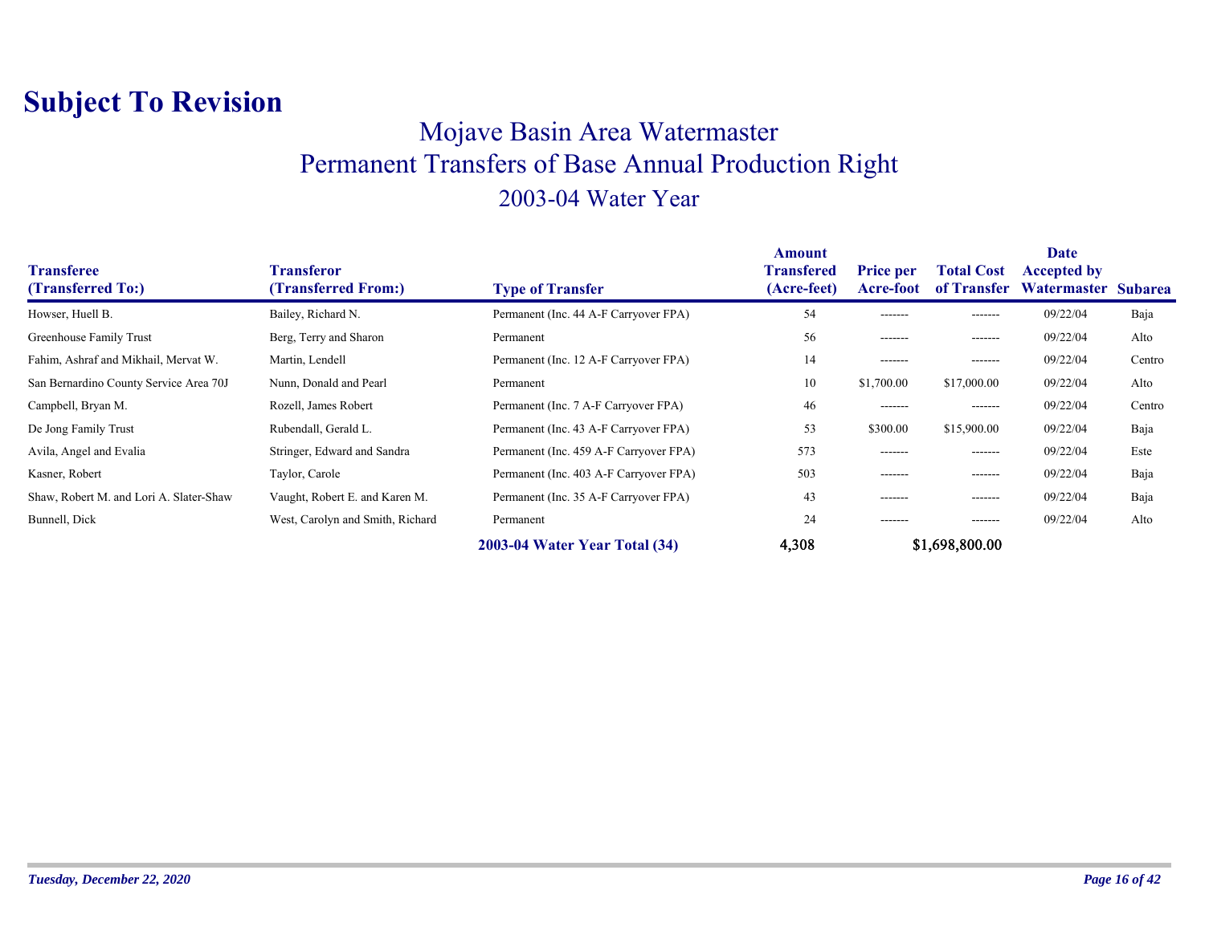# Subject To Revision

## Mojave Basin Area Watermaster
## Permanent Transfers of Base Annual Production Right
### 2003-04 Water Year

| Transferee (Transferred To:) | Transferor (Transferred From:) | Type of Transfer | Amount Transfered (Acre-feet) | Price per Acre-foot | Total Cost of Transfer | Date Accepted by Watermaster | Subarea |
|---|---|---|---|---|---|---|---|
| Howser, Huell B. | Bailey, Richard N. | Permanent (Inc. 44 A-F Carryover FPA) | 54 | ------- | ------- | 09/22/04 | Baja |
| Greenhouse Family Trust | Berg, Terry and Sharon | Permanent | 56 | ------- | ------- | 09/22/04 | Alto |
| Fahim, Ashraf and Mikhail, Mervat W. | Martin, Lendell | Permanent (Inc. 12 A-F Carryover FPA) | 14 | ------- | ------- | 09/22/04 | Centro |
| San Bernardino County Service Area 70J | Nunn, Donald and Pearl | Permanent | 10 | $1,700.00 | $17,000.00 | 09/22/04 | Alto |
| Campbell, Bryan M. | Rozell, James Robert | Permanent (Inc. 7 A-F Carryover FPA) | 46 | ------- | ------- | 09/22/04 | Centro |
| De Jong Family Trust | Rubendall, Gerald L. | Permanent (Inc. 43 A-F Carryover FPA) | 53 | $300.00 | $15,900.00 | 09/22/04 | Baja |
| Avila, Angel and Evalia | Stringer, Edward and Sandra | Permanent (Inc. 459 A-F Carryover FPA) | 573 | ------- | ------- | 09/22/04 | Este |
| Kasner, Robert | Taylor, Carole | Permanent (Inc. 403 A-F Carryover FPA) | 503 | ------- | ------- | 09/22/04 | Baja |
| Shaw, Robert M. and Lori A. Slater-Shaw | Vaught, Robert E. and Karen M. | Permanent (Inc. 35 A-F Carryover FPA) | 43 | ------- | ------- | 09/22/04 | Baja |
| Bunnell, Dick | West, Carolyn and Smith, Richard | Permanent | 24 | ------- | ------- | 09/22/04 | Alto |
| | | **2003-04 Water Year Total (34)** | **4,308** | | **$1,698,800.00** | | |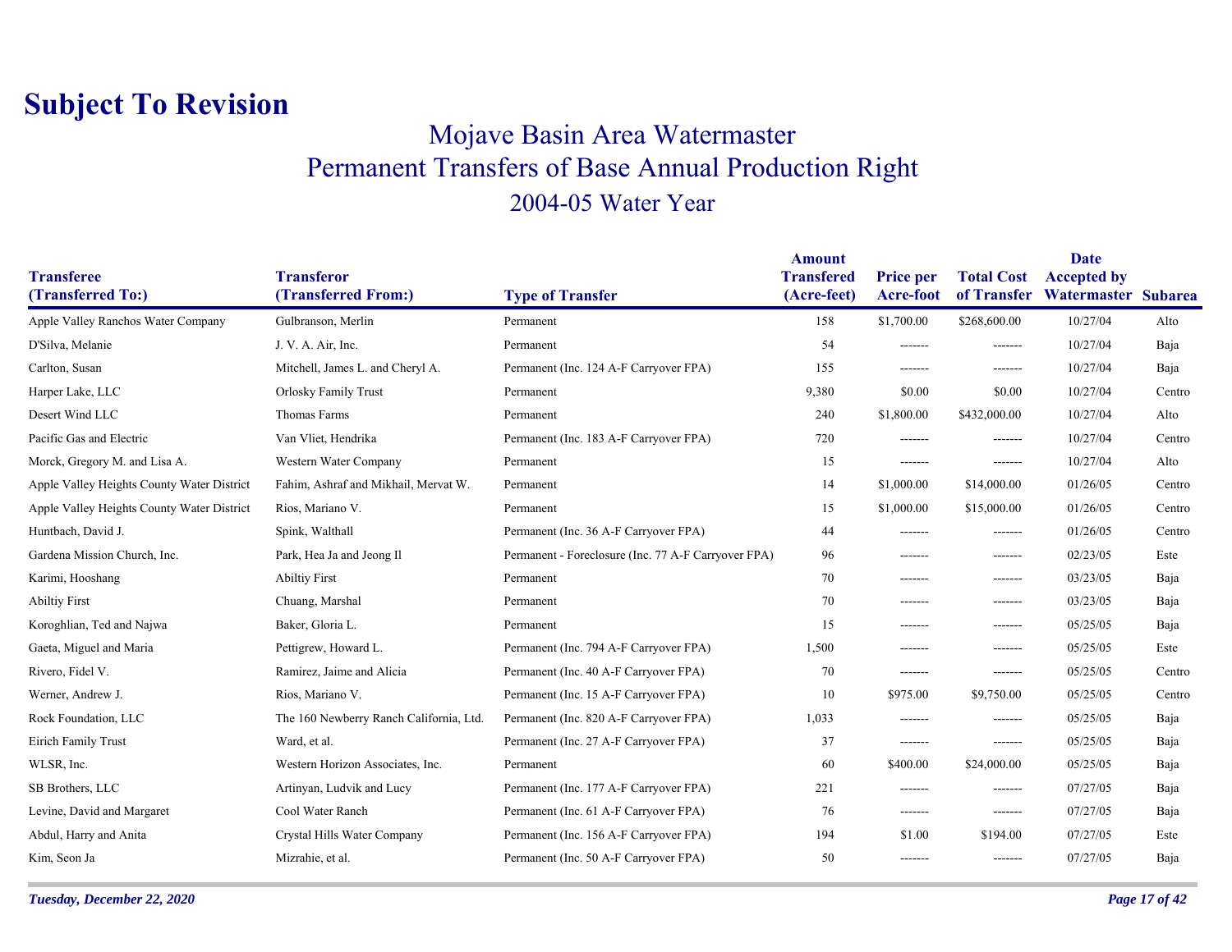# Subject To Revision

## Mojave Basin Area Watermaster
## Permanent Transfers of Base Annual Production Right
## 2004-05 Water Year

| Transferee (Transferred To:) | Transferor (Transferred From:) | Type of Transfer | Amount Transfered (Acre-feet) | Price per Acre-foot | Total Cost of Transfer | Date Accepted by Watermaster | Subarea |
|---|---|---|---|---|---|---|---|
| Apple Valley Ranchos Water Company | Gulbranson, Merlin | Permanent | 158 | $1,700.00 | $268,600.00 | 10/27/04 | Alto |
| D'Silva, Melanie | J. V. A. Air, Inc. | Permanent | 54 | ------- | ------- | 10/27/04 | Baja |
| Carlton, Susan | Mitchell, James L. and Cheryl A. | Permanent (Inc. 124 A-F Carryover FPA) | 155 | ------- | ------- | 10/27/04 | Baja |
| Harper Lake, LLC | Orlosky Family Trust | Permanent | 9,380 | $0.00 | $0.00 | 10/27/04 | Centro |
| Desert Wind LLC | Thomas Farms | Permanent | 240 | $1,800.00 | $432,000.00 | 10/27/04 | Alto |
| Pacific Gas and Electric | Van Vliet, Hendrika | Permanent (Inc. 183 A-F Carryover FPA) | 720 | ------- | ------- | 10/27/04 | Centro |
| Morck, Gregory M. and Lisa A. | Western Water Company | Permanent | 15 | ------- | ------- | 10/27/04 | Alto |
| Apple Valley Heights County Water District | Fahim, Ashraf and Mikhail, Mervat W. | Permanent | 14 | $1,000.00 | $14,000.00 | 01/26/05 | Centro |
| Apple Valley Heights County Water District | Rios, Mariano V. | Permanent | 15 | $1,000.00 | $15,000.00 | 01/26/05 | Centro |
| Huntbach, David J. | Spink, Walthall | Permanent (Inc. 36 A-F Carryover FPA) | 44 | ------- | ------- | 01/26/05 | Centro |
| Gardena Mission Church, Inc. | Park, Hea Ja and Jeong Il | Permanent - Foreclosure (Inc. 77 A-F Carryover FPA) | 96 | ------- | ------- | 02/23/05 | Este |
| Karimi, Hooshang | Abiltiy First | Permanent | 70 | ------- | ------- | 03/23/05 | Baja |
| Abiltiy First | Chuang, Marshal | Permanent | 70 | ------- | ------- | 03/23/05 | Baja |
| Koroghlian, Ted and Najwa | Baker, Gloria L. | Permanent | 15 | ------- | ------- | 05/25/05 | Baja |
| Gaeta, Miguel and Maria | Pettigrew, Howard L. | Permanent (Inc. 794 A-F Carryover FPA) | 1,500 | ------- | ------- | 05/25/05 | Este |
| Rivero, Fidel V. | Ramirez, Jaime and Alicia | Permanent (Inc. 40 A-F Carryover FPA) | 70 | ------- | ------- | 05/25/05 | Centro |
| Werner, Andrew J. | Rios, Mariano V. | Permanent (Inc. 15 A-F Carryover FPA) | 10 | $975.00 | $9,750.00 | 05/25/05 | Centro |
| Rock Foundation, LLC | The 160 Newberry Ranch California, Ltd. | Permanent (Inc. 820 A-F Carryover FPA) | 1,033 | ------- | ------- | 05/25/05 | Baja |
| Eirich Family Trust | Ward, et al. | Permanent (Inc. 27 A-F Carryover FPA) | 37 | ------- | ------- | 05/25/05 | Baja |
| WLSR, Inc. | Western Horizon Associates, Inc. | Permanent | 60 | $400.00 | $24,000.00 | 05/25/05 | Baja |
| SB Brothers, LLC | Artinyan, Ludvik and Lucy | Permanent (Inc. 177 A-F Carryover FPA) | 221 | ------- | ------- | 07/27/05 | Baja |
| Levine, David and Margaret | Cool Water Ranch | Permanent (Inc. 61 A-F Carryover FPA) | 76 | ------- | ------- | 07/27/05 | Baja |
| Abdul, Harry and Anita | Crystal Hills Water Company | Permanent (Inc. 156 A-F Carryover FPA) | 194 | $1.00 | $194.00 | 07/27/05 | Este |
| Kim, Seon Ja | Mizrahie, et al. | Permanent (Inc. 50 A-F Carryover FPA) | 50 | ------- | ------- | 07/27/05 | Baja |

*Tuesday, December 22, 2020*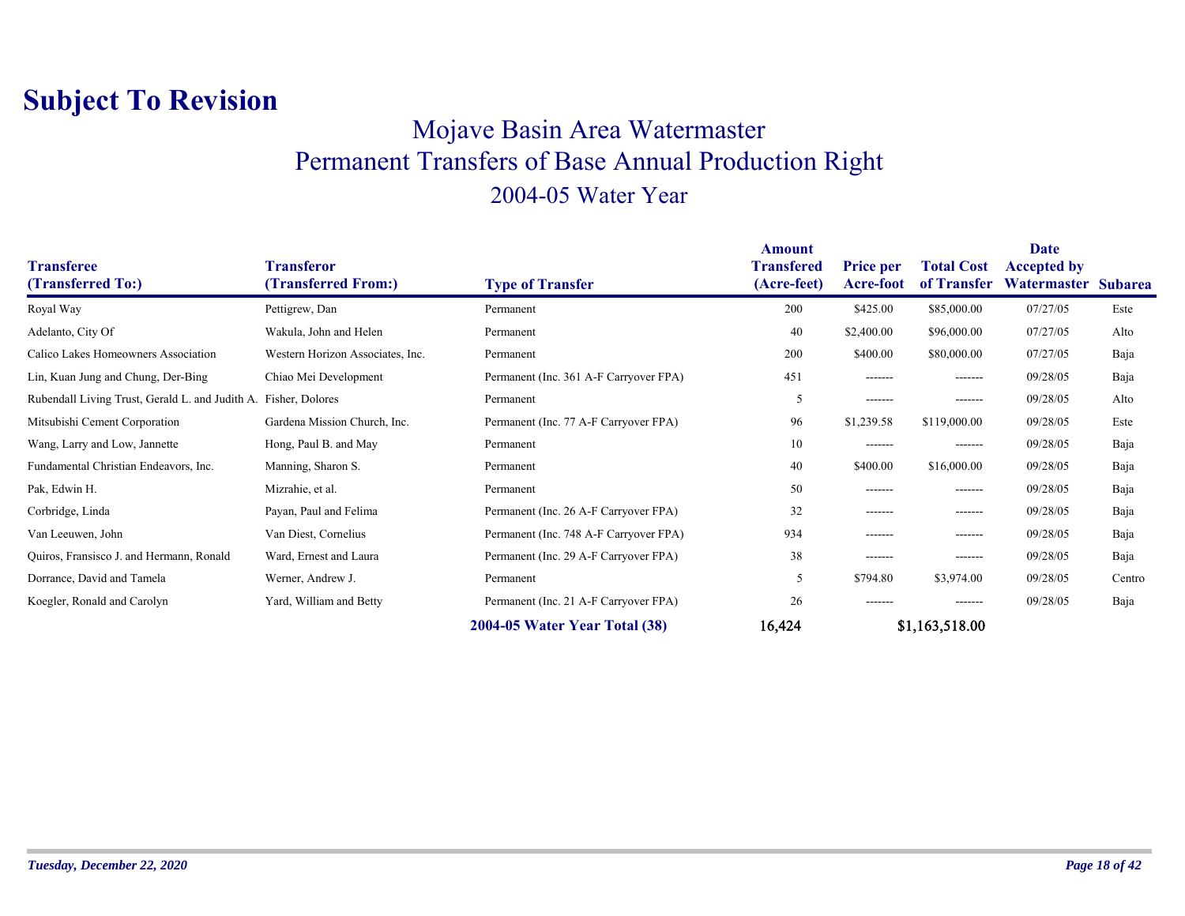# Subject To Revision

## Mojave Basin Area Watermaster
## Permanent Transfers of Base Annual Production Right
### 2004-05 Water Year

| Transferee (Transferred To:) | Transferor (Transferred From:) | Type of Transfer | Amount Transfered (Acre-feet) | Price per Acre-foot | Total Cost of Transfer | Date Accepted by Watermaster | Subarea |
|---|---|---|---|---|---|---|---|
| Royal Way | Pettigrew, Dan | Permanent | 200 | $425.00 | $85,000.00 | 07/27/05 | Este |
| Adelanto, City Of | Wakula, John and Helen | Permanent | 40 | $2,400.00 | $96,000.00 | 07/27/05 | Alto |
| Calico Lakes Homeowners Association | Western Horizon Associates, Inc. | Permanent | 200 | $400.00 | $80,000.00 | 07/27/05 | Baja |
| Lin, Kuan Jung and Chung, Der-Bing | Chiao Mei Development | Permanent (Inc. 361 A-F Carryover FPA) | 451 | ------- | ------- | 09/28/05 | Baja |
| Rubendall Living Trust, Gerald L. and Judith A. | Fisher, Dolores | Permanent | 5 | ------- | ------- | 09/28/05 | Alto |
| Mitsubishi Cement Corporation | Gardena Mission Church, Inc. | Permanent (Inc. 77 A-F Carryover FPA) | 96 | $1,239.58 | $119,000.00 | 09/28/05 | Este |
| Wang, Larry and Low, Jannette | Hong, Paul B. and May | Permanent | 10 | ------- | ------- | 09/28/05 | Baja |
| Fundamental Christian Endeavors, Inc. | Manning, Sharon S. | Permanent | 40 | $400.00 | $16,000.00 | 09/28/05 | Baja |
| Pak, Edwin H. | Mizrahie, et al. | Permanent | 50 | ------- | ------- | 09/28/05 | Baja |
| Corbridge, Linda | Payan, Paul and Felima | Permanent (Inc. 26 A-F Carryover FPA) | 32 | ------- | ------- | 09/28/05 | Baja |
| Van Leeuwen, John | Van Diest, Cornelius | Permanent (Inc. 748 A-F Carryover FPA) | 934 | ------- | ------- | 09/28/05 | Baja |
| Quiros, Fransisco J. and Hermann, Ronald | Ward, Ernest and Laura | Permanent (Inc. 29 A-F Carryover FPA) | 38 | ------- | ------- | 09/28/05 | Baja |
| Dorrance, David and Tamela | Werner, Andrew J. | Permanent | 5 | $794.80 | $3,974.00 | 09/28/05 | Centro |
| Koegler, Ronald and Carolyn | Yard, William and Betty | Permanent (Inc. 21 A-F Carryover FPA) | 26 | ------- | ------- | 09/28/05 | Baja |
| | | **2004-05 Water Year Total (38)** | **16,424** | | **$1,163,518.00** | | |

*Tuesday, December 22, 2020*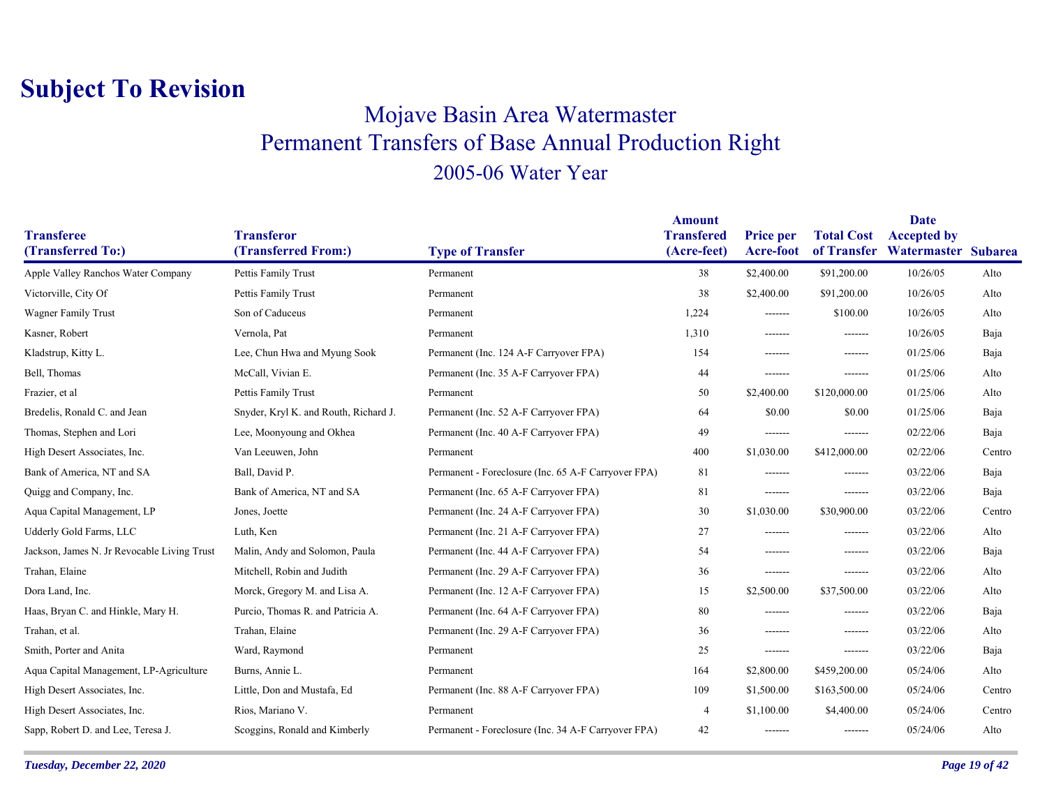# Subject To Revision

## Mojave Basin Area Watermaster

## Permanent Transfers of Base Annual Production Right

### 2005-06 Water Year

| Transferee (Transferred To:) | Transferor (Transferred From:) | Type of Transfer | Amount Transfered (Acre-feet) | Price per Acre-foot | Total Cost of Transfer | Date Accepted by Watermaster | Subarea |
|---|---|---|---|---|---|---|---|
| Apple Valley Ranchos Water Company | Pettis Family Trust | Permanent | 38 | $2,400.00 | $91,200.00 | 10/26/05 | Alto |
| Victorville, City Of | Pettis Family Trust | Permanent | 38 | $2,400.00 | $91,200.00 | 10/26/05 | Alto |
| Wagner Family Trust | Son of Caduceus | Permanent | 1,224 | ------- | $100.00 | 10/26/05 | Alto |
| Kasner, Robert | Vernola, Pat | Permanent | 1,310 | ------- | ------- | 10/26/05 | Baja |
| Kladstrup, Kitty L. | Lee, Chun Hwa and Myung Sook | Permanent (Inc. 124 A-F Carryover FPA) | 154 | ------- | ------- | 01/25/06 | Baja |
| Bell, Thomas | McCall, Vivian E. | Permanent (Inc. 35 A-F Carryover FPA) | 44 | ------- | ------- | 01/25/06 | Alto |
| Frazier, et al | Pettis Family Trust | Permanent | 50 | $2,400.00 | $120,000.00 | 01/25/06 | Alto |
| Bredelis, Ronald C. and Jean | Snyder, Kryl K. and Routh, Richard J. | Permanent (Inc. 52 A-F Carryover FPA) | 64 | $0.00 | $0.00 | 01/25/06 | Baja |
| Thomas, Stephen and Lori | Lee, Moonyoung and Okhea | Permanent (Inc. 40 A-F Carryover FPA) | 49 | ------- | ------- | 02/22/06 | Baja |
| High Desert Associates, Inc. | Van Leeuwen, John | Permanent | 400 | $1,030.00 | $412,000.00 | 02/22/06 | Centro |
| Bank of America, NT and SA | Ball, David P. | Permanent - Foreclosure (Inc. 65 A-F Carryover FPA) | 81 | ------- | ------- | 03/22/06 | Baja |
| Quigg and Company, Inc. | Bank of America, NT and SA | Permanent (Inc. 65 A-F Carryover FPA) | 81 | ------- | ------- | 03/22/06 | Baja |
| Aqua Capital Management, LP | Jones, Joette | Permanent (Inc. 24 A-F Carryover FPA) | 30 | $1,030.00 | $30,900.00 | 03/22/06 | Centro |
| Udderly Gold Farms, LLC | Luth, Ken | Permanent (Inc. 21 A-F Carryover FPA) | 27 | ------- | ------- | 03/22/06 | Alto |
| Jackson, James N. Jr Revocable Living Trust | Malin, Andy and Solomon, Paula | Permanent (Inc. 44 A-F Carryover FPA) | 54 | ------- | ------- | 03/22/06 | Baja |
| Trahan, Elaine | Mitchell, Robin and Judith | Permanent (Inc. 29 A-F Carryover FPA) | 36 | ------- | ------- | 03/22/06 | Alto |
| Dora Land, Inc. | Morck, Gregory M. and Lisa A. | Permanent (Inc. 12 A-F Carryover FPA) | 15 | $2,500.00 | $37,500.00 | 03/22/06 | Alto |
| Haas, Bryan C. and Hinkle, Mary H. | Purcio, Thomas R. and Patricia A. | Permanent (Inc. 64 A-F Carryover FPA) | 80 | ------- | ------- | 03/22/06 | Baja |
| Trahan, et al. | Trahan, Elaine | Permanent (Inc. 29 A-F Carryover FPA) | 36 | ------- | ------- | 03/22/06 | Alto |
| Smith, Porter and Anita | Ward, Raymond | Permanent | 25 | ------- | ------- | 03/22/06 | Baja |
| Aqua Capital Management, LP-Agriculture | Burns, Annie L. | Permanent | 164 | $2,800.00 | $459,200.00 | 05/24/06 | Alto |
| High Desert Associates, Inc. | Little, Don and Mustafa, Ed | Permanent (Inc. 88 A-F Carryover FPA) | 109 | $1,500.00 | $163,500.00 | 05/24/06 | Centro |
| High Desert Associates, Inc. | Rios, Mariano V. | Permanent | 4 | $1,100.00 | $4,400.00 | 05/24/06 | Centro |
| Sapp, Robert D. and Lee, Teresa J. | Scoggins, Ronald and Kimberly | Permanent - Foreclosure (Inc. 34 A-F Carryover FPA) | 42 | ------- | ------- | 05/24/06 | Alto |

*Tuesday, December 22, 2020*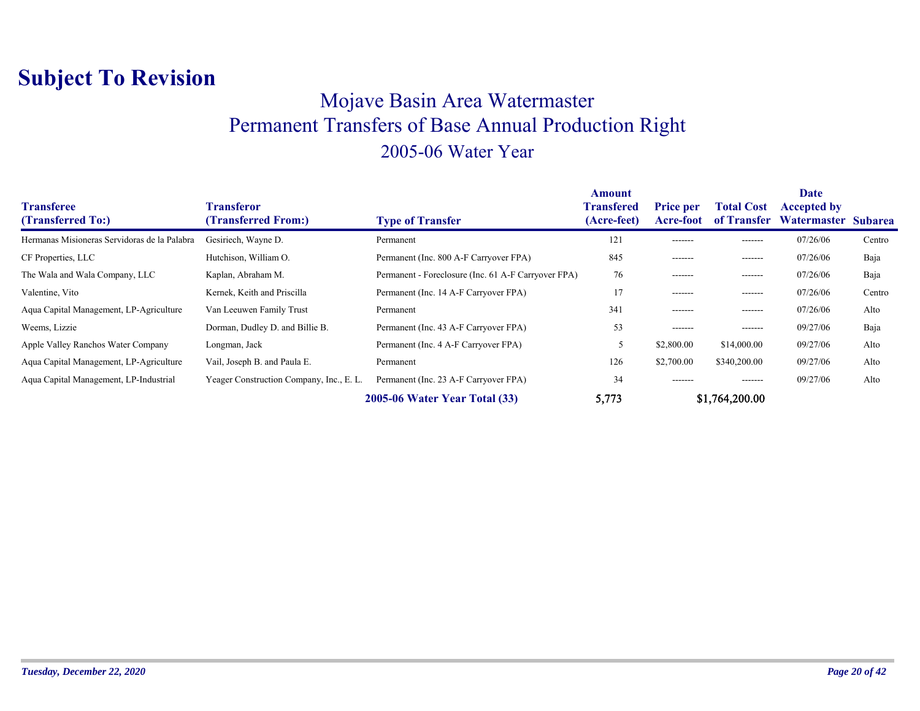# Subject To Revision

## Mojave Basin Area Watermaster
## Permanent Transfers of Base Annual Production Right
### 2005-06 Water Year

| Transferee (Transferred To:) | Transferor (Transferred From:) | Type of Transfer | Amount Transfered (Acre-feet) | Price per Acre-foot | Total Cost of Transfer | Date Accepted by Watermaster | Subarea |
|---|---|---|---|---|---|---|---|
| Hermanas Misioneras Servidoras de la Palabra | Gesiriech, Wayne D. | Permanent | 121 | ------- | ------- | 07/26/06 | Centro |
| CF Properties, LLC | Hutchison, William O. | Permanent (Inc. 800 A-F Carryover FPA) | 845 | ------- | ------- | 07/26/06 | Baja |
| The Wala and Wala Company, LLC | Kaplan, Abraham M. | Permanent - Foreclosure (Inc. 61 A-F Carryover FPA) | 76 | ------- | ------- | 07/26/06 | Baja |
| Valentine, Vito | Kernek, Keith and Priscilla | Permanent (Inc. 14 A-F Carryover FPA) | 17 | ------- | ------- | 07/26/06 | Centro |
| Aqua Capital Management, LP-Agriculture | Van Leeuwen Family Trust | Permanent | 341 | ------- | ------- | 07/26/06 | Alto |
| Weems, Lizzie | Dorman, Dudley D. and Billie B. | Permanent (Inc. 43 A-F Carryover FPA) | 53 | ------- | ------- | 09/27/06 | Baja |
| Apple Valley Ranchos Water Company | Longman, Jack | Permanent (Inc. 4 A-F Carryover FPA) | 5 | $2,800.00 | $14,000.00 | 09/27/06 | Alto |
| Aqua Capital Management, LP-Agriculture | Vail, Joseph B. and Paula E. | Permanent | 126 | $2,700.00 | $340,200.00 | 09/27/06 | Alto |
| Aqua Capital Management, LP-Industrial | Yeager Construction Company, Inc., E. L. | Permanent (Inc. 23 A-F Carryover FPA) | 34 | ------- | ------- | 09/27/06 | Alto |
| | | **2005-06 Water Year Total (33)** | **5,773** | | **$1,764,200.00** | | |

*Tuesday, December 22, 2020*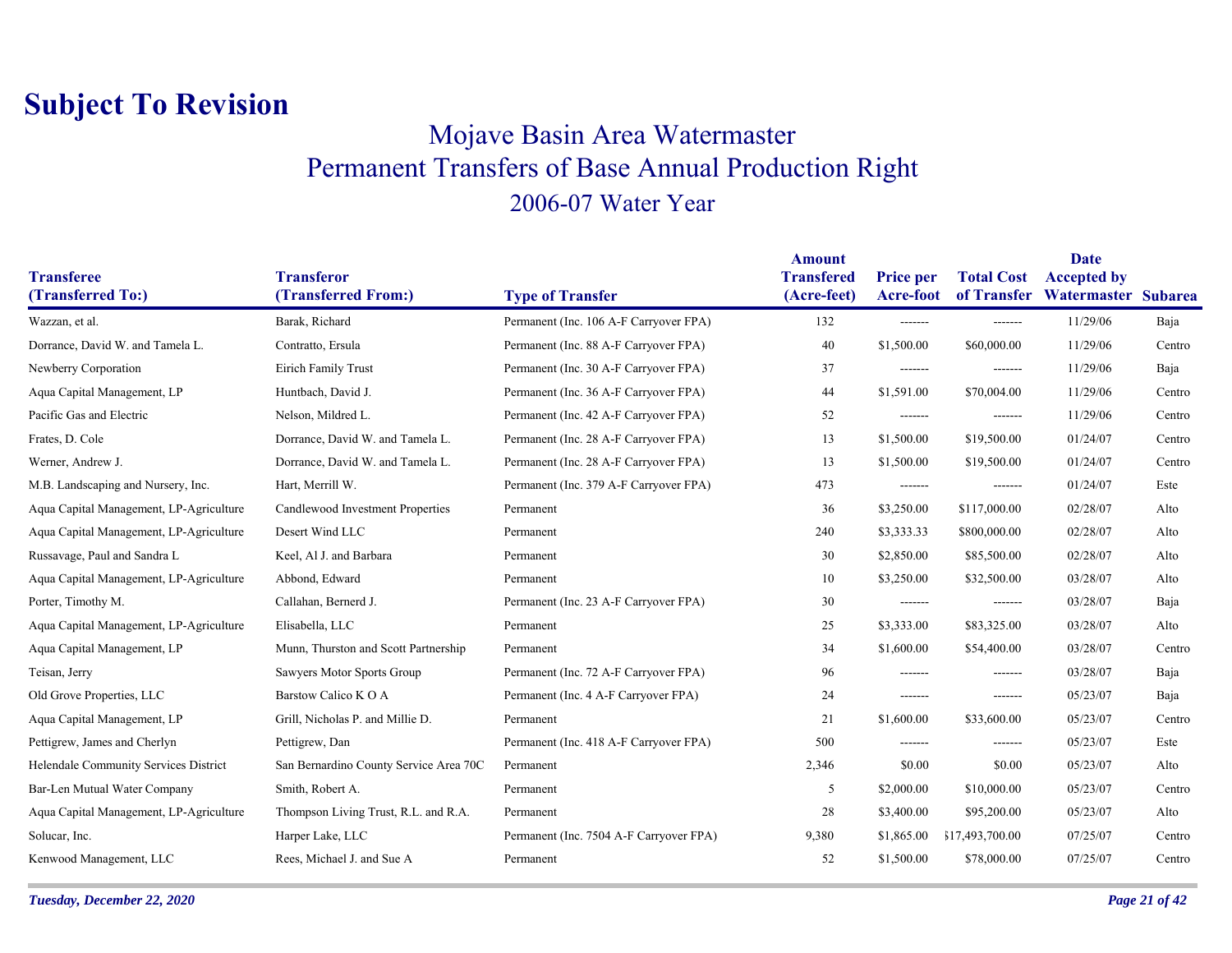# Subject To Revision

## Mojave Basin Area Watermaster
## Permanent Transfers of Base Annual Production Right
## 2006-07 Water Year

| Transferee (Transferred To:) | Transferor (Transferred From:) | Type of Transfer | Amount Transfered (Acre-feet) | Price per Acre-foot | Total Cost of Transfer | Date Accepted by Watermaster | Subarea |
|---|---|---|---|---|---|---|---|
| Wazzan, et al. | Barak, Richard | Permanent (Inc. 106 A-F Carryover FPA) | 132 | ------- | ------- | 11/29/06 | Baja |
| Dorrance, David W. and Tamela L. | Contratto, Ersula | Permanent (Inc. 88 A-F Carryover FPA) | 40 | $1,500.00 | $60,000.00 | 11/29/06 | Centro |
| Newberry Corporation | Eirich Family Trust | Permanent (Inc. 30 A-F Carryover FPA) | 37 | ------- | ------- | 11/29/06 | Baja |
| Aqua Capital Management, LP | Huntbach, David J. | Permanent (Inc. 36 A-F Carryover FPA) | 44 | $1,591.00 | $70,004.00 | 11/29/06 | Centro |
| Pacific Gas and Electric | Nelson, Mildred L. | Permanent (Inc. 42 A-F Carryover FPA) | 52 | ------- | ------- | 11/29/06 | Centro |
| Frates, D. Cole | Dorrance, David W. and Tamela L. | Permanent (Inc. 28 A-F Carryover FPA) | 13 | $1,500.00 | $19,500.00 | 01/24/07 | Centro |
| Werner, Andrew J. | Dorrance, David W. and Tamela L. | Permanent (Inc. 28 A-F Carryover FPA) | 13 | $1,500.00 | $19,500.00 | 01/24/07 | Centro |
| M.B. Landscaping and Nursery, Inc. | Hart, Merrill W. | Permanent (Inc. 379 A-F Carryover FPA) | 473 | ------- | ------- | 01/24/07 | Este |
| Aqua Capital Management, LP-Agriculture | Candlewood Investment Properties | Permanent | 36 | $3,250.00 | $117,000.00 | 02/28/07 | Alto |
| Aqua Capital Management, LP-Agriculture | Desert Wind LLC | Permanent | 240 | $3,333.33 | $800,000.00 | 02/28/07 | Alto |
| Russavage, Paul and Sandra L | Keel, Al J. and Barbara | Permanent | 30 | $2,850.00 | $85,500.00 | 02/28/07 | Alto |
| Aqua Capital Management, LP-Agriculture | Abbond, Edward | Permanent | 10 | $3,250.00 | $32,500.00 | 03/28/07 | Alto |
| Porter, Timothy M. | Callahan, Bernerd J. | Permanent (Inc. 23 A-F Carryover FPA) | 30 | ------- | ------- | 03/28/07 | Baja |
| Aqua Capital Management, LP-Agriculture | Elisabella, LLC | Permanent | 25 | $3,333.00 | $83,325.00 | 03/28/07 | Alto |
| Aqua Capital Management, LP | Munn, Thurston and Scott Partnership | Permanent | 34 | $1,600.00 | $54,400.00 | 03/28/07 | Centro |
| Teisan, Jerry | Sawyers Motor Sports Group | Permanent (Inc. 72 A-F Carryover FPA) | 96 | ------- | ------- | 03/28/07 | Baja |
| Old Grove Properties, LLC | Barstow Calico K O A | Permanent (Inc. 4 A-F Carryover FPA) | 24 | ------- | ------- | 05/23/07 | Baja |
| Aqua Capital Management, LP | Grill, Nicholas P. and Millie D. | Permanent | 21 | $1,600.00 | $33,600.00 | 05/23/07 | Centro |
| Pettigrew, James and Cherlyn | Pettigrew, Dan | Permanent (Inc. 418 A-F Carryover FPA) | 500 | ------- | ------- | 05/23/07 | Este |
| Helendale Community Services District | San Bernardino County Service Area 70C | Permanent | 2,346 | $0.00 | $0.00 | 05/23/07 | Alto |
| Bar-Len Mutual Water Company | Smith, Robert A. | Permanent | 5 | $2,000.00 | $10,000.00 | 05/23/07 | Centro |
| Aqua Capital Management, LP-Agriculture | Thompson Living Trust, R.L. and R.A. | Permanent | 28 | $3,400.00 | $95,200.00 | 05/23/07 | Alto |
| Solucar, Inc. | Harper Lake, LLC | Permanent (Inc. 7504 A-F Carryover FPA) | 9,380 | $1,865.00 | $17,493,700.00 | 07/25/07 | Centro |
| Kenwood Management, LLC | Rees, Michael J. and Sue A | Permanent | 52 | $1,500.00 | $78,000.00 | 07/25/07 | Centro |

*Tuesday, December 22, 2020*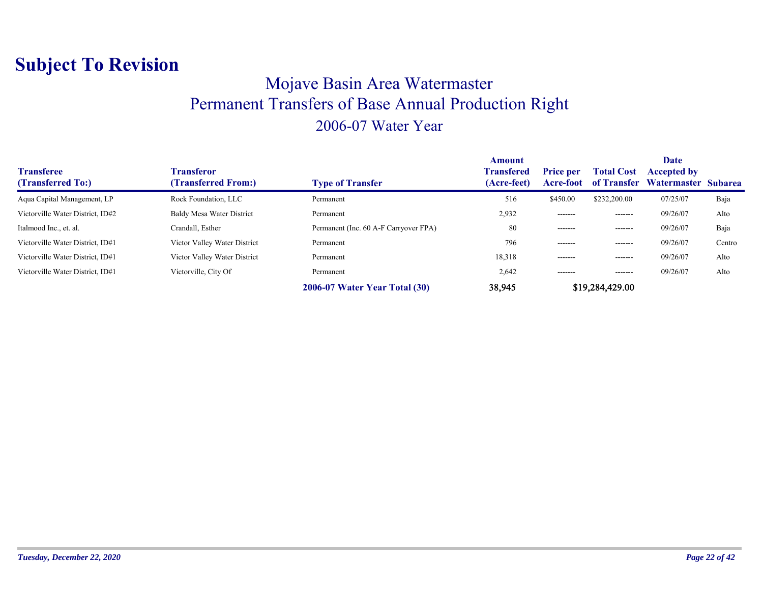# Subject To Revision

## Mojave Basin Area Watermaster

## Permanent Transfers of Base Annual Production Right

### 2006-07 Water Year

| Transferee (Transferred To:) | Transferor (Transferred From:) | Type of Transfer | Amount Transfered (Acre-feet) | Price per Acre-foot | Total Cost of Transfer | Date Accepted by Watermaster | Subarea |
|---|---|---|---|---|---|---|---|
| Aqua Capital Management, LP | Rock Foundation, LLC | Permanent | 516 | $450.00 | $232,200.00 | 07/25/07 | Baja |
| Victorville Water District, ID#2 | Baldy Mesa Water District | Permanent | 2,932 | ------- | ------- | 09/26/07 | Alto |
| Italmood Inc., et. al. | Crandall, Esther | Permanent (Inc. 60 A-F Carryover FPA) | 80 | ------- | ------- | 09/26/07 | Baja |
| Victorville Water District, ID#1 | Victor Valley Water District | Permanent | 796 | ------- | ------- | 09/26/07 | Centro |
| Victorville Water District, ID#1 | Victor Valley Water District | Permanent | 18,318 | ------- | ------- | 09/26/07 | Alto |
| Victorville Water District, ID#1 | Victorville, City Of | Permanent | 2,642 | ------- | ------- | 09/26/07 | Alto |
| | | **2006-07 Water Year Total (30)** | **38,945** | | **$19,284,429.00** | | |

*Tuesday, December 22, 2020*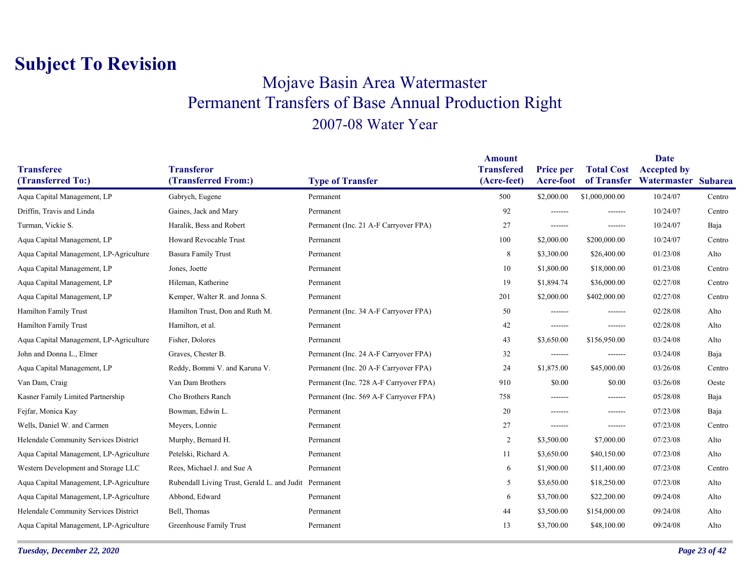# Subject To Revision

## Mojave Basin Area Watermaster
## Permanent Transfers of Base Annual Production Right
## 2007-08 Water Year

| Transferee (Transferred To:) | Transferor (Transferred From:) | Type of Transfer | Amount Transfered (Acre-feet) | Price per Acre-foot | Total Cost of Transfer | Date Accepted by Watermaster | Subarea |
|---|---|---|---|---|---|---|---|
| Aqua Capital Management, LP | Gabrych, Eugene | Permanent | 500 | $2,000.00 | $1,000,000.00 | 10/24/07 | Centro |
| Driffin, Travis and Linda | Gaines, Jack and Mary | Permanent | 92 | ------- | ------- | 10/24/07 | Centro |
| Turman, Vickie S. | Haralik, Bess and Robert | Permanent (Inc. 21 A-F Carryover FPA) | 27 | ------- | ------- | 10/24/07 | Baja |
| Aqua Capital Management, LP | Howard Revocable Trust | Permanent | 100 | $2,000.00 | $200,000.00 | 10/24/07 | Centro |
| Aqua Capital Management, LP-Agriculture | Basura Family Trust | Permanent | 8 | $3,300.00 | $26,400.00 | 01/23/08 | Alto |
| Aqua Capital Management, LP | Jones, Joette | Permanent | 10 | $1,800.00 | $18,000.00 | 01/23/08 | Centro |
| Aqua Capital Management, LP | Hileman, Katherine | Permanent | 19 | $1,894.74 | $36,000.00 | 02/27/08 | Centro |
| Aqua Capital Management, LP | Kemper, Walter R. and Jonna S. | Permanent | 201 | $2,000.00 | $402,000.00 | 02/27/08 | Centro |
| Hamilton Family Trust | Hamilton Trust, Don and Ruth M. | Permanent (Inc. 34 A-F Carryover FPA) | 50 | ------- | ------- | 02/28/08 | Alto |
| Hamilton Family Trust | Hamilton, et al. | Permanent | 42 | ------- | ------- | 02/28/08 | Alto |
| Aqua Capital Management, LP-Agriculture | Fisher, Dolores | Permanent | 43 | $3,650.00 | $156,950.00 | 03/24/08 | Alto |
| John and Donna L., Elmer | Graves, Chester B. | Permanent (Inc. 24 A-F Carryover FPA) | 32 | ------- | ------- | 03/24/08 | Baja |
| Aqua Capital Management, LP | Reddy, Bommi V. and Karuna V. | Permanent (Inc. 20 A-F Carryover FPA) | 24 | $1,875.00 | $45,000.00 | 03/26/08 | Centro |
| Van Dam, Craig | Van Dam Brothers | Permanent (Inc. 728 A-F Carryover FPA) | 910 | $0.00 | $0.00 | 03/26/08 | Oeste |
| Kasner Family Limited Partnership | Cho Brothers Ranch | Permanent (Inc. 569 A-F Carryover FPA) | 758 | ------- | ------- | 05/28/08 | Baja |
| Fejfar, Monica Kay | Bowman, Edwin L. | Permanent | 20 | ------- | ------- | 07/23/08 | Baja |
| Wells, Daniel W. and Carmen | Meyers, Lonnie | Permanent | 27 | ------- | ------- | 07/23/08 | Centro |
| Helendale Community Services District | Murphy, Bernard H. | Permanent | 2 | $3,500.00 | $7,000.00 | 07/23/08 | Alto |
| Aqua Capital Management, LP-Agriculture | Petelski, Richard A. | Permanent | 11 | $3,650.00 | $40,150.00 | 07/23/08 | Alto |
| Western Development and Storage LLC | Rees, Michael J. and Sue A | Permanent | 6 | $1,900.00 | $11,400.00 | 07/23/08 | Centro |
| Aqua Capital Management, LP-Agriculture | Rubendall Living Trust, Gerald L. and Judit | Permanent | 5 | $3,650.00 | $18,250.00 | 07/23/08 | Alto |
| Aqua Capital Management, LP-Agriculture | Abbond, Edward | Permanent | 6 | $3,700.00 | $22,200.00 | 09/24/08 | Alto |
| Helendale Community Services District | Bell, Thomas | Permanent | 44 | $3,500.00 | $154,000.00 | 09/24/08 | Alto |
| Aqua Capital Management, LP-Agriculture | Greenhouse Family Trust | Permanent | 13 | $3,700.00 | $48,100.00 | 09/24/08 | Alto |

*Tuesday, December 22, 2020*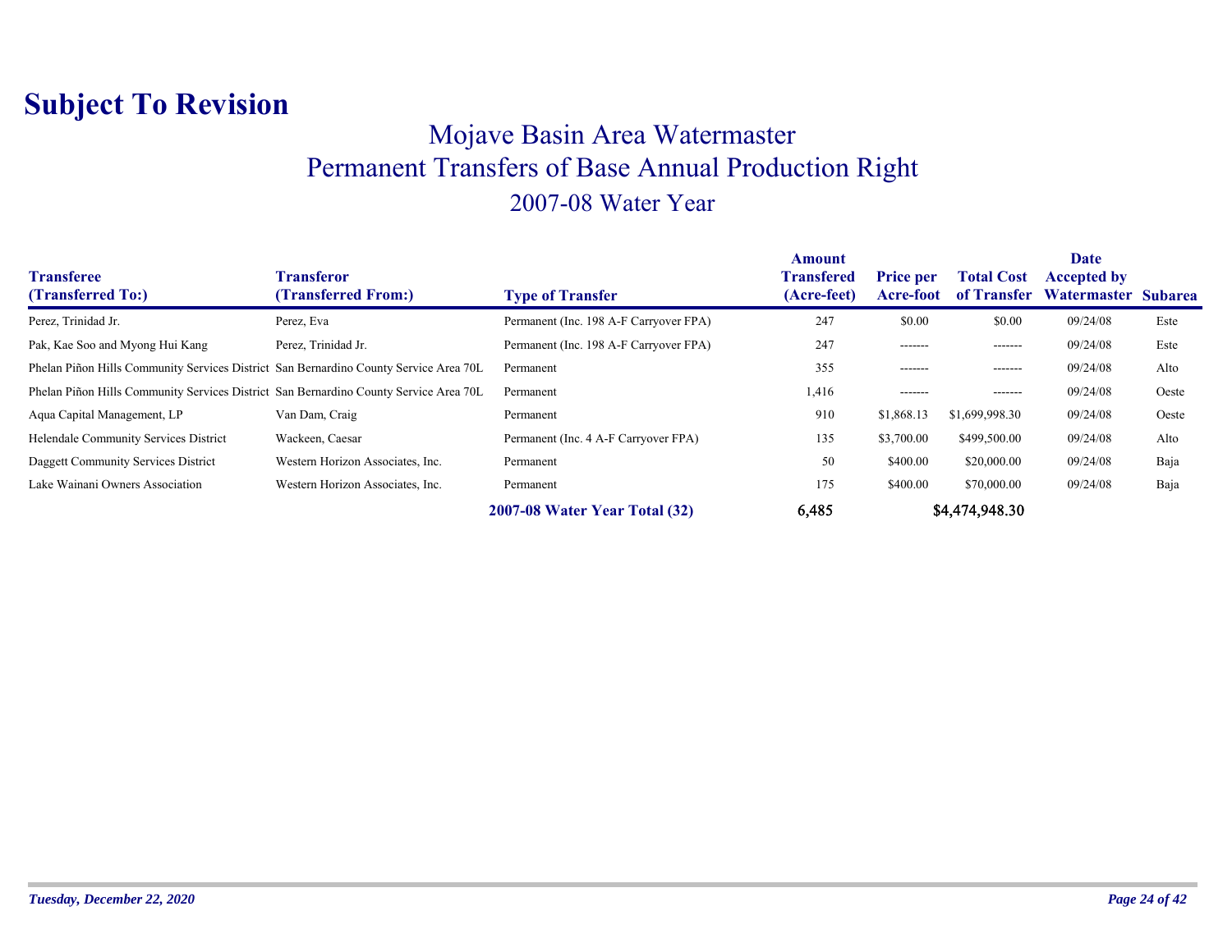# Subject To Revision

## Mojave Basin Area Watermaster
## Permanent Transfers of Base Annual Production Right
## 2007-08 Water Year

| Transferee (Transferred To:) | Transferor (Transferred From:) | Type of Transfer | Amount Transfered (Acre-feet) | Price per Acre-foot | Total Cost of Transfer | Date Accepted by Watermaster | Subarea |
|---|---|---|---|---|---|---|---|
| Perez, Trinidad Jr. | Perez, Eva | Permanent (Inc. 198 A-F Carryover FPA) | 247 | $0.00 | $0.00 | 09/24/08 | Este |
| Pak, Kae Soo and Myong Hui Kang | Perez, Trinidad Jr. | Permanent (Inc. 198 A-F Carryover FPA) | 247 | ------- | ------- | 09/24/08 | Este |
| Phelan Piñon Hills Community Services District | San Bernardino County Service Area 70L | Permanent | 355 | ------- | ------- | 09/24/08 | Alto |
| Phelan Piñon Hills Community Services District | San Bernardino County Service Area 70L | Permanent | 1,416 | ------- | ------- | 09/24/08 | Oeste |
| Aqua Capital Management, LP | Van Dam, Craig | Permanent | 910 | $1,868.13 | $1,699,998.30 | 09/24/08 | Oeste |
| Helendale Community Services District | Wackeen, Caesar | Permanent (Inc. 4 A-F Carryover FPA) | 135 | $3,700.00 | $499,500.00 | 09/24/08 | Alto |
| Daggett Community Services District | Western Horizon Associates, Inc. | Permanent | 50 | $400.00 | $20,000.00 | 09/24/08 | Baja |
| Lake Wainani Owners Association | Western Horizon Associates, Inc. | Permanent | 175 | $400.00 | $70,000.00 | 09/24/08 | Baja |
| | | **2007-08 Water Year Total (32)** | **6,485** | | **$4,474,948.30** | | |

*Tuesday, December 22, 2020*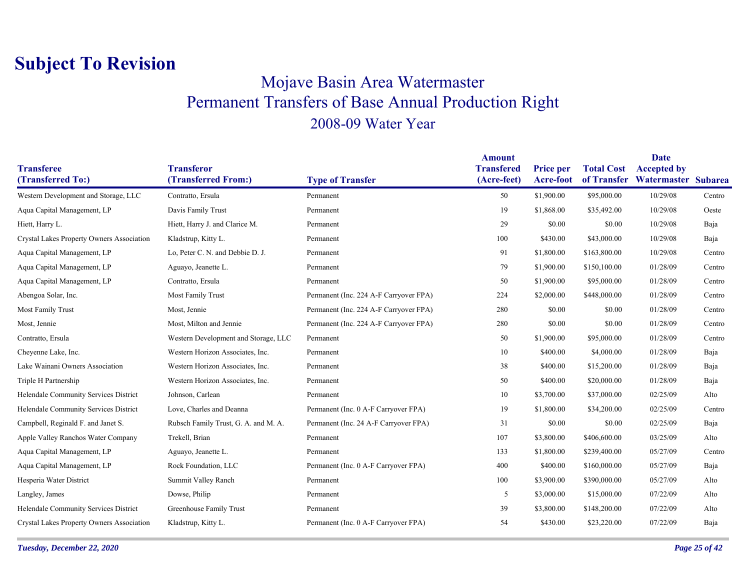# Subject To Revision

## Mojave Basin Area Watermaster
## Permanent Transfers of Base Annual Production Right
### 2008-09 Water Year

| Transferee (Transferred To:) | Transferor (Transferred From:) | Type of Transfer | Amount Transfered (Acre-feet) | Price per Acre-foot | Total Cost of Transfer | Date Accepted by Watermaster | Subarea |
|---|---|---|---|---|---|---|---|
| Western Development and Storage, LLC | Contratto, Ersula | Permanent | 50 | $1,900.00 | $95,000.00 | 10/29/08 | Centro |
| Aqua Capital Management, LP | Davis Family Trust | Permanent | 19 | $1,868.00 | $35,492.00 | 10/29/08 | Oeste |
| Hiett, Harry L. | Hiett, Harry J. and Clarice M. | Permanent | 29 | $0.00 | $0.00 | 10/29/08 | Baja |
| Crystal Lakes Property Owners Association | Kladstrup, Kitty L. | Permanent | 100 | $430.00 | $43,000.00 | 10/29/08 | Baja |
| Aqua Capital Management, LP | Lo, Peter C. N. and Debbie D. J. | Permanent | 91 | $1,800.00 | $163,800.00 | 10/29/08 | Centro |
| Aqua Capital Management, LP | Aguayo, Jeanette L. | Permanent | 79 | $1,900.00 | $150,100.00 | 01/28/09 | Centro |
| Aqua Capital Management, LP | Contratto, Ersula | Permanent | 50 | $1,900.00 | $95,000.00 | 01/28/09 | Centro |
| Abengoa Solar, Inc. | Most Family Trust | Permanent (Inc. 224 A-F Carryover FPA) | 224 | $2,000.00 | $448,000.00 | 01/28/09 | Centro |
| Most Family Trust | Most, Jennie | Permanent (Inc. 224 A-F Carryover FPA) | 280 | $0.00 | $0.00 | 01/28/09 | Centro |
| Most, Jennie | Most, Milton and Jennie | Permanent (Inc. 224 A-F Carryover FPA) | 280 | $0.00 | $0.00 | 01/28/09 | Centro |
| Contratto, Ersula | Western Development and Storage, LLC | Permanent | 50 | $1,900.00 | $95,000.00 | 01/28/09 | Centro |
| Cheyenne Lake, Inc. | Western Horizon Associates, Inc. | Permanent | 10 | $400.00 | $4,000.00 | 01/28/09 | Baja |
| Lake Wainani Owners Association | Western Horizon Associates, Inc. | Permanent | 38 | $400.00 | $15,200.00 | 01/28/09 | Baja |
| Triple H Partnership | Western Horizon Associates, Inc. | Permanent | 50 | $400.00 | $20,000.00 | 01/28/09 | Baja |
| Helendale Community Services District | Johnson, Carlean | Permanent | 10 | $3,700.00 | $37,000.00 | 02/25/09 | Alto |
| Helendale Community Services District | Love, Charles and Deanna | Permanent (Inc. 0 A-F Carryover FPA) | 19 | $1,800.00 | $34,200.00 | 02/25/09 | Centro |
| Campbell, Reginald F. and Janet S. | Rubsch Family Trust, G. A. and M. A. | Permanent (Inc. 24 A-F Carryover FPA) | 31 | $0.00 | $0.00 | 02/25/09 | Baja |
| Apple Valley Ranchos Water Company | Trekell, Brian | Permanent | 107 | $3,800.00 | $406,600.00 | 03/25/09 | Alto |
| Aqua Capital Management, LP | Aguayo, Jeanette L. | Permanent | 133 | $1,800.00 | $239,400.00 | 05/27/09 | Centro |
| Aqua Capital Management, LP | Rock Foundation, LLC | Permanent (Inc. 0 A-F Carryover FPA) | 400 | $400.00 | $160,000.00 | 05/27/09 | Baja |
| Hesperia Water District | Summit Valley Ranch | Permanent | 100 | $3,900.00 | $390,000.00 | 05/27/09 | Alto |
| Langley, James | Dowse, Philip | Permanent | 5 | $3,000.00 | $15,000.00 | 07/22/09 | Alto |
| Helendale Community Services District | Greenhouse Family Trust | Permanent | 39 | $3,800.00 | $148,200.00 | 07/22/09 | Alto |
| Crystal Lakes Property Owners Association | Kladstrup, Kitty L. | Permanent (Inc. 0 A-F Carryover FPA) | 54 | $430.00 | $23,220.00 | 07/22/09 | Baja |

*Tuesday, December 22, 2020*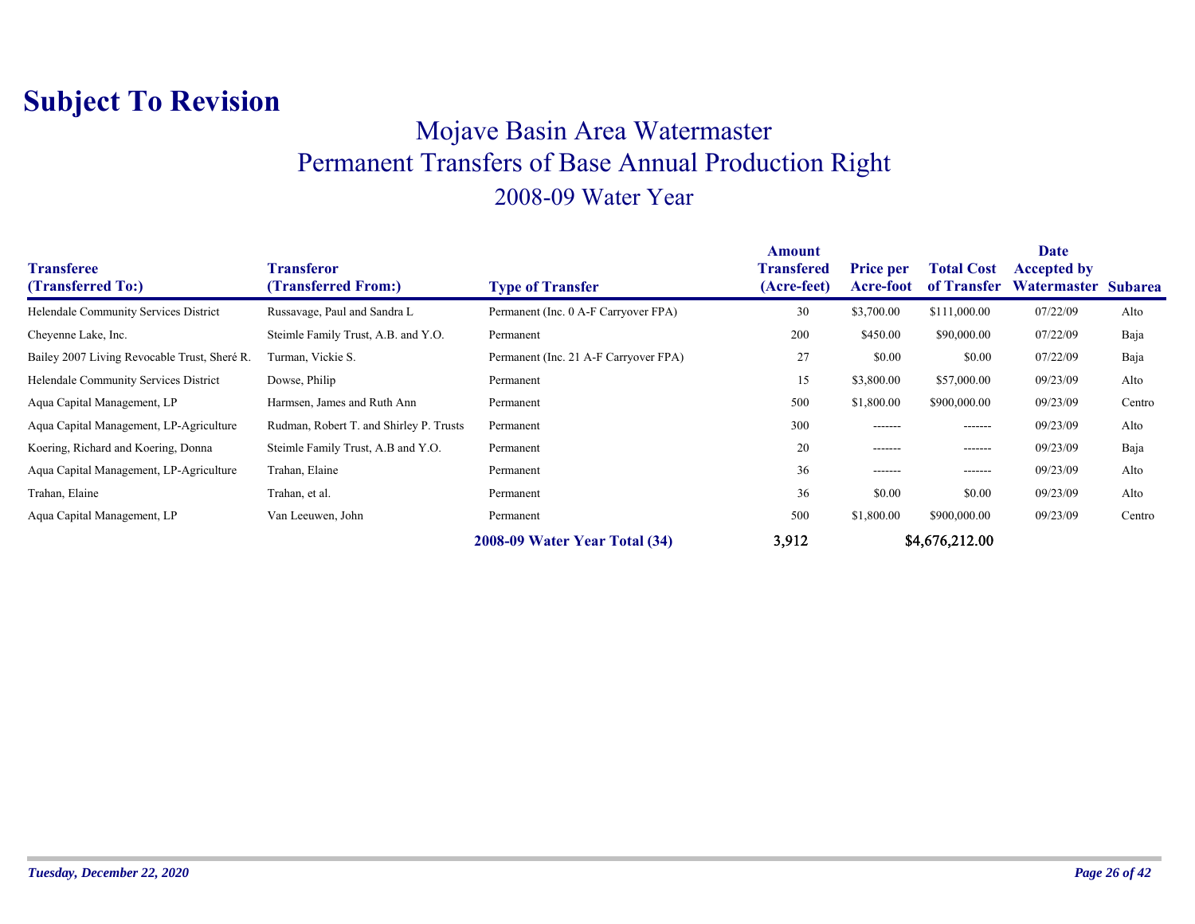# Subject To Revision

## Mojave Basin Area Watermaster
## Permanent Transfers of Base Annual Production Right
## 2008-09 Water Year

| Transferee (Transferred To:) | Transferor (Transferred From:) | Type of Transfer | Amount Transfered (Acre-feet) | Price per Acre-foot | Total Cost of Transfer | Date Accepted by Watermaster | Subarea |
|---|---|---|---|---|---|---|---|
| Helendale Community Services District | Russavage, Paul and Sandra L | Permanent (Inc. 0 A-F Carryover FPA) | 30 | $3,700.00 | $111,000.00 | 07/22/09 | Alto |
| Cheyenne Lake, Inc. | Steimle Family Trust, A.B. and Y.O. | Permanent | 200 | $450.00 | $90,000.00 | 07/22/09 | Baja |
| Bailey 2007 Living Revocable Trust, Sheré R. | Turman, Vickie S. | Permanent (Inc. 21 A-F Carryover FPA) | 27 | $0.00 | $0.00 | 07/22/09 | Baja |
| Helendale Community Services District | Dowse, Philip | Permanent | 15 | $3,800.00 | $57,000.00 | 09/23/09 | Alto |
| Aqua Capital Management, LP | Harmsen, James and Ruth Ann | Permanent | 500 | $1,800.00 | $900,000.00 | 09/23/09 | Centro |
| Aqua Capital Management, LP-Agriculture | Rudman, Robert T. and Shirley P. Trusts | Permanent | 300 | ------- | ------- | 09/23/09 | Alto |
| Koering, Richard and Koering, Donna | Steimle Family Trust, A.B and Y.O. | Permanent | 20 | ------- | ------- | 09/23/09 | Baja |
| Aqua Capital Management, LP-Agriculture | Trahan, Elaine | Permanent | 36 | ------- | ------- | 09/23/09 | Alto |
| Trahan, Elaine | Trahan, et al. | Permanent | 36 | $0.00 | $0.00 | 09/23/09 | Alto |
| Aqua Capital Management, LP | Van Leeuwen, John | Permanent | 500 | $1,800.00 | $900,000.00 | 09/23/09 | Centro |
| | | **2008-09 Water Year Total (34)** | **3,912** | | **$4,676,212.00** | | |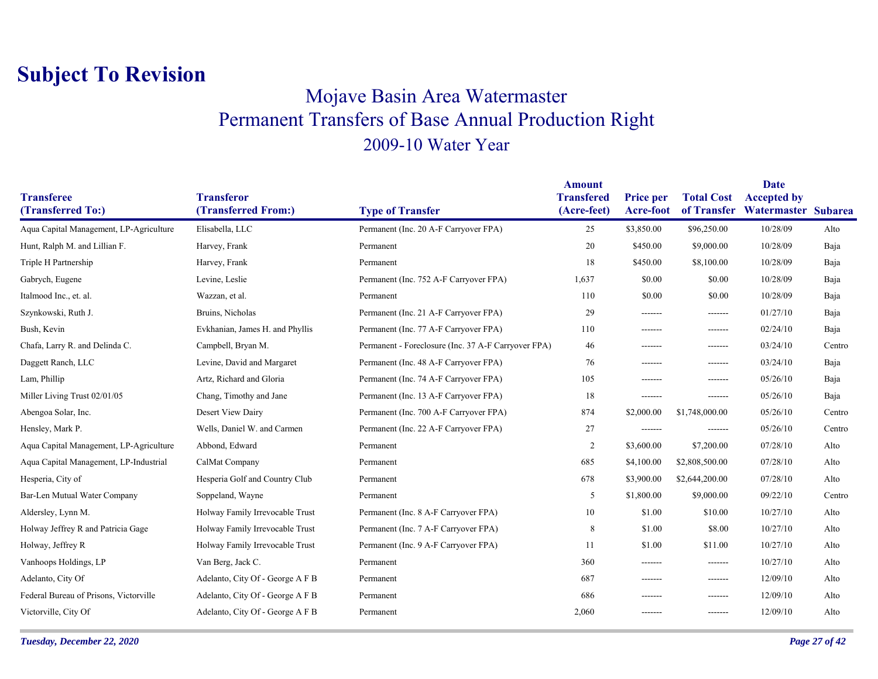# Subject To Revision

## Mojave Basin Area Watermaster
## Permanent Transfers of Base Annual Production Right
### 2009-10 Water Year

| Transferee (Transferred To:) | Transferor (Transferred From:) | Type of Transfer | Amount Transfered (Acre-feet) | Price per Acre-foot | Total Cost of Transfer | Date Accepted by Watermaster | Subarea |
|---|---|---|---|---|---|---|---|
| Aqua Capital Management, LP-Agriculture | Elisabella, LLC | Permanent (Inc. 20 A-F Carryover FPA) | 25 | $3,850.00 | $96,250.00 | 10/28/09 | Alto |
| Hunt, Ralph M. and Lillian F. | Harvey, Frank | Permanent | 20 | $450.00 | $9,000.00 | 10/28/09 | Baja |
| Triple H Partnership | Harvey, Frank | Permanent | 18 | $450.00 | $8,100.00 | 10/28/09 | Baja |
| Gabrych, Eugene | Levine, Leslie | Permanent (Inc. 752 A-F Carryover FPA) | 1,637 | $0.00 | $0.00 | 10/28/09 | Baja |
| Italmood Inc., et. al. | Wazzan, et al. | Permanent | 110 | $0.00 | $0.00 | 10/28/09 | Baja |
| Szynkowski, Ruth J. | Bruins, Nicholas | Permanent (Inc. 21 A-F Carryover FPA) | 29 | ------- | ------- | 01/27/10 | Baja |
| Bush, Kevin | Evkhanian, James H. and Phyllis | Permanent (Inc. 77 A-F Carryover FPA) | 110 | ------- | ------- | 02/24/10 | Baja |
| Chafa, Larry R. and Delinda C. | Campbell, Bryan M. | Permanent - Foreclosure (Inc. 37 A-F Carryover FPA) | 46 | ------- | ------- | 03/24/10 | Centro |
| Daggett Ranch, LLC | Levine, David and Margaret | Permanent (Inc. 48 A-F Carryover FPA) | 76 | ------- | ------- | 03/24/10 | Baja |
| Lam, Phillip | Artz, Richard and Gloria | Permanent (Inc. 74 A-F Carryover FPA) | 105 | ------- | ------- | 05/26/10 | Baja |
| Miller Living Trust 02/01/05 | Chang, Timothy and Jane | Permanent (Inc. 13 A-F Carryover FPA) | 18 | ------- | ------- | 05/26/10 | Baja |
| Abengoa Solar, Inc. | Desert View Dairy | Permanent (Inc. 700 A-F Carryover FPA) | 874 | $2,000.00 | $1,748,000.00 | 05/26/10 | Centro |
| Hensley, Mark P. | Wells, Daniel W. and Carmen | Permanent (Inc. 22 A-F Carryover FPA) | 27 | ------- | ------- | 05/26/10 | Centro |
| Aqua Capital Management, LP-Agriculture | Abbond, Edward | Permanent | 2 | $3,600.00 | $7,200.00 | 07/28/10 | Alto |
| Aqua Capital Management, LP-Industrial | CalMat Company | Permanent | 685 | $4,100.00 | $2,808,500.00 | 07/28/10 | Alto |
| Hesperia, City of | Hesperia Golf and Country Club | Permanent | 678 | $3,900.00 | $2,644,200.00 | 07/28/10 | Alto |
| Bar-Len Mutual Water Company | Soppeland, Wayne | Permanent | 5 | $1,800.00 | $9,000.00 | 09/22/10 | Centro |
| Aldersley, Lynn M. | Holway Family Irrevocable Trust | Permanent (Inc. 8 A-F Carryover FPA) | 10 | $1.00 | $10.00 | 10/27/10 | Alto |
| Holway Jeffrey R and Patricia Gage | Holway Family Irrevocable Trust | Permanent (Inc. 7 A-F Carryover FPA) | 8 | $1.00 | $8.00 | 10/27/10 | Alto |
| Holway, Jeffrey R | Holway Family Irrevocable Trust | Permanent (Inc. 9 A-F Carryover FPA) | 11 | $1.00 | $11.00 | 10/27/10 | Alto |
| Vanhoops Holdings, LP | Van Berg, Jack C. | Permanent | 360 | ------- | ------- | 10/27/10 | Alto |
| Adelanto, City Of | Adelanto, City Of - George A F B | Permanent | 687 | ------- | ------- | 12/09/10 | Alto |
| Federal Bureau of Prisons, Victorville | Adelanto, City Of - George A F B | Permanent | 686 | ------- | ------- | 12/09/10 | Alto |
| Victorville, City Of | Adelanto, City Of - George A F B | Permanent | 2,060 | ------- | ------- | 12/09/10 | Alto |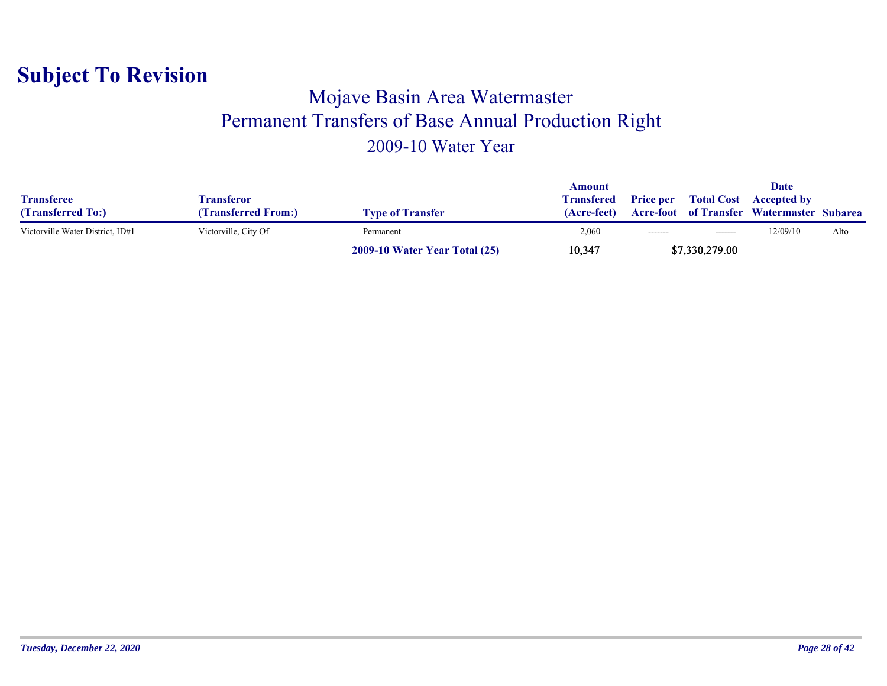# Subject To Revision

## Mojave Basin Area Watermaster
## Permanent Transfers of Base Annual Production Right
### 2009-10 Water Year

| Transferee (Transferred To:) | Transferor (Transferred From:) | Type of Transfer | Amount Transfered (Acre-feet) | Price per Acre-foot | Total Cost of Transfer | Date Accepted by Watermaster | Subarea |
|---|---|---|---|---|---|---|---|
| Victorville Water District, ID#1 | Victorville, City Of | Permanent | 2,060 | ------- | ------- | 12/09/10 | Alto |
| | | **2009-10 Water Year Total (25)** | **10,347** | | **$7,330,279.00** | | |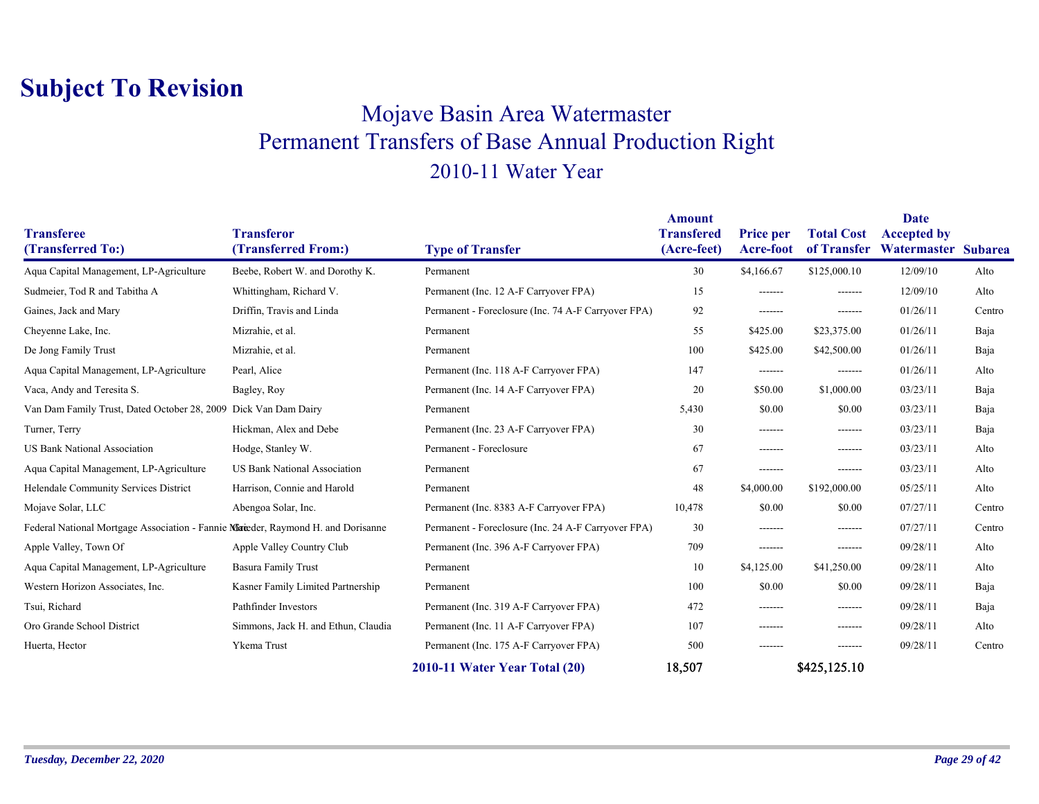# Subject To Revision

## Mojave Basin Area Watermaster
## Permanent Transfers of Base Annual Production Right
## 2010-11 Water Year

| Transferee (Transferred To:) | Transferor (Transferred From:) | Type of Transfer | Amount Transfered (Acre-feet) | Price per Acre-foot | Total Cost of Transfer | Date Accepted by Watermaster | Subarea |
|---|---|---|---|---|---|---|---|
| Aqua Capital Management, LP-Agriculture | Beebe, Robert W. and Dorothy K. | Permanent | 30 | $4,166.67 | $125,000.10 | 12/09/10 | Alto |
| Sudmeier, Tod R and Tabitha A | Whittingham, Richard V. | Permanent (Inc. 12 A-F Carryover FPA) | 15 | ------- | ------- | 12/09/10 | Alto |
| Gaines, Jack and Mary | Driffin, Travis and Linda | Permanent - Foreclosure (Inc. 74 A-F Carryover FPA) | 92 | ------- | ------- | 01/26/11 | Centro |
| Cheyenne Lake, Inc. | Mizrahie, et al. | Permanent | 55 | $425.00 | $23,375.00 | 01/26/11 | Baja |
| De Jong Family Trust | Mizrahie, et al. | Permanent | 100 | $425.00 | $42,500.00 | 01/26/11 | Baja |
| Aqua Capital Management, LP-Agriculture | Pearl, Alice | Permanent (Inc. 118 A-F Carryover FPA) | 147 | ------- | ------- | 01/26/11 | Alto |
| Vaca, Andy and Teresita S. | Bagley, Roy | Permanent (Inc. 14 A-F Carryover FPA) | 20 | $50.00 | $1,000.00 | 03/23/11 | Baja |
| Van Dam Family Trust, Dated October 28, 2009 | Dick Van Dam Dairy | Permanent | 5,430 | $0.00 | $0.00 | 03/23/11 | Baja |
| Turner, Terry | Hickman, Alex and Debe | Permanent (Inc. 23 A-F Carryover FPA) | 30 | ------- | ------- | 03/23/11 | Baja |
| US Bank National Association | Hodge, Stanley W. | Permanent - Foreclosure | 67 | ------- | ------- | 03/23/11 | Alto |
| Aqua Capital Management, LP-Agriculture | US Bank National Association | Permanent | 67 | ------- | ------- | 03/23/11 | Alto |
| Helendale Community Services District | Harrison, Connie and Harold | Permanent | 48 | $4,000.00 | $192,000.00 | 05/25/11 | Alto |
| Mojave Solar, LLC | Abengoa Solar, Inc. | Permanent (Inc. 8383 A-F Carryover FPA) | 10,478 | $0.00 | $0.00 | 07/27/11 | Centro |
| Federal National Mortgage Association - Fannie Mae | Grieder, Raymond H. and Dorisanne | Permanent - Foreclosure (Inc. 24 A-F Carryover FPA) | 30 | ------- | ------- | 07/27/11 | Centro |
| Apple Valley, Town Of | Apple Valley Country Club | Permanent (Inc. 396 A-F Carryover FPA) | 709 | ------- | ------- | 09/28/11 | Alto |
| Aqua Capital Management, LP-Agriculture | Basura Family Trust | Permanent | 10 | $4,125.00 | $41,250.00 | 09/28/11 | Alto |
| Western Horizon Associates, Inc. | Kasner Family Limited Partnership | Permanent | 100 | $0.00 | $0.00 | 09/28/11 | Baja |
| Tsui, Richard | Pathfinder Investors | Permanent (Inc. 319 A-F Carryover FPA) | 472 | ------- | ------- | 09/28/11 | Baja |
| Oro Grande School District | Simmons, Jack H. and Ethun, Claudia | Permanent (Inc. 11 A-F Carryover FPA) | 107 | ------- | ------- | 09/28/11 | Alto |
| Huerta, Hector | Ykema Trust | Permanent (Inc. 175 A-F Carryover FPA) | 500 | ------- | ------- | 09/28/11 | Centro |
| | | **2010-11 Water Year Total (20)** | **18,507** | | **$425,125.10** | | |

*Tuesday, December 22, 2020*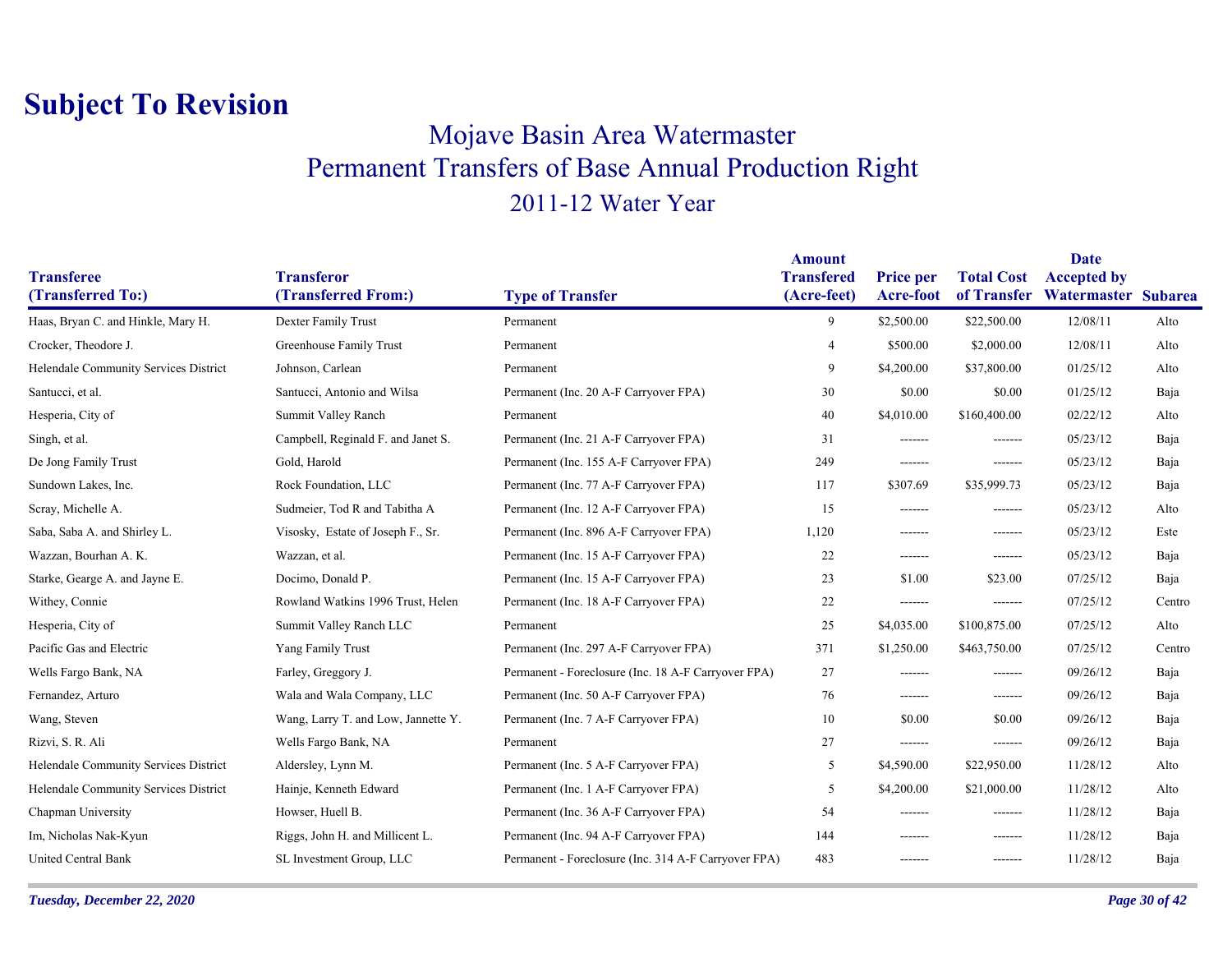# Subject To Revision

## Mojave Basin Area Watermaster
## Permanent Transfers of Base Annual Production Right
### 2011-12 Water Year

| Transferee (Transferred To:) | Transferor (Transferred From:) | Type of Transfer | Amount Transfered (Acre-feet) | Price per Acre-foot | Total Cost of Transfer | Date Accepted by Watermaster | Subarea |
|---|---|---|---|---|---|---|---|
| Haas, Bryan C. and Hinkle, Mary H. | Dexter Family Trust | Permanent | 9 | $2,500.00 | $22,500.00 | 12/08/11 | Alto |
| Crocker, Theodore J. | Greenhouse Family Trust | Permanent | 4 | $500.00 | $2,000.00 | 12/08/11 | Alto |
| Helendale Community Services District | Johnson, Carlean | Permanent | 9 | $4,200.00 | $37,800.00 | 01/25/12 | Alto |
| Santucci, et al. | Santucci, Antonio and Wilsa | Permanent (Inc. 20 A-F Carryover FPA) | 30 | $0.00 | $0.00 | 01/25/12 | Baja |
| Hesperia, City of | Summit Valley Ranch | Permanent | 40 | $4,010.00 | $160,400.00 | 02/22/12 | Alto |
| Singh, et al. | Campbell, Reginald F. and Janet S. | Permanent (Inc. 21 A-F Carryover FPA) | 31 | ------- | ------- | 05/23/12 | Baja |
| De Jong Family Trust | Gold, Harold | Permanent (Inc. 155 A-F Carryover FPA) | 249 | ------- | ------- | 05/23/12 | Baja |
| Sundown Lakes, Inc. | Rock Foundation, LLC | Permanent (Inc. 77 A-F Carryover FPA) | 117 | $307.69 | $35,999.73 | 05/23/12 | Baja |
| Scray, Michelle A. | Sudmeier, Tod R and Tabitha A | Permanent (Inc. 12 A-F Carryover FPA) | 15 | ------- | ------- | 05/23/12 | Alto |
| Saba, Saba A. and Shirley L. | Visosky, Estate of Joseph F., Sr. | Permanent (Inc. 896 A-F Carryover FPA) | 1,120 | ------- | ------- | 05/23/12 | Este |
| Wazzan, Bourhan A. K. | Wazzan, et al. | Permanent (Inc. 15 A-F Carryover FPA) | 22 | ------- | ------- | 05/23/12 | Baja |
| Starke, Gearge A. and Jayne E. | Docimo, Donald P. | Permanent (Inc. 15 A-F Carryover FPA) | 23 | $1.00 | $23.00 | 07/25/12 | Baja |
| Withey, Connie | Rowland Watkins 1996 Trust, Helen | Permanent (Inc. 18 A-F Carryover FPA) | 22 | ------- | ------- | 07/25/12 | Centro |
| Hesperia, City of | Summit Valley Ranch LLC | Permanent | 25 | $4,035.00 | $100,875.00 | 07/25/12 | Alto |
| Pacific Gas and Electric | Yang Family Trust | Permanent (Inc. 297 A-F Carryover FPA) | 371 | $1,250.00 | $463,750.00 | 07/25/12 | Centro |
| Wells Fargo Bank, NA | Farley, Greggory J. | Permanent - Foreclosure (Inc. 18 A-F Carryover FPA) | 27 | ------- | ------- | 09/26/12 | Baja |
| Fernandez, Arturo | Wala and Wala Company, LLC | Permanent (Inc. 50 A-F Carryover FPA) | 76 | ------- | ------- | 09/26/12 | Baja |
| Wang, Steven | Wang, Larry T. and Low, Jannette Y. | Permanent (Inc. 7 A-F Carryover FPA) | 10 | $0.00 | $0.00 | 09/26/12 | Baja |
| Rizvi, S. R. Ali | Wells Fargo Bank, NA | Permanent | 27 | ------- | ------- | 09/26/12 | Baja |
| Helendale Community Services District | Aldersley, Lynn M. | Permanent (Inc. 5 A-F Carryover FPA) | 5 | $4,590.00 | $22,950.00 | 11/28/12 | Alto |
| Helendale Community Services District | Hainje, Kenneth Edward | Permanent (Inc. 1 A-F Carryover FPA) | 5 | $4,200.00 | $21,000.00 | 11/28/12 | Alto |
| Chapman University | Howser, Huell B. | Permanent (Inc. 36 A-F Carryover FPA) | 54 | ------- | ------- | 11/28/12 | Baja |
| Im, Nicholas Nak-Kyun | Riggs, John H. and Millicent L. | Permanent (Inc. 94 A-F Carryover FPA) | 144 | ------- | ------- | 11/28/12 | Baja |
| United Central Bank | SL Investment Group, LLC | Permanent - Foreclosure (Inc. 314 A-F Carryover FPA) | 483 | ------- | ------- | 11/28/12 | Baja |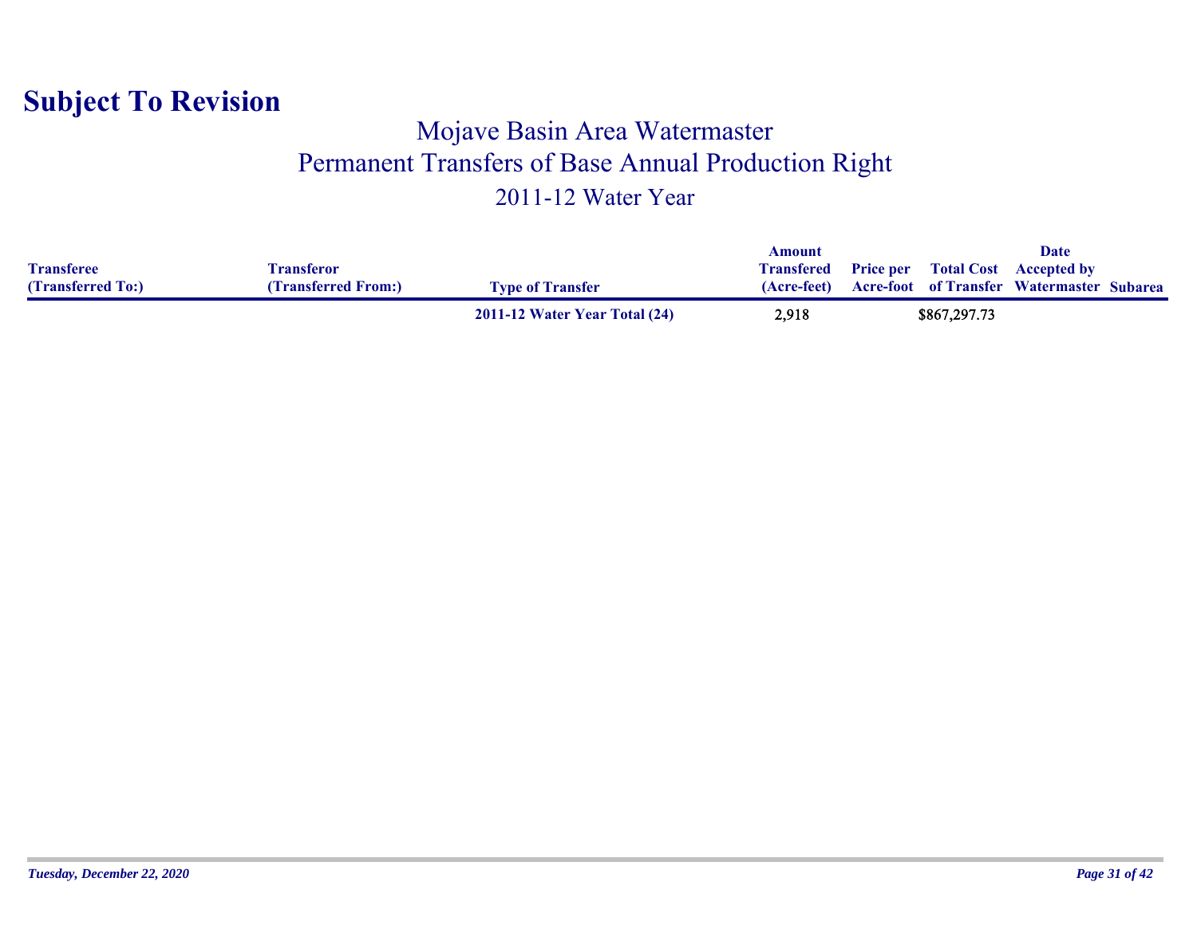# Subject To Revision

## Mojave Basin Area Watermaster
## Permanent Transfers of Base Annual Production Right
## 2011-12 Water Year

| Transferee (Transferred To:) | Transferor (Transferred From:) | Type of Transfer | Amount Transfered (Acre-feet) | Price per Acre-foot | Total Cost of Transfer | Date Accepted by Watermaster | Subarea |
|---|---|---|---|---|---|---|---|
| | | **2011-12 Water Year Total (24)** | 2,918 | | $867,297.73 | | |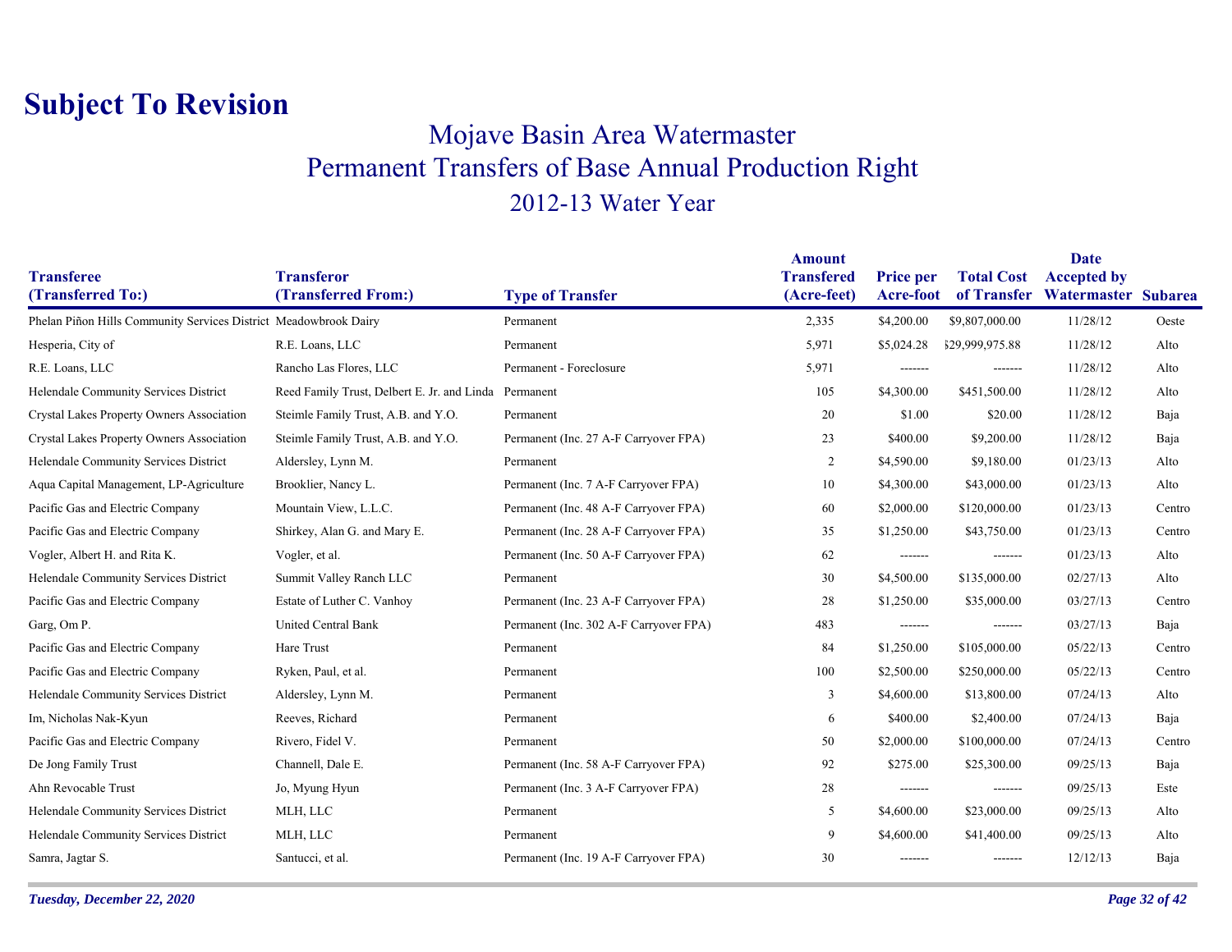# Subject To Revision

## Mojave Basin Area Watermaster
## Permanent Transfers of Base Annual Production Right
### 2012-13 Water Year

| Transferee (Transferred To:) | Transferor (Transferred From:) | Type of Transfer | Amount Transfered (Acre-feet) | Price per Acre-foot | Total Cost of Transfer | Date Accepted by Watermaster | Subarea |
|---|---|---|---|---|---|---|---|
| Phelan Piñon Hills Community Services District | Meadowbrook Dairy | Permanent | 2,335 | $4,200.00 | $9,807,000.00 | 11/28/12 | Oeste |
| Hesperia, City of | R.E. Loans, LLC | Permanent | 5,971 | $5,024.28 | $29,999,975.88 | 11/28/12 | Alto |
| R.E. Loans, LLC | Rancho Las Flores, LLC | Permanent - Foreclosure | 5,971 | ------- | ------- | 11/28/12 | Alto |
| Helendale Community Services District | Reed Family Trust, Delbert E. Jr. and Linda | Permanent | 105 | $4,300.00 | $451,500.00 | 11/28/12 | Alto |
| Crystal Lakes Property Owners Association | Steimle Family Trust, A.B. and Y.O. | Permanent | 20 | $1.00 | $20.00 | 11/28/12 | Baja |
| Crystal Lakes Property Owners Association | Steimle Family Trust, A.B. and Y.O. | Permanent (Inc. 27 A-F Carryover FPA) | 23 | $400.00 | $9,200.00 | 11/28/12 | Baja |
| Helendale Community Services District | Aldersley, Lynn M. | Permanent | 2 | $4,590.00 | $9,180.00 | 01/23/13 | Alto |
| Aqua Capital Management, LP-Agriculture | Brooklier, Nancy L. | Permanent (Inc. 7 A-F Carryover FPA) | 10 | $4,300.00 | $43,000.00 | 01/23/13 | Alto |
| Pacific Gas and Electric Company | Mountain View, L.L.C. | Permanent (Inc. 48 A-F Carryover FPA) | 60 | $2,000.00 | $120,000.00 | 01/23/13 | Centro |
| Pacific Gas and Electric Company | Shirkey, Alan G. and Mary E. | Permanent (Inc. 28 A-F Carryover FPA) | 35 | $1,250.00 | $43,750.00 | 01/23/13 | Centro |
| Vogler, Albert H. and Rita K. | Vogler, et al. | Permanent (Inc. 50 A-F Carryover FPA) | 62 | ------- | ------- | 01/23/13 | Alto |
| Helendale Community Services District | Summit Valley Ranch LLC | Permanent | 30 | $4,500.00 | $135,000.00 | 02/27/13 | Alto |
| Pacific Gas and Electric Company | Estate of Luther C. Vanhoy | Permanent (Inc. 23 A-F Carryover FPA) | 28 | $1,250.00 | $35,000.00 | 03/27/13 | Centro |
| Garg, Om P. | United Central Bank | Permanent (Inc. 302 A-F Carryover FPA) | 483 | ------- | ------- | 03/27/13 | Baja |
| Pacific Gas and Electric Company | Hare Trust | Permanent | 84 | $1,250.00 | $105,000.00 | 05/22/13 | Centro |
| Pacific Gas and Electric Company | Ryken, Paul, et al. | Permanent | 100 | $2,500.00 | $250,000.00 | 05/22/13 | Centro |
| Helendale Community Services District | Aldersley, Lynn M. | Permanent | 3 | $4,600.00 | $13,800.00 | 07/24/13 | Alto |
| Im, Nicholas Nak-Kyun | Reeves, Richard | Permanent | 6 | $400.00 | $2,400.00 | 07/24/13 | Baja |
| Pacific Gas and Electric Company | Rivero, Fidel V. | Permanent | 50 | $2,000.00 | $100,000.00 | 07/24/13 | Centro |
| De Jong Family Trust | Channell, Dale E. | Permanent (Inc. 58 A-F Carryover FPA) | 92 | $275.00 | $25,300.00 | 09/25/13 | Baja |
| Ahn Revocable Trust | Jo, Myung Hyun | Permanent (Inc. 3 A-F Carryover FPA) | 28 | ------- | ------- | 09/25/13 | Este |
| Helendale Community Services District | MLH, LLC | Permanent | 5 | $4,600.00 | $23,000.00 | 09/25/13 | Alto |
| Helendale Community Services District | MLH, LLC | Permanent | 9 | $4,600.00 | $41,400.00 | 09/25/13 | Alto |
| Samra, Jagtar S. | Santucci, et al. | Permanent (Inc. 19 A-F Carryover FPA) | 30 | ------- | ------- | 12/12/13 | Baja |

*Tuesday, December 22, 2020*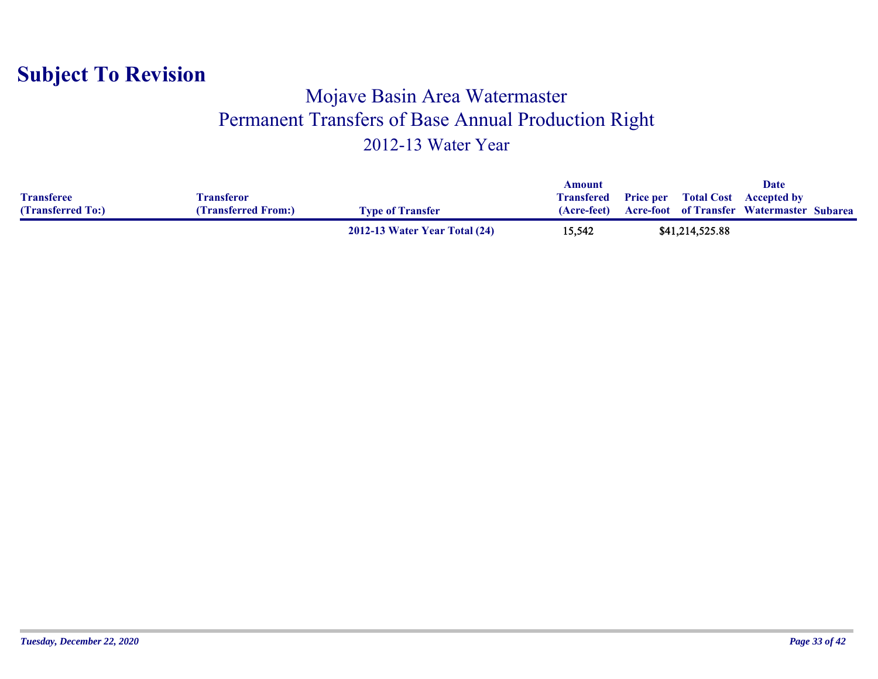# Subject To Revision

## Mojave Basin Area Watermaster
## Permanent Transfers of Base Annual Production Right
## 2012-13 Water Year

| Transferee (Transferred To:) | Transferor (Transferred From:) | Type of Transfer | Amount Transfered (Acre-feet) | Price per Acre-foot | Total Cost of Transfer | Date Accepted by Watermaster | Subarea |
|---|---|---|---|---|---|---|---|
| | | **2012-13 Water Year Total (24)** | 15,542 | | $41,214,525.88 | | |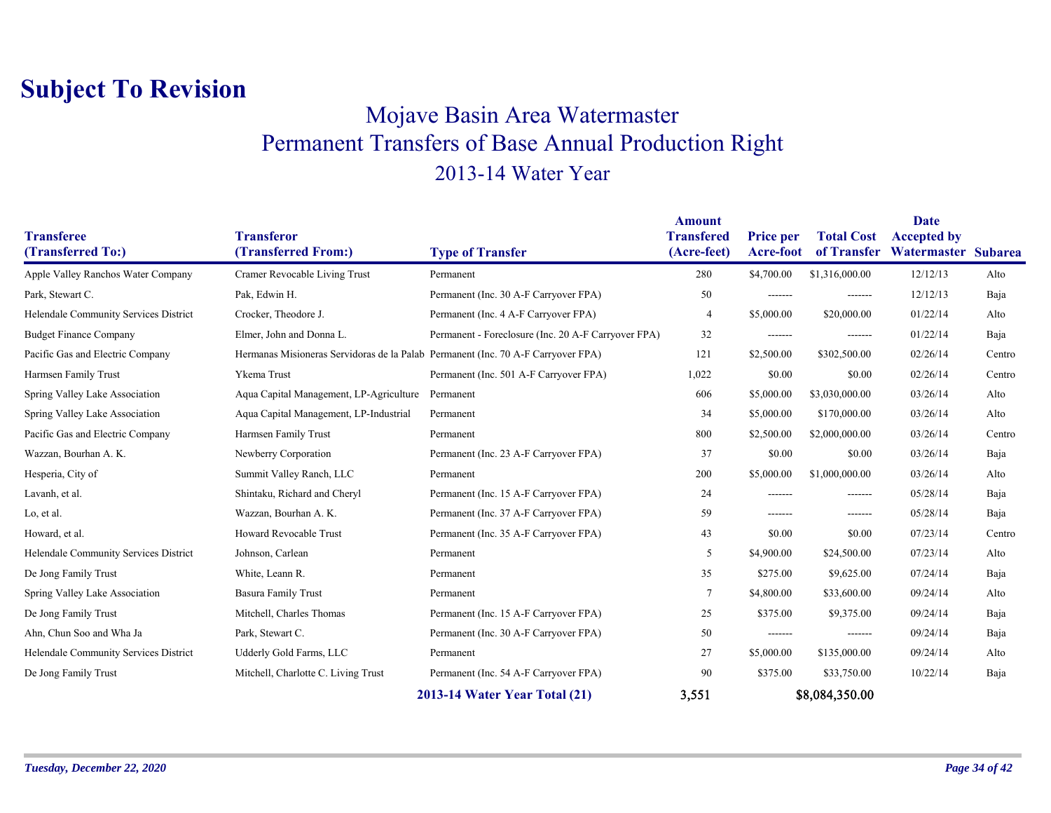# Subject To Revision

## Mojave Basin Area Watermaster
## Permanent Transfers of Base Annual Production Right
## 2013-14 Water Year

| Transferee (Transferred To:) | Transferor (Transferred From:) | Type of Transfer | Amount Transfered (Acre-feet) | Price per Acre-foot | Total Cost of Transfer | Date Accepted by Watermaster | Subarea |
|---|---|---|---|---|---|---|---|
| Apple Valley Ranchos Water Company | Cramer Revocable Living Trust | Permanent | 280 | $4,700.00 | $1,316,000.00 | 12/12/13 | Alto |
| Park, Stewart C. | Pak, Edwin H. | Permanent (Inc. 30 A-F Carryover FPA) | 50 | ------- | ------- | 12/12/13 | Baja |
| Helendale Community Services District | Crocker, Theodore J. | Permanent (Inc. 4 A-F Carryover FPA) | 4 | $5,000.00 | $20,000.00 | 01/22/14 | Alto |
| Budget Finance Company | Elmer, John and Donna L. | Permanent - Foreclosure (Inc. 20 A-F Carryover FPA) | 32 | ------- | ------- | 01/22/14 | Baja |
| Pacific Gas and Electric Company | Hermanas Misioneras Servidoras de la Palab | Permanent (Inc. 70 A-F Carryover FPA) | 121 | $2,500.00 | $302,500.00 | 02/26/14 | Centro |
| Harmsen Family Trust | Ykema Trust | Permanent (Inc. 501 A-F Carryover FPA) | 1,022 | $0.00 | $0.00 | 02/26/14 | Centro |
| Spring Valley Lake Association | Aqua Capital Management, LP-Agriculture | Permanent | 606 | $5,000.00 | $3,030,000.00 | 03/26/14 | Alto |
| Spring Valley Lake Association | Aqua Capital Management, LP-Industrial | Permanent | 34 | $5,000.00 | $170,000.00 | 03/26/14 | Alto |
| Pacific Gas and Electric Company | Harmsen Family Trust | Permanent | 800 | $2,500.00 | $2,000,000.00 | 03/26/14 | Centro |
| Wazzan, Bourhan A. K. | Newberry Corporation | Permanent (Inc. 23 A-F Carryover FPA) | 37 | $0.00 | $0.00 | 03/26/14 | Baja |
| Hesperia, City of | Summit Valley Ranch, LLC | Permanent | 200 | $5,000.00 | $1,000,000.00 | 03/26/14 | Alto |
| Lavanh, et al. | Shintaku, Richard and Cheryl | Permanent (Inc. 15 A-F Carryover FPA) | 24 | ------- | ------- | 05/28/14 | Baja |
| Lo, et al. | Wazzan, Bourhan A. K. | Permanent (Inc. 37 A-F Carryover FPA) | 59 | ------- | ------- | 05/28/14 | Baja |
| Howard, et al. | Howard Revocable Trust | Permanent (Inc. 35 A-F Carryover FPA) | 43 | $0.00 | $0.00 | 07/23/14 | Centro |
| Helendale Community Services District | Johnson, Carlean | Permanent | 5 | $4,900.00 | $24,500.00 | 07/23/14 | Alto |
| De Jong Family Trust | White, Leann R. | Permanent | 35 | $275.00 | $9,625.00 | 07/24/14 | Baja |
| Spring Valley Lake Association | Basura Family Trust | Permanent | 7 | $4,800.00 | $33,600.00 | 09/24/14 | Alto |
| De Jong Family Trust | Mitchell, Charles Thomas | Permanent (Inc. 15 A-F Carryover FPA) | 25 | $375.00 | $9,375.00 | 09/24/14 | Baja |
| Ahn, Chun Soo and Wha Ja | Park, Stewart C. | Permanent (Inc. 30 A-F Carryover FPA) | 50 | ------- | ------- | 09/24/14 | Baja |
| Helendale Community Services District | Udderly Gold Farms, LLC | Permanent | 27 | $5,000.00 | $135,000.00 | 09/24/14 | Alto |
| De Jong Family Trust | Mitchell, Charlotte C. Living Trust | Permanent (Inc. 54 A-F Carryover FPA) | 90 | $375.00 | $33,750.00 | 10/22/14 | Baja |
| | | **2013-14 Water Year Total (21)** | **3,551** | | **$8,084,350.00** | | |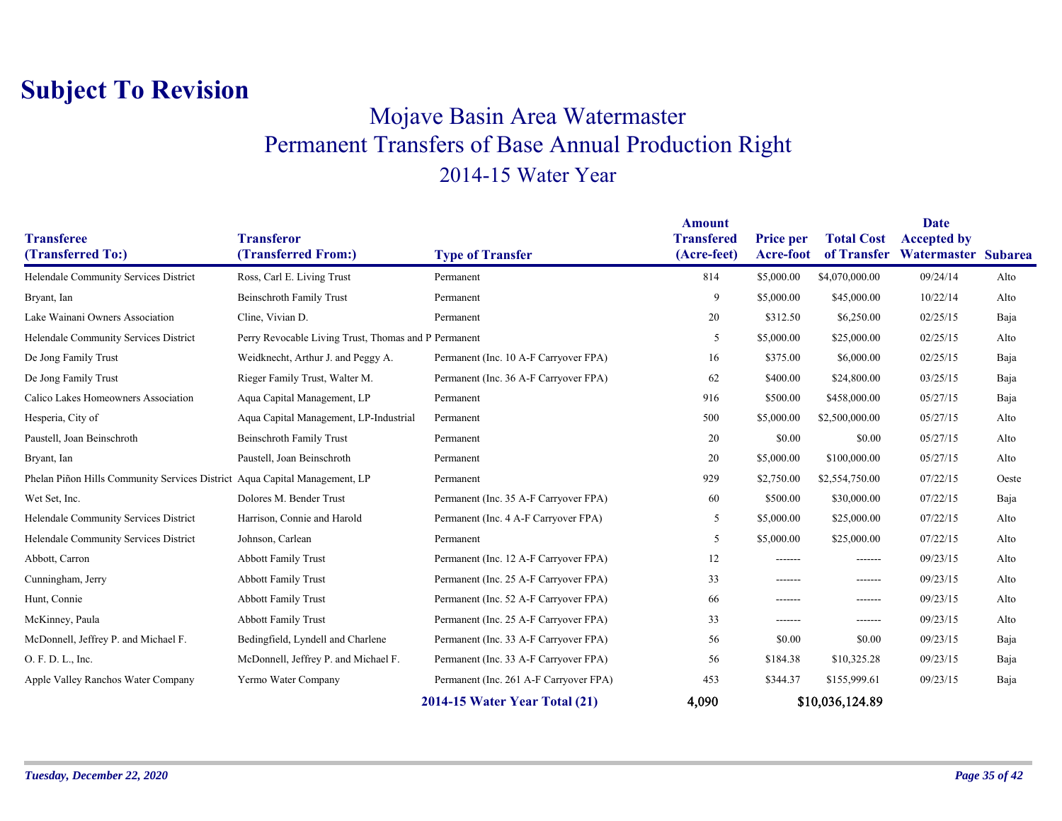# Subject To Revision

## Mojave Basin Area Watermaster

## Permanent Transfers of Base Annual Production Right

### 2014-15 Water Year

| Transferee (Transferred To:) | Transferor (Transferred From:) | Type of Transfer | Amount Transfered (Acre-feet) | Price per Acre-foot | Total Cost of Transfer | Date Accepted by Watermaster | Subarea |
|---|---|---|---|---|---|---|---|
| Helendale Community Services District | Ross, Carl E. Living Trust | Permanent | 814 | $5,000.00 | $4,070,000.00 | 09/24/14 | Alto |
| Bryant, Ian | Beinschroth Family Trust | Permanent | 9 | $5,000.00 | $45,000.00 | 10/22/14 | Alto |
| Lake Wainani Owners Association | Cline, Vivian D. | Permanent | 20 | $312.50 | $6,250.00 | 02/25/15 | Baja |
| Helendale Community Services District | Perry Revocable Living Trust, Thomas and P | Permanent | 5 | $5,000.00 | $25,000.00 | 02/25/15 | Alto |
| De Jong Family Trust | Weidknecht, Arthur J. and Peggy A. | Permanent (Inc. 10 A-F Carryover FPA) | 16 | $375.00 | $6,000.00 | 02/25/15 | Baja |
| De Jong Family Trust | Rieger Family Trust, Walter M. | Permanent (Inc. 36 A-F Carryover FPA) | 62 | $400.00 | $24,800.00 | 03/25/15 | Baja |
| Calico Lakes Homeowners Association | Aqua Capital Management, LP | Permanent | 916 | $500.00 | $458,000.00 | 05/27/15 | Baja |
| Hesperia, City of | Aqua Capital Management, LP-Industrial | Permanent | 500 | $5,000.00 | $2,500,000.00 | 05/27/15 | Alto |
| Paustell, Joan Beinschroth | Beinschroth Family Trust | Permanent | 20 | $0.00 | $0.00 | 05/27/15 | Alto |
| Bryant, Ian | Paustell, Joan Beinschroth | Permanent | 20 | $5,000.00 | $100,000.00 | 05/27/15 | Alto |
| Phelan Piñon Hills Community Services District | Aqua Capital Management, LP | Permanent | 929 | $2,750.00 | $2,554,750.00 | 07/22/15 | Oeste |
| Wet Set, Inc. | Dolores M. Bender Trust | Permanent (Inc. 35 A-F Carryover FPA) | 60 | $500.00 | $30,000.00 | 07/22/15 | Baja |
| Helendale Community Services District | Harrison, Connie and Harold | Permanent (Inc. 4 A-F Carryover FPA) | 5 | $5,000.00 | $25,000.00 | 07/22/15 | Alto |
| Helendale Community Services District | Johnson, Carlean | Permanent | 5 | $5,000.00 | $25,000.00 | 07/22/15 | Alto |
| Abbott, Carron | Abbott Family Trust | Permanent (Inc. 12 A-F Carryover FPA) | 12 | ------- | ------- | 09/23/15 | Alto |
| Cunningham, Jerry | Abbott Family Trust | Permanent (Inc. 25 A-F Carryover FPA) | 33 | ------- | ------- | 09/23/15 | Alto |
| Hunt, Connie | Abbott Family Trust | Permanent (Inc. 52 A-F Carryover FPA) | 66 | ------- | ------- | 09/23/15 | Alto |
| McKinney, Paula | Abbott Family Trust | Permanent (Inc. 25 A-F Carryover FPA) | 33 | ------- | ------- | 09/23/15 | Alto |
| McDonnell, Jeffrey P. and Michael F. | Bedingfield, Lyndell and Charlene | Permanent (Inc. 33 A-F Carryover FPA) | 56 | $0.00 | $0.00 | 09/23/15 | Baja |
| O. F. D. L., Inc. | McDonnell, Jeffrey P. and Michael F. | Permanent (Inc. 33 A-F Carryover FPA) | 56 | $184.38 | $10,325.28 | 09/23/15 | Baja |
| Apple Valley Ranchos Water Company | Yermo Water Company | Permanent (Inc. 261 A-F Carryover FPA) | 453 | $344.37 | $155,999.61 | 09/23/15 | Baja |
| | | **2014-15 Water Year Total (21)** | **4,090** | | **$10,036,124.89** | | |

*Tuesday, December 22, 2020*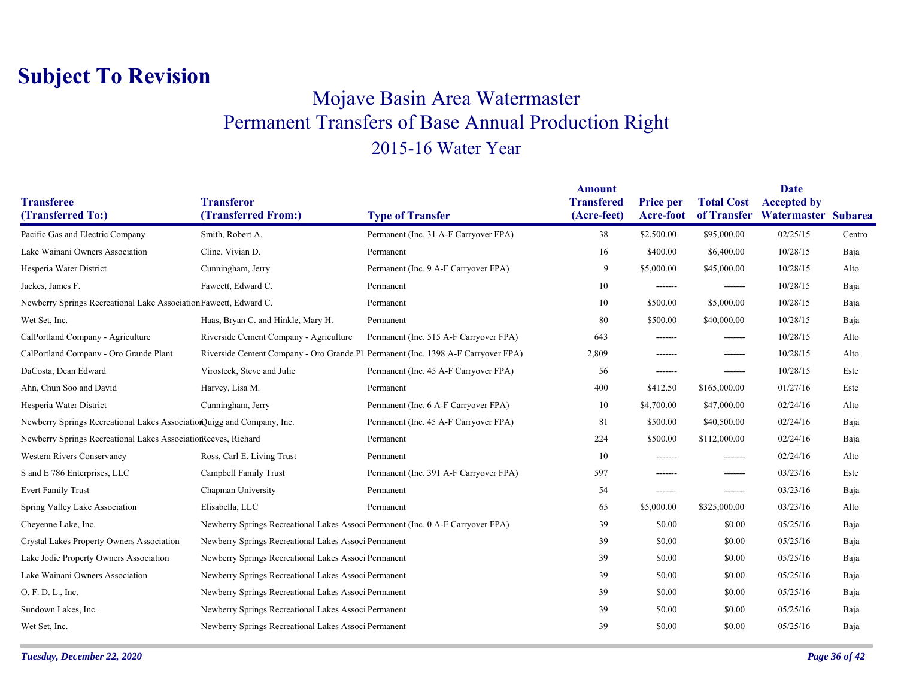# Subject To Revision

## Mojave Basin Area Watermaster
## Permanent Transfers of Base Annual Production Right
## 2015-16 Water Year

| Transferee (Transferred To:) | Transferor (Transferred From:) | Type of Transfer | Amount Transfered (Acre-feet) | Price per Acre-foot | Total Cost of Transfer | Date Accepted by Watermaster | Subarea |
|---|---|---|---|---|---|---|---|
| Pacific Gas and Electric Company | Smith, Robert A. | Permanent (Inc. 31 A-F Carryover FPA) | 38 | $2,500.00 | $95,000.00 | 02/25/15 | Centro |
| Lake Wainani Owners Association | Cline, Vivian D. | Permanent | 16 | $400.00 | $6,400.00 | 10/28/15 | Baja |
| Hesperia Water District | Cunningham, Jerry | Permanent (Inc. 9 A-F Carryover FPA) | 9 | $5,000.00 | $45,000.00 | 10/28/15 | Alto |
| Jackes, James F. | Fawcett, Edward C. | Permanent | 10 | ------- | ------- | 10/28/15 | Baja |
| Newberry Springs Recreational Lake Association | Fawcett, Edward C. | Permanent | 10 | $500.00 | $5,000.00 | 10/28/15 | Baja |
| Wet Set, Inc. | Haas, Bryan C. and Hinkle, Mary H. | Permanent | 80 | $500.00 | $40,000.00 | 10/28/15 | Baja |
| CalPortland Company - Agriculture | Riverside Cement Company - Agriculture | Permanent (Inc. 515 A-F Carryover FPA) | 643 | ------- | ------- | 10/28/15 | Alto |
| CalPortland Company - Oro Grande Plant | Riverside Cement Company - Oro Grande Pl | Permanent (Inc. 1398 A-F Carryover FPA) | 2,809 | ------- | ------- | 10/28/15 | Alto |
| DaCosta, Dean Edward | Virosteck, Steve and Julie | Permanent (Inc. 45 A-F Carryover FPA) | 56 | ------- | ------- | 10/28/15 | Este |
| Ahn, Chun Soo and David | Harvey, Lisa M. | Permanent | 400 | $412.50 | $165,000.00 | 01/27/16 | Este |
| Hesperia Water District | Cunningham, Jerry | Permanent (Inc. 6 A-F Carryover FPA) | 10 | $4,700.00 | $47,000.00 | 02/24/16 | Alto |
| Newberry Springs Recreational Lakes Association | Quigg and Company, Inc. | Permanent (Inc. 45 A-F Carryover FPA) | 81 | $500.00 | $40,500.00 | 02/24/16 | Baja |
| Newberry Springs Recreational Lakes Association | Reeves, Richard | Permanent | 224 | $500.00 | $112,000.00 | 02/24/16 | Baja |
| Western Rivers Conservancy | Ross, Carl E. Living Trust | Permanent | 10 | ------- | ------- | 02/24/16 | Alto |
| S and E 786 Enterprises, LLC | Campbell Family Trust | Permanent (Inc. 391 A-F Carryover FPA) | 597 | ------- | ------- | 03/23/16 | Este |
| Evert Family Trust | Chapman University | Permanent | 54 | ------- | ------- | 03/23/16 | Baja |
| Spring Valley Lake Association | Elisabella, LLC | Permanent | 65 | $5,000.00 | $325,000.00 | 03/23/16 | Alto |
| Cheyenne Lake, Inc. | Newberry Springs Recreational Lakes Associ | Permanent (Inc. 0 A-F Carryover FPA) | 39 | $0.00 | $0.00 | 05/25/16 | Baja |
| Crystal Lakes Property Owners Association | Newberry Springs Recreational Lakes Associ | Permanent | 39 | $0.00 | $0.00 | 05/25/16 | Baja |
| Lake Jodie Property Owners Association | Newberry Springs Recreational Lakes Associ | Permanent | 39 | $0.00 | $0.00 | 05/25/16 | Baja |
| Lake Wainani Owners Association | Newberry Springs Recreational Lakes Associ | Permanent | 39 | $0.00 | $0.00 | 05/25/16 | Baja |
| O. F. D. L., Inc. | Newberry Springs Recreational Lakes Associ | Permanent | 39 | $0.00 | $0.00 | 05/25/16 | Baja |
| Sundown Lakes, Inc. | Newberry Springs Recreational Lakes Associ | Permanent | 39 | $0.00 | $0.00 | 05/25/16 | Baja |
| Wet Set, Inc. | Newberry Springs Recreational Lakes Associ | Permanent | 39 | $0.00 | $0.00 | 05/25/16 | Baja |

*Tuesday, December 22, 2020*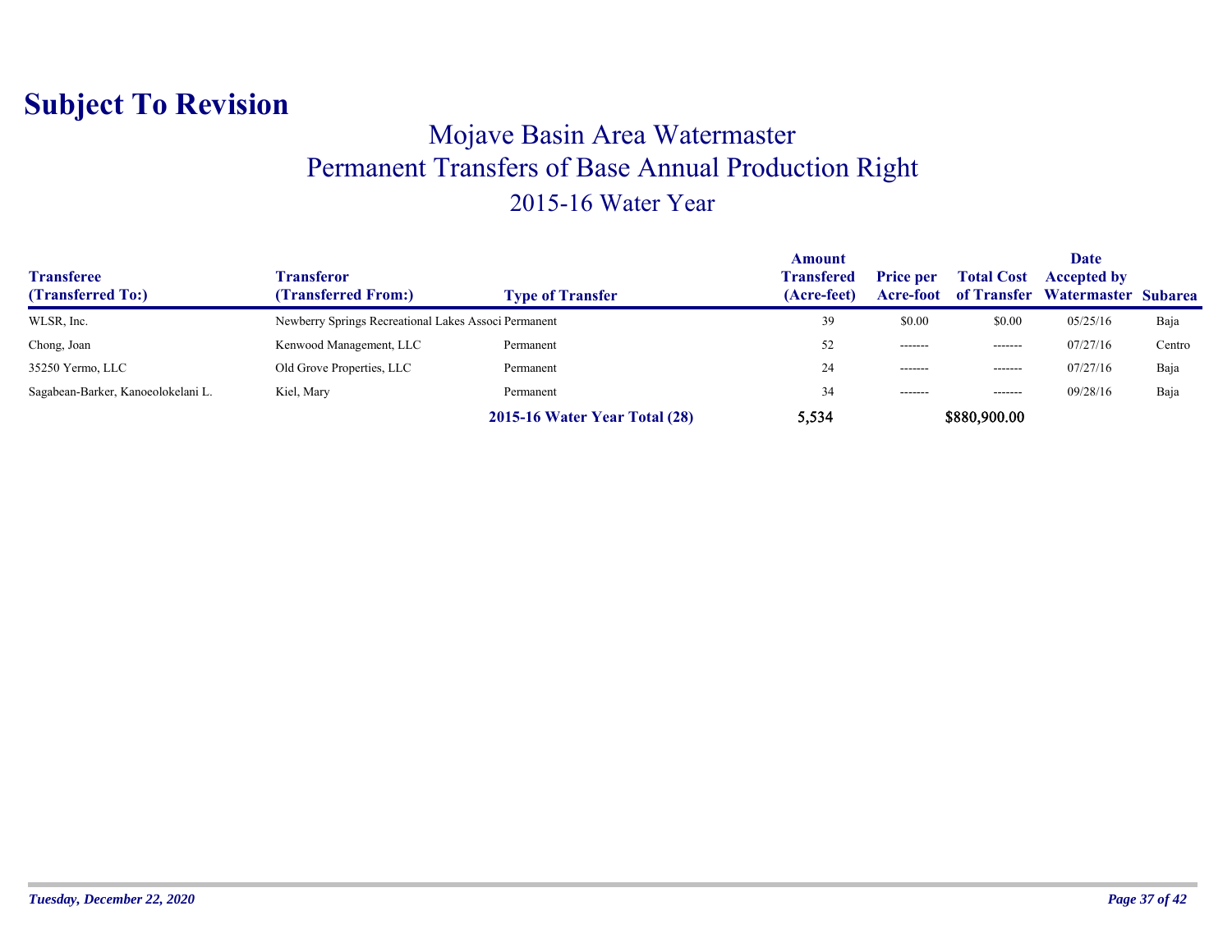# Subject To Revision

## Mojave Basin Area Watermaster
## Permanent Transfers of Base Annual Production Right
## 2015-16 Water Year

| Transferee (Transferred To:) | Transferor (Transferred From:) | Type of Transfer | Amount Transfered (Acre-feet) | Price per Acre-foot | Total Cost of Transfer | Date Accepted by Watermaster | Subarea |
|---|---|---|---|---|---|---|---|
| WLSR, Inc. | Newberry Springs Recreational Lakes Associ | Permanent | 39 | $0.00 | $0.00 | 05/25/16 | Baja |
| Chong, Joan | Kenwood Management, LLC | Permanent | 52 | ------- | ------- | 07/27/16 | Centro |
| 35250 Yermo, LLC | Old Grove Properties, LLC | Permanent | 24 | ------- | ------- | 07/27/16 | Baja |
| Sagabean-Barker, Kanoeolokelani L. | Kiel, Mary | Permanent | 34 | ------- | ------- | 09/28/16 | Baja |
| | | **2015-16 Water Year Total (28)** | **5,534** | | **$880,900.00** | | |

*Tuesday, December 22, 2020*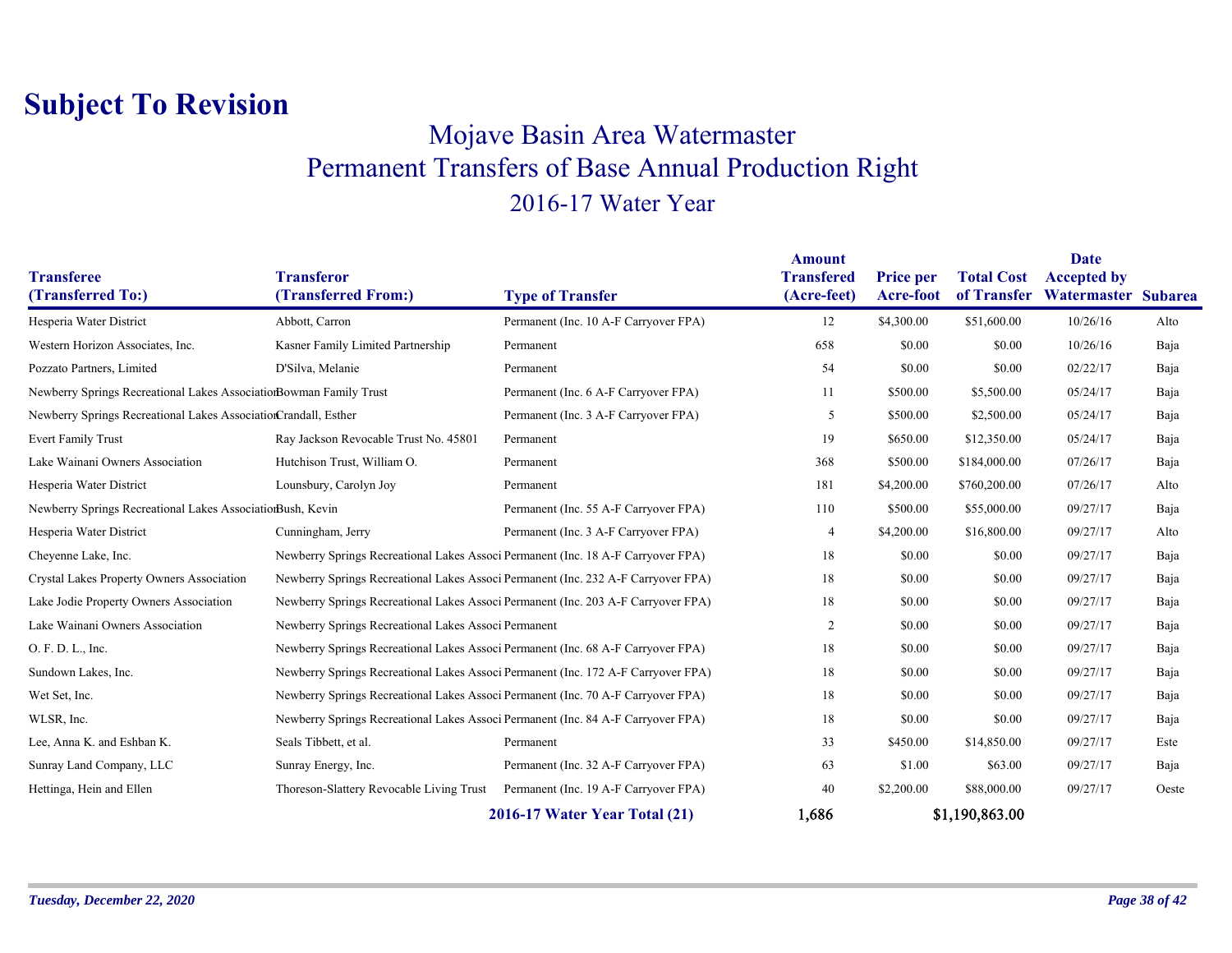# Subject To Revision

## Mojave Basin Area Watermaster
## Permanent Transfers of Base Annual Production Right
### 2016-17 Water Year

| Transferee (Transferred To:) | Transferor (Transferred From:) | Type of Transfer | Amount Transfered (Acre-feet) | Price per Acre-foot | Total Cost of Transfer | Date Accepted by Watermaster | Subarea |
|---|---|---|---|---|---|---|---|
| Hesperia Water District | Abbott, Carron | Permanent (Inc. 10 A-F Carryover FPA) | 12 | $4,300.00 | $51,600.00 | 10/26/16 | Alto |
| Western Horizon Associates, Inc. | Kasner Family Limited Partnership | Permanent | 658 | $0.00 | $0.00 | 10/26/16 | Baja |
| Pozzato Partners, Limited | D'Silva, Melanie | Permanent | 54 | $0.00 | $0.00 | 02/22/17 | Baja |
| Newberry Springs Recreational Lakes Association | Bowman Family Trust | Permanent (Inc. 6 A-F Carryover FPA) | 11 | $500.00 | $5,500.00 | 05/24/17 | Baja |
| Newberry Springs Recreational Lakes Association | Crandall, Esther | Permanent (Inc. 3 A-F Carryover FPA) | 5 | $500.00 | $2,500.00 | 05/24/17 | Baja |
| Evert Family Trust | Ray Jackson Revocable Trust No. 45801 | Permanent | 19 | $650.00 | $12,350.00 | 05/24/17 | Baja |
| Lake Wainani Owners Association | Hutchison Trust, William O. | Permanent | 368 | $500.00 | $184,000.00 | 07/26/17 | Baja |
| Hesperia Water District | Lounsbury, Carolyn Joy | Permanent | 181 | $4,200.00 | $760,200.00 | 07/26/17 | Alto |
| Newberry Springs Recreational Lakes Association | Bush, Kevin | Permanent (Inc. 55 A-F Carryover FPA) | 110 | $500.00 | $55,000.00 | 09/27/17 | Baja |
| Hesperia Water District | Cunningham, Jerry | Permanent (Inc. 3 A-F Carryover FPA) | 4 | $4,200.00 | $16,800.00 | 09/27/17 | Alto |
| Cheyenne Lake, Inc. | Newberry Springs Recreational Lakes Associ | Permanent (Inc. 18 A-F Carryover FPA) | 18 | $0.00 | $0.00 | 09/27/17 | Baja |
| Crystal Lakes Property Owners Association | Newberry Springs Recreational Lakes Associ | Permanent (Inc. 232 A-F Carryover FPA) | 18 | $0.00 | $0.00 | 09/27/17 | Baja |
| Lake Jodie Property Owners Association | Newberry Springs Recreational Lakes Associ | Permanent (Inc. 203 A-F Carryover FPA) | 18 | $0.00 | $0.00 | 09/27/17 | Baja |
| Lake Wainani Owners Association | Newberry Springs Recreational Lakes Associ | Permanent | 2 | $0.00 | $0.00 | 09/27/17 | Baja |
| O. F. D. L., Inc. | Newberry Springs Recreational Lakes Associ | Permanent (Inc. 68 A-F Carryover FPA) | 18 | $0.00 | $0.00 | 09/27/17 | Baja |
| Sundown Lakes, Inc. | Newberry Springs Recreational Lakes Associ | Permanent (Inc. 172 A-F Carryover FPA) | 18 | $0.00 | $0.00 | 09/27/17 | Baja |
| Wet Set, Inc. | Newberry Springs Recreational Lakes Associ | Permanent (Inc. 70 A-F Carryover FPA) | 18 | $0.00 | $0.00 | 09/27/17 | Baja |
| WLSR, Inc. | Newberry Springs Recreational Lakes Associ | Permanent (Inc. 84 A-F Carryover FPA) | 18 | $0.00 | $0.00 | 09/27/17 | Baja |
| Lee, Anna K. and Eshban K. | Seals Tibbett, et al. | Permanent | 33 | $450.00 | $14,850.00 | 09/27/17 | Este |
| Sunray Land Company, LLC | Sunray Energy, Inc. | Permanent (Inc. 32 A-F Carryover FPA) | 63 | $1.00 | $63.00 | 09/27/17 | Baja |
| Hettinga, Hein and Ellen | Thoreson-Slattery Revocable Living Trust | Permanent (Inc. 19 A-F Carryover FPA) | 40 | $2,200.00 | $88,000.00 | 09/27/17 | Oeste |
| | | **2016-17 Water Year Total (21)** | **1,686** | | **$1,190,863.00** | | |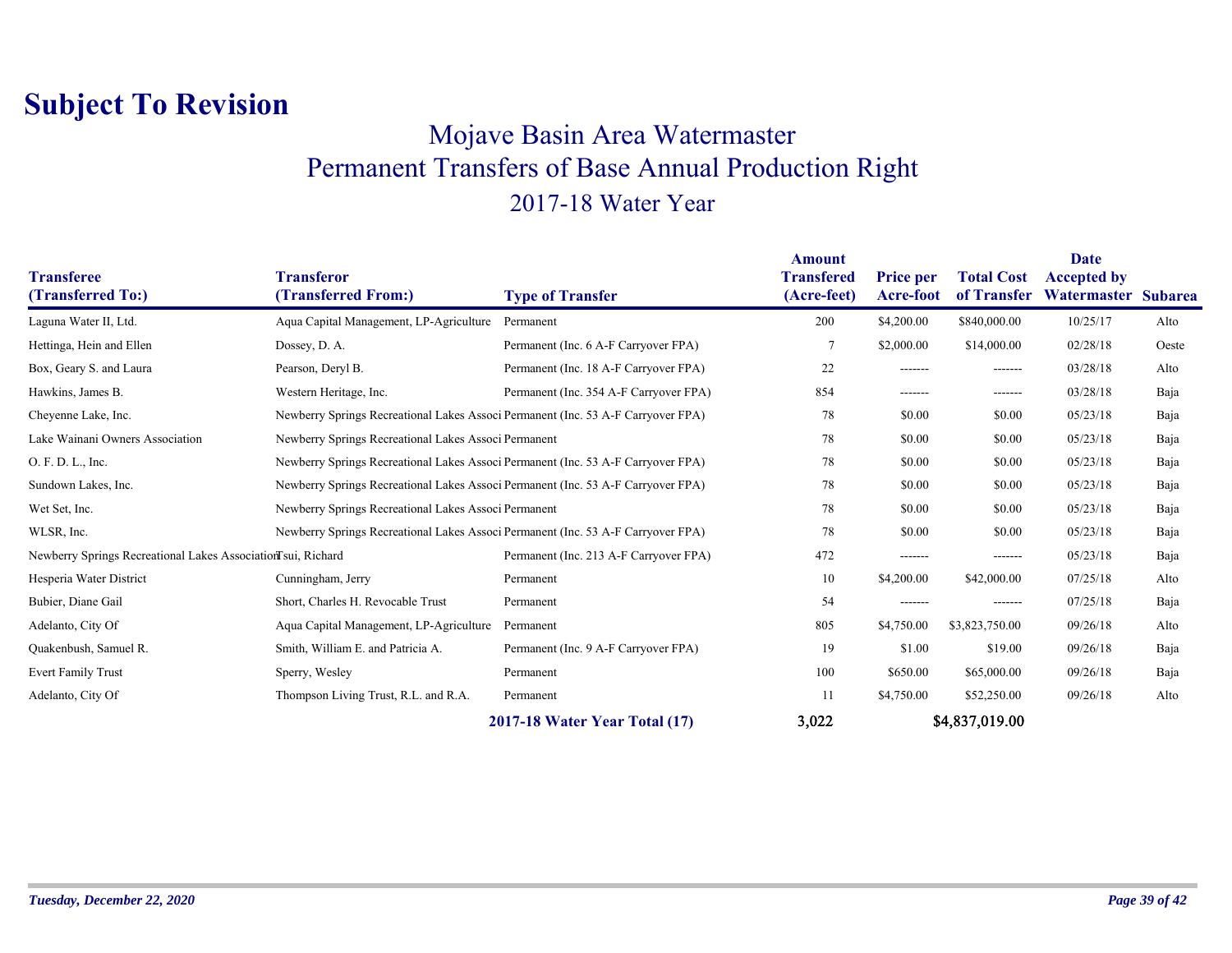# Subject To Revision

## Mojave Basin Area Watermaster
## Permanent Transfers of Base Annual Production Right
## 2017-18 Water Year

| Transferee (Transferred To:) | Transferor (Transferred From:) | Type of Transfer | Amount Transfered (Acre-feet) | Price per Acre-foot | Total Cost of Transfer | Date Accepted by Watermaster | Subarea |
|---|---|---|---|---|---|---|---|
| Laguna Water II, Ltd. | Aqua Capital Management, LP-Agriculture | Permanent | 200 | $4,200.00 | $840,000.00 | 10/25/17 | Alto |
| Hettinga, Hein and Ellen | Dossey, D. A. | Permanent (Inc. 6 A-F Carryover FPA) | 7 | $2,000.00 | $14,000.00 | 02/28/18 | Oeste |
| Box, Geary S. and Laura | Pearson, Deryl B. | Permanent (Inc. 18 A-F Carryover FPA) | 22 | ------- | ------- | 03/28/18 | Alto |
| Hawkins, James B. | Western Heritage, Inc. | Permanent (Inc. 354 A-F Carryover FPA) | 854 | ------- | ------- | 03/28/18 | Baja |
| Cheyenne Lake, Inc. | Newberry Springs Recreational Lakes Associ | Permanent (Inc. 53 A-F Carryover FPA) | 78 | $0.00 | $0.00 | 05/23/18 | Baja |
| Lake Wainani Owners Association | Newberry Springs Recreational Lakes Associ | Permanent | 78 | $0.00 | $0.00 | 05/23/18 | Baja |
| O. F. D. L., Inc. | Newberry Springs Recreational Lakes Associ | Permanent (Inc. 53 A-F Carryover FPA) | 78 | $0.00 | $0.00 | 05/23/18 | Baja |
| Sundown Lakes, Inc. | Newberry Springs Recreational Lakes Associ | Permanent (Inc. 53 A-F Carryover FPA) | 78 | $0.00 | $0.00 | 05/23/18 | Baja |
| Wet Set, Inc. | Newberry Springs Recreational Lakes Associ | Permanent | 78 | $0.00 | $0.00 | 05/23/18 | Baja |
| WLSR, Inc. | Newberry Springs Recreational Lakes Associ | Permanent (Inc. 53 A-F Carryover FPA) | 78 | $0.00 | $0.00 | 05/23/18 | Baja |
| Newberry Springs Recreational Lakes Association | Tsui, Richard | Permanent (Inc. 213 A-F Carryover FPA) | 472 | ------- | ------- | 05/23/18 | Baja |
| Hesperia Water District | Cunningham, Jerry | Permanent | 10 | $4,200.00 | $42,000.00 | 07/25/18 | Alto |
| Bubier, Diane Gail | Short, Charles H. Revocable Trust | Permanent | 54 | ------- | ------- | 07/25/18 | Baja |
| Adelanto, City Of | Aqua Capital Management, LP-Agriculture | Permanent | 805 | $4,750.00 | $3,823,750.00 | 09/26/18 | Alto |
| Quakenbush, Samuel R. | Smith, William E. and Patricia A. | Permanent (Inc. 9 A-F Carryover FPA) | 19 | $1.00 | $19.00 | 09/26/18 | Baja |
| Evert Family Trust | Sperry, Wesley | Permanent | 100 | $650.00 | $65,000.00 | 09/26/18 | Baja |
| Adelanto, City Of | Thompson Living Trust, R.L. and R.A. | Permanent | 11 | $4,750.00 | $52,250.00 | 09/26/18 | Alto |
| | | **2017-18 Water Year Total (17)** | **3,022** | | **$4,837,019.00** | | |

*Tuesday, December 22, 2020*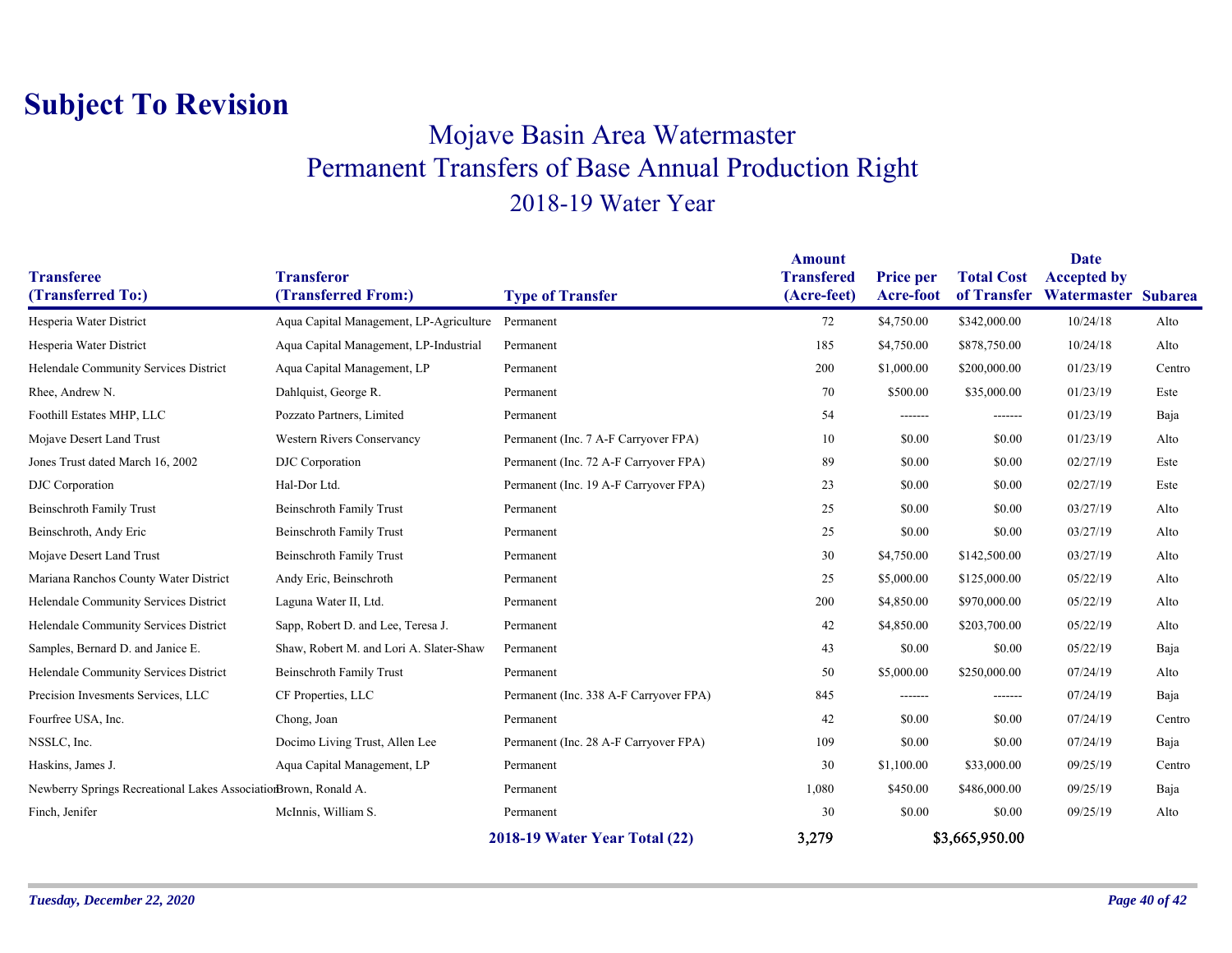# Subject To Revision

## Mojave Basin Area Watermaster

## Permanent Transfers of Base Annual Production Right

### 2018-19 Water Year

| Transferee (Transferred To:) | Transferor (Transferred From:) | Type of Transfer | Amount Transfered (Acre-feet) | Price per Acre-foot | Total Cost of Transfer | Date Accepted by Watermaster | Subarea |
|---|---|---|---|---|---|---|---|
| Hesperia Water District | Aqua Capital Management, LP-Agriculture | Permanent | 72 | $4,750.00 | $342,000.00 | 10/24/18 | Alto |
| Hesperia Water District | Aqua Capital Management, LP-Industrial | Permanent | 185 | $4,750.00 | $878,750.00 | 10/24/18 | Alto |
| Helendale Community Services District | Aqua Capital Management, LP | Permanent | 200 | $1,000.00 | $200,000.00 | 01/23/19 | Centro |
| Rhee, Andrew N. | Dahlquist, George R. | Permanent | 70 | $500.00 | $35,000.00 | 01/23/19 | Este |
| Foothill Estates MHP, LLC | Pozzato Partners, Limited | Permanent | 54 | ------- | ------- | 01/23/19 | Baja |
| Mojave Desert Land Trust | Western Rivers Conservancy | Permanent (Inc. 7 A-F Carryover FPA) | 10 | $0.00 | $0.00 | 01/23/19 | Alto |
| Jones Trust dated March 16, 2002 | DJC Corporation | Permanent (Inc. 72 A-F Carryover FPA) | 89 | $0.00 | $0.00 | 02/27/19 | Este |
| DJC Corporation | Hal-Dor Ltd. | Permanent (Inc. 19 A-F Carryover FPA) | 23 | $0.00 | $0.00 | 02/27/19 | Este |
| Beinschroth Family Trust | Beinschroth Family Trust | Permanent | 25 | $0.00 | $0.00 | 03/27/19 | Alto |
| Beinschroth, Andy Eric | Beinschroth Family Trust | Permanent | 25 | $0.00 | $0.00 | 03/27/19 | Alto |
| Mojave Desert Land Trust | Beinschroth Family Trust | Permanent | 30 | $4,750.00 | $142,500.00 | 03/27/19 | Alto |
| Mariana Ranchos County Water District | Andy Eric, Beinschroth | Permanent | 25 | $5,000.00 | $125,000.00 | 05/22/19 | Alto |
| Helendale Community Services District | Laguna Water II, Ltd. | Permanent | 200 | $4,850.00 | $970,000.00 | 05/22/19 | Alto |
| Helendale Community Services District | Sapp, Robert D. and Lee, Teresa J. | Permanent | 42 | $4,850.00 | $203,700.00 | 05/22/19 | Alto |
| Samples, Bernard D. and Janice E. | Shaw, Robert M. and Lori A. Slater-Shaw | Permanent | 43 | $0.00 | $0.00 | 05/22/19 | Baja |
| Helendale Community Services District | Beinschroth Family Trust | Permanent | 50 | $5,000.00 | $250,000.00 | 07/24/19 | Alto |
| Precision Invesments Services, LLC | CF Properties, LLC | Permanent (Inc. 338 A-F Carryover FPA) | 845 | ------- | ------- | 07/24/19 | Baja |
| Fourfree USA, Inc. | Chong, Joan | Permanent | 42 | $0.00 | $0.00 | 07/24/19 | Centro |
| NSSLC, Inc. | Docimo Living Trust, Allen Lee | Permanent (Inc. 28 A-F Carryover FPA) | 109 | $0.00 | $0.00 | 07/24/19 | Baja |
| Haskins, James J. | Aqua Capital Management, LP | Permanent | 30 | $1,100.00 | $33,000.00 | 09/25/19 | Centro |
| Newberry Springs Recreational Lakes Association | Brown, Ronald A. | Permanent | 1,080 | $450.00 | $486,000.00 | 09/25/19 | Baja |
| Finch, Jenifer | McInnis, William S. | Permanent | 30 | $0.00 | $0.00 | 09/25/19 | Alto |
| | | **2018-19 Water Year Total (22)** | **3,279** | | **$3,665,950.00** | | |

*Tuesday, December 22, 2020*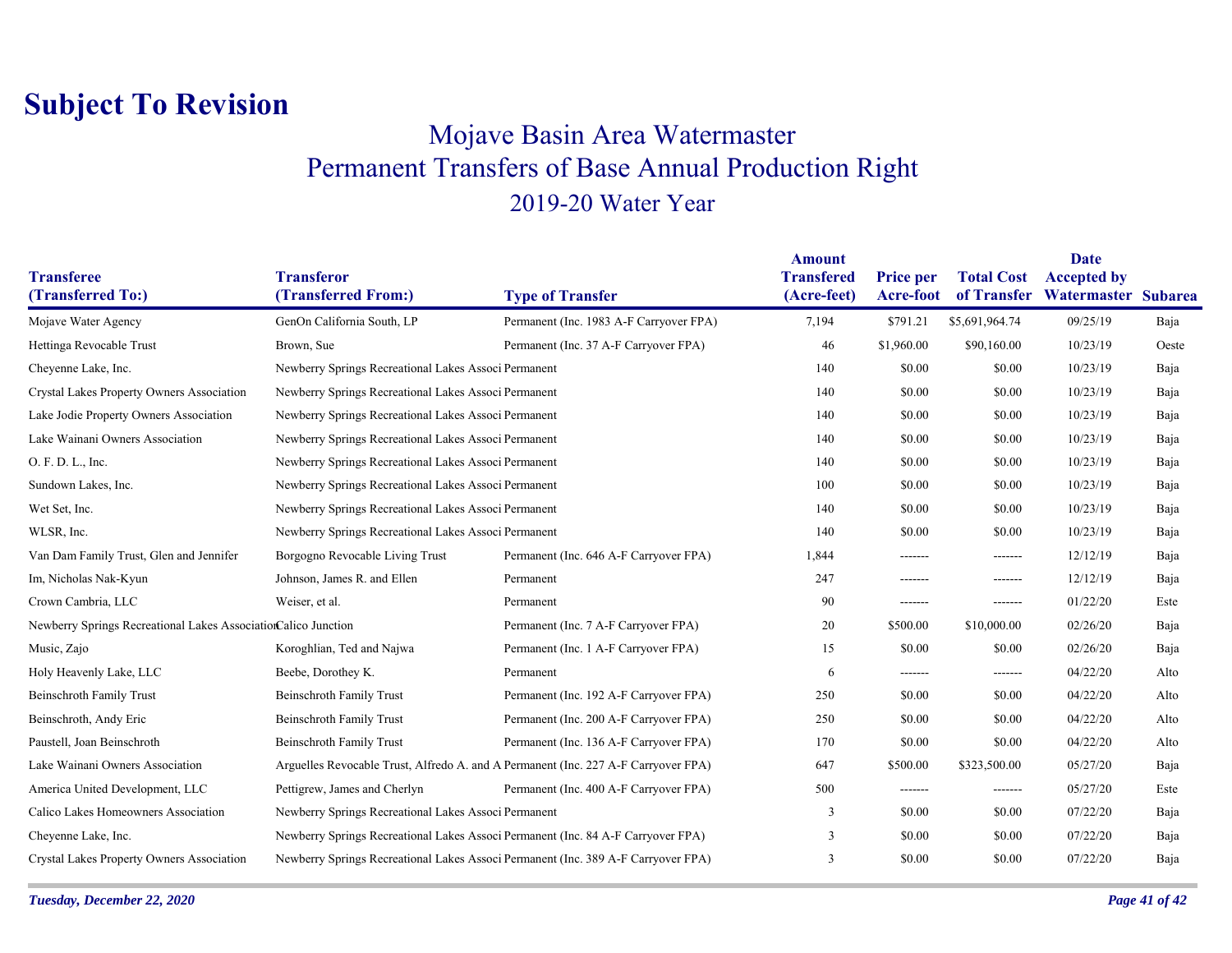# Subject To Revision

## Mojave Basin Area Watermaster

## Permanent Transfers of Base Annual Production Right

### 2019-20 Water Year

| Transferee (Transferred To:) | Transferor (Transferred From:) | Type of Transfer | Amount Transfered (Acre-feet) | Price per Acre-foot | Total Cost of Transfer | Date Accepted by Watermaster | Subarea |
|---|---|---|---|---|---|---|---|
| Mojave Water Agency | GenOn California South, LP | Permanent (Inc. 1983 A-F Carryover FPA) | 7,194 | $791.21 | $5,691,964.74 | 09/25/19 | Baja |
| Hettinga Revocable Trust | Brown, Sue | Permanent (Inc. 37 A-F Carryover FPA) | 46 | $1,960.00 | $90,160.00 | 10/23/19 | Oeste |
| Cheyenne Lake, Inc. | Newberry Springs Recreational Lakes Associ | Permanent | 140 | $0.00 | $0.00 | 10/23/19 | Baja |
| Crystal Lakes Property Owners Association | Newberry Springs Recreational Lakes Associ | Permanent | 140 | $0.00 | $0.00 | 10/23/19 | Baja |
| Lake Jodie Property Owners Association | Newberry Springs Recreational Lakes Associ | Permanent | 140 | $0.00 | $0.00 | 10/23/19 | Baja |
| Lake Wainani Owners Association | Newberry Springs Recreational Lakes Associ | Permanent | 140 | $0.00 | $0.00 | 10/23/19 | Baja |
| O. F. D. L., Inc. | Newberry Springs Recreational Lakes Associ | Permanent | 140 | $0.00 | $0.00 | 10/23/19 | Baja |
| Sundown Lakes, Inc. | Newberry Springs Recreational Lakes Associ | Permanent | 100 | $0.00 | $0.00 | 10/23/19 | Baja |
| Wet Set, Inc. | Newberry Springs Recreational Lakes Associ | Permanent | 140 | $0.00 | $0.00 | 10/23/19 | Baja |
| WLSR, Inc. | Newberry Springs Recreational Lakes Associ | Permanent | 140 | $0.00 | $0.00 | 10/23/19 | Baja |
| Van Dam Family Trust, Glen and Jennifer | Borgogno Revocable Living Trust | Permanent (Inc. 646 A-F Carryover FPA) | 1,844 | ------- | ------- | 12/12/19 | Baja |
| Im, Nicholas Nak-Kyun | Johnson, James R. and Ellen | Permanent | 247 | ------- | ------- | 12/12/19 | Baja |
| Crown Cambria, LLC | Weiser, et al. | Permanent | 90 | ------- | ------- | 01/22/20 | Este |
| Newberry Springs Recreational Lakes Association | Calico Junction | Permanent (Inc. 7 A-F Carryover FPA) | 20 | $500.00 | $10,000.00 | 02/26/20 | Baja |
| Music, Zajo | Koroghlian, Ted and Najwa | Permanent (Inc. 1 A-F Carryover FPA) | 15 | $0.00 | $0.00 | 02/26/20 | Baja |
| Holy Heavenly Lake, LLC | Beebe, Dorothey K. | Permanent | 6 | ------- | ------- | 04/22/20 | Alto |
| Beinschroth Family Trust | Beinschroth Family Trust | Permanent (Inc. 192 A-F Carryover FPA) | 250 | $0.00 | $0.00 | 04/22/20 | Alto |
| Beinschroth, Andy Eric | Beinschroth Family Trust | Permanent (Inc. 200 A-F Carryover FPA) | 250 | $0.00 | $0.00 | 04/22/20 | Alto |
| Paustell, Joan Beinschroth | Beinschroth Family Trust | Permanent (Inc. 136 A-F Carryover FPA) | 170 | $0.00 | $0.00 | 04/22/20 | Alto |
| Lake Wainani Owners Association | Arguelles Revocable Trust, Alfredo A. and A | Permanent (Inc. 227 A-F Carryover FPA) | 647 | $500.00 | $323,500.00 | 05/27/20 | Baja |
| America United Development, LLC | Pettigrew, James and Cherlyn | Permanent (Inc. 400 A-F Carryover FPA) | 500 | ------- | ------- | 05/27/20 | Este |
| Calico Lakes Homeowners Association | Newberry Springs Recreational Lakes Associ | Permanent | 3 | $0.00 | $0.00 | 07/22/20 | Baja |
| Cheyenne Lake, Inc. | Newberry Springs Recreational Lakes Associ | Permanent (Inc. 84 A-F Carryover FPA) | 3 | $0.00 | $0.00 | 07/22/20 | Baja |
| Crystal Lakes Property Owners Association | Newberry Springs Recreational Lakes Associ | Permanent (Inc. 389 A-F Carryover FPA) | 3 | $0.00 | $0.00 | 07/22/20 | Baja |

*Tuesday, December 22, 2020*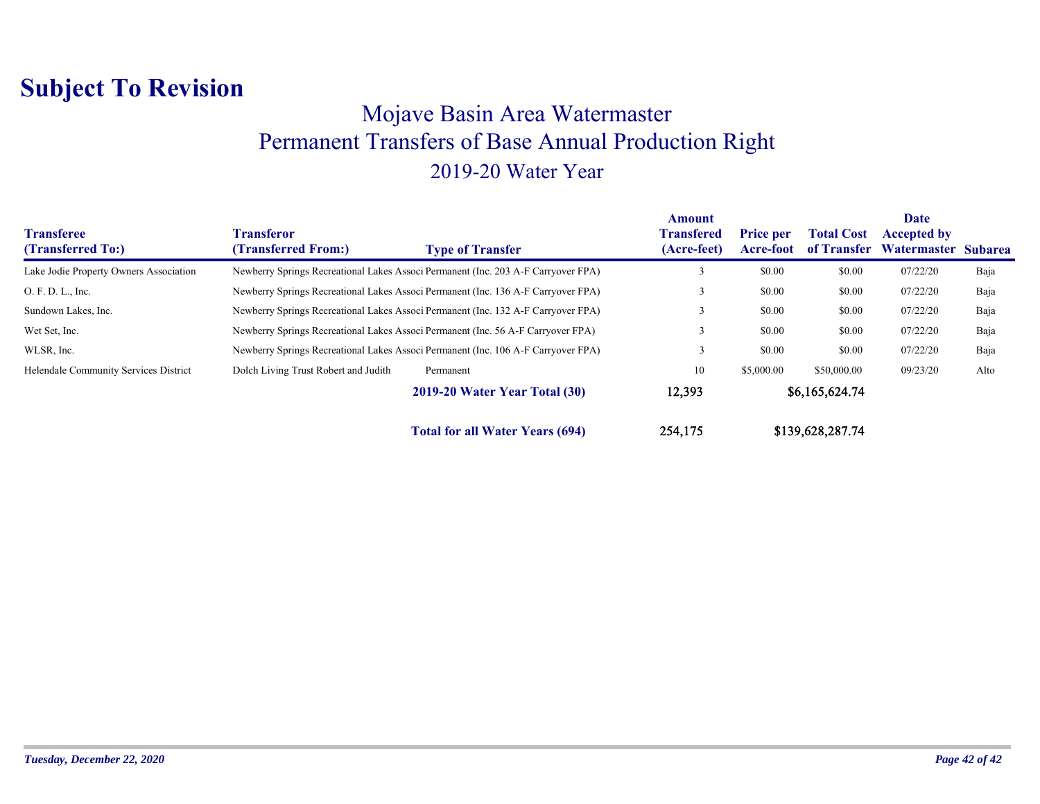# Subject To Revision

## Mojave Basin Area Watermaster
## Permanent Transfers of Base Annual Production Right
## 2019-20 Water Year

| Transferee (Transferred To:) | Transferor (Transferred From:) | Type of Transfer | Amount Transfered (Acre-feet) | Price per Acre-foot | Total Cost of Transfer | Date Accepted by Watermaster | Subarea |
|---|---|---|---|---|---|---|---|
| Lake Jodie Property Owners Association | Newberry Springs Recreational Lakes Associ | Permanent (Inc. 203 A-F Carryover FPA) | 3 | $0.00 | $0.00 | 07/22/20 | Baja |
| O. F. D. L., Inc. | Newberry Springs Recreational Lakes Associ | Permanent (Inc. 136 A-F Carryover FPA) | 3 | $0.00 | $0.00 | 07/22/20 | Baja |
| Sundown Lakes, Inc. | Newberry Springs Recreational Lakes Associ | Permanent (Inc. 132 A-F Carryover FPA) | 3 | $0.00 | $0.00 | 07/22/20 | Baja |
| Wet Set, Inc. | Newberry Springs Recreational Lakes Associ | Permanent (Inc. 56 A-F Carryover FPA) | 3 | $0.00 | $0.00 | 07/22/20 | Baja |
| WLSR, Inc. | Newberry Springs Recreational Lakes Associ | Permanent (Inc. 106 A-F Carryover FPA) | 3 | $0.00 | $0.00 | 07/22/20 | Baja |
| Helendale Community Services District | Dolch Living Trust Robert and Judith | Permanent | 10 | $5,000.00 | $50,000.00 | 09/23/20 | Alto |
| | | **2019-20 Water Year Total (30)** | **12,393** | | **$6,165,624.74** | | |
| | | **Total for all Water Years (694)** | **254,175** | | **$139,628,287.74** | | |

*Tuesday, December 22, 2020*